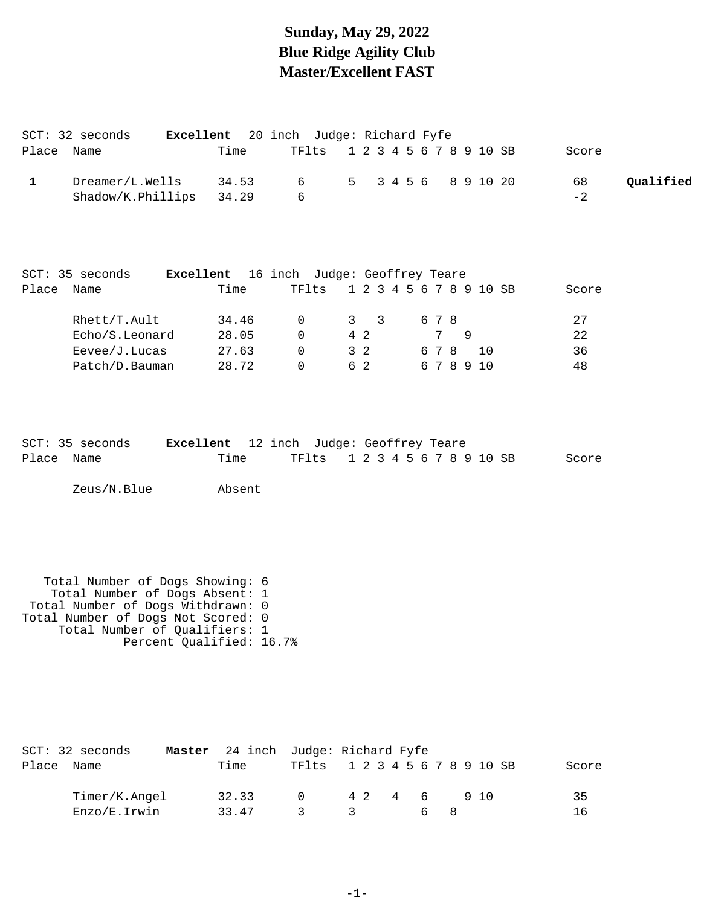# Sunday, May 29, 2022
# Blue Ridge Agility Club
# Master/Excellent FAST

SCT: 32 seconds **Excellent** 20 inch Judge: Richard Fyfe

| Place | Name | Time | TFlts | 1 | 2 | 3 | 4 | 5 | 6 | 7 | 8 | 9 | 10 | SB | Score | |
|---|---|---|---|---|---|---|---|---|---|---|---|---|---|---|---|---|
| **1** | Dreamer/L.Wells | 34.53 | 6 | 5 | | 3 | 4 | 5 | 6 | | 8 | 9 | 10 | 20 | 68 | **Qualified** |
| | Shadow/K.Phillips | 34.29 | 6 | | | | | | | | | | | | -2 | |

SCT: 35 seconds **Excellent** 16 inch Judge: Geoffrey Teare

| Place | Name | Time | TFlts | 1 | 2 | 3 | 4 | 5 | 6 | 7 | 8 | 9 | 10 | SB | Score |
|---|---|---|---|---|---|---|---|---|---|---|---|---|---|---|---|
| | Rhett/T.Ault | 34.46 | 0 | 3 | | 3 | | | 6 | 7 | 8 | | | | 27 |
| | Echo/S.Leonard | 28.05 | 0 | 4 | 2 | | | | | 7 | | 9 | | | 22 |
| | Eevee/J.Lucas | 27.63 | 0 | 3 | 2 | | | | 6 | 7 | 8 | | 10 | | 36 |
| | Patch/D.Bauman | 28.72 | 0 | 6 | 2 | | | | 6 | 7 | 8 | 9 | 10 | | 48 |

SCT: 35 seconds **Excellent** 12 inch Judge: Geoffrey Teare

| Place | Name | Time | TFlts | 1 | 2 | 3 | 4 | 5 | 6 | 7 | 8 | 9 | 10 | SB | Score |
|---|---|---|---|---|---|---|---|---|---|---|---|---|---|---|---|
| | Zeus/N.Blue | Absent | | | | | | | | | | | | | |

Total Number of Dogs Showing: 6
Total Number of Dogs Absent: 1
Total Number of Dogs Withdrawn: 0
Total Number of Dogs Not Scored: 0
Total Number of Qualifiers: 1
Percent Qualified: 16.7%

SCT: 32 seconds **Master** 24 inch Judge: Richard Fyfe

| Place | Name | Time | TFlts | 1 | 2 | 3 | 4 | 5 | 6 | 7 | 8 | 9 | 10 | SB | Score |
|---|---|---|---|---|---|---|---|---|---|---|---|---|---|---|---|
| | Timer/K.Angel | 32.33 | 0 | 4 | 2 | | 4 | | 6 | | | 9 | 10 | | 35 |
| | Enzo/E.Irwin | 33.47 | 3 | 3 | | | | | 6 | | 8 | | | | 16 |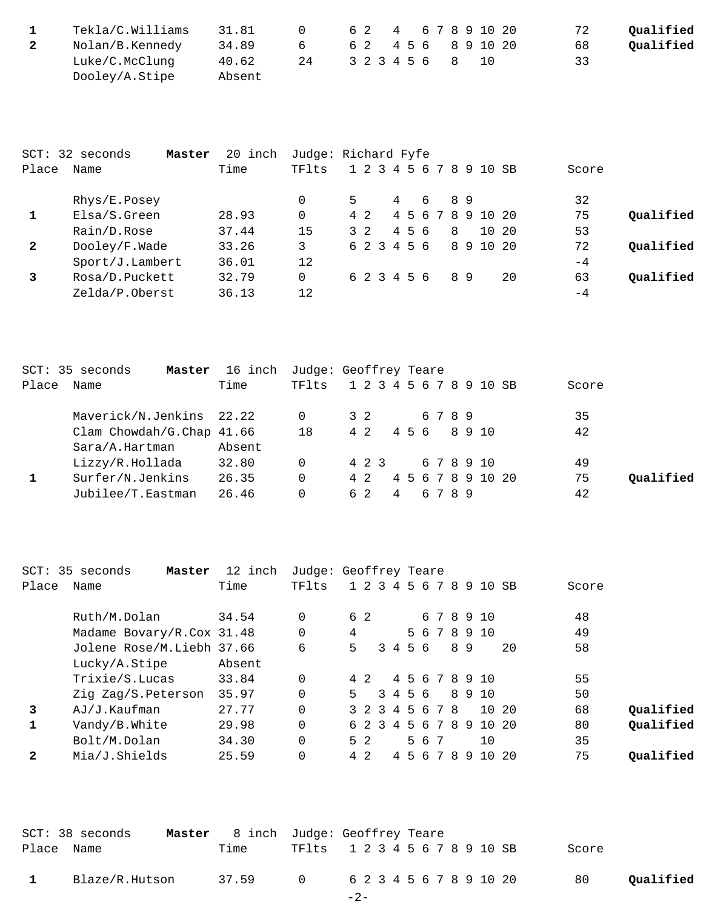| Place | Name | Time | TFlts | 1 | 2 | 3 | 4 | 5 | 6 | 7 | 8 | 9 | 10 | SB | Score | |
|---|---|---|---|---|---|---|---|---|---|---|---|---|---|---|---|---|
| **1** | Tekla/C.Williams | 31.81 | 0 | 6 | 2 | | 4 | | 6 | 7 | 8 | 9 | 10 | 20 | 72 | **Qualified** |
| **2** | Nolan/B.Kennedy | 34.89 | 6 | 6 | 2 | | 4 | 5 | 6 | | 8 | 9 | 10 | 20 | 68 | **Qualified** |
| | Luke/C.McClung | 40.62 | 24 | 3 | 2 | 3 | 4 | 5 | 6 | | 8 | | 10 | | 33 | |
| | Dooley/A.Stipe | Absent | | | | | | | | | | | | | | |

SCT: 32 seconds **Master** 20 inch Judge: Richard Fyfe

| Place | Name | Time | TFlts | 1 | 2 | 3 | 4 | 5 | 6 | 7 | 8 | 9 | 10 | SB | Score | |
|---|---|---|---|---|---|---|---|---|---|---|---|---|---|---|---|---|
| | Rhys/E.Posey | | 0 | 5 | | | 4 | | 6 | | 8 | 9 | | | 32 | |
| **1** | Elsa/S.Green | 28.93 | 0 | 4 | 2 | | 4 | 5 | 6 | 7 | 8 | 9 | 10 | 20 | 75 | **Qualified** |
| | Rain/D.Rose | 37.44 | 15 | 3 | 2 | | 4 | 5 | 6 | | 8 | | 10 | 20 | 53 | |
| **2** | Dooley/F.Wade | 33.26 | 3 | 6 | 2 | 3 | 4 | 5 | 6 | | 8 | 9 | 10 | 20 | 72 | **Qualified** |
| | Sport/J.Lambert | 36.01 | 12 | | | | | | | | | | | | -4 | |
| **3** | Rosa/D.Puckett | 32.79 | 0 | 6 | 2 | 3 | 4 | 5 | 6 | | 8 | 9 | | 20 | 63 | **Qualified** |
| | Zelda/P.Oberst | 36.13 | 12 | | | | | | | | | | | | -4 | |

SCT: 35 seconds **Master** 16 inch Judge: Geoffrey Teare

| Place | Name | Time | TFlts | 1 | 2 | 3 | 4 | 5 | 6 | 7 | 8 | 9 | 10 | SB | Score | |
|---|---|---|---|---|---|---|---|---|---|---|---|---|---|---|---|---|
| | Maverick/N.Jenkins | 22.22 | 0 | 3 | 2 | | | | 6 | 7 | 8 | 9 | | | 35 | |
| | Clam Chowdah/G.Chap | 41.66 | 18 | 4 | 2 | | 4 | 5 | 6 | | 8 | 9 | 10 | | 42 | |
| | Sara/A.Hartman | Absent | | | | | | | | | | | | | | |
| | Lizzy/R.Hollada | 32.80 | 0 | 4 | 2 | 3 | | | 6 | 7 | 8 | 9 | 10 | | 49 | |
| **1** | Surfer/N.Jenkins | 26.35 | 0 | 4 | 2 | | 4 | 5 | 6 | 7 | 8 | 9 | 10 | 20 | 75 | **Qualified** |
| | Jubilee/T.Eastman | 26.46 | 0 | 6 | 2 | | 4 | | 6 | 7 | 8 | 9 | | | 42 | |

SCT: 35 seconds **Master** 12 inch Judge: Geoffrey Teare

| Place | Name | Time | TFlts | 1 | 2 | 3 | 4 | 5 | 6 | 7 | 8 | 9 | 10 | SB | Score | |
|---|---|---|---|---|---|---|---|---|---|---|---|---|---|---|---|---|
| | Ruth/M.Dolan | 34.54 | 0 | 6 | 2 | | | | 6 | 7 | 8 | 9 | 10 | | 48 | |
| | Madame Bovary/R.Cox | 31.48 | 0 | 4 | | | | 5 | 6 | 7 | 8 | 9 | 10 | | 49 | |
| | Jolene Rose/M.Liebh | 37.66 | 6 | 5 | | 3 | 4 | 5 | 6 | | 8 | 9 | | 20 | 58 | |
| | Lucky/A.Stipe | Absent | | | | | | | | | | | | | | |
| | Trixie/S.Lucas | 33.84 | 0 | 4 | 2 | | 4 | 5 | 6 | 7 | 8 | 9 | 10 | | 55 | |
| | Zig Zag/S.Peterson | 35.97 | 0 | 5 | | 3 | 4 | 5 | 6 | | 8 | 9 | 10 | | 50 | |
| **3** | AJ/J.Kaufman | 27.77 | 0 | 3 | 2 | 3 | 4 | 5 | 6 | 7 | 8 | | 10 | 20 | 68 | **Qualified** |
| **1** | Vandy/B.White | 29.98 | 0 | 6 | 2 | 3 | 4 | 5 | 6 | 7 | 8 | 9 | 10 | 20 | 80 | **Qualified** |
| | Bolt/M.Dolan | 34.30 | 0 | 5 | 2 | | | 5 | 6 | 7 | | | 10 | | 35 | |
| **2** | Mia/J.Shields | 25.59 | 0 | 4 | 2 | | 4 | 5 | 6 | 7 | 8 | 9 | 10 | 20 | 75 | **Qualified** |

SCT: 38 seconds **Master** 8 inch Judge: Geoffrey Teare

| Place | Name | Time | TFlts | 1 | 2 | 3 | 4 | 5 | 6 | 7 | 8 | 9 | 10 | SB | Score | |
|---|---|---|---|---|---|---|---|---|---|---|---|---|---|---|---|---|
| **1** | Blaze/R.Hutson | 37.59 | 0 | 6 | 2 | 3 | 4 | 5 | 6 | 7 | 8 | 9 | 10 | 20 | 80 | **Qualified** |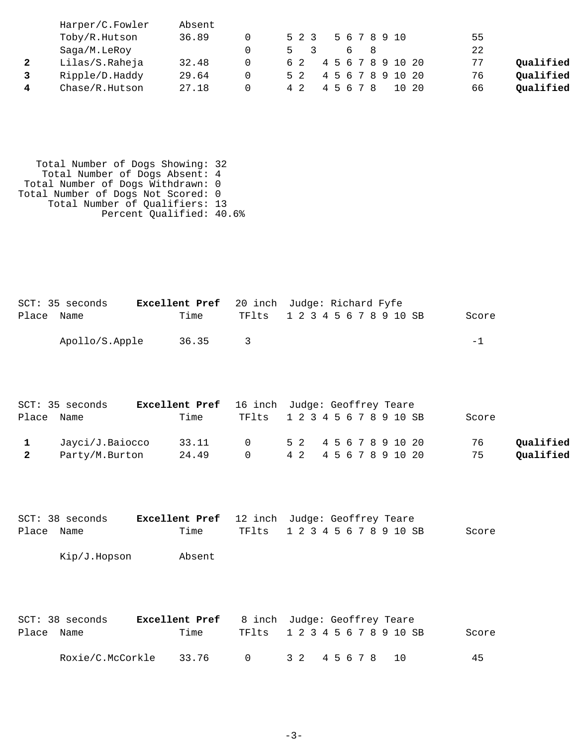| Place | Name | Time | TFlts | 1 | 2 | 3 | 4 | 5 | 6 | 7 | 8 | 9 | 10 | SB | Score | |
|---|---|---|---|---|---|---|---|---|---|---|---|---|---|---|---|---|
| | Harper/C.Fowler | Absent | | | | | | | | | | | | | | |
| | Toby/R.Hutson | 36.89 | 0 | 5 | 2 | 3 | | 5 | 6 | 7 | 8 | 9 | 10 | | 55 | |
| | Saga/M.LeRoy | | 0 | 5 | | 3 | | | 6 | | 8 | | | | 22 | |
| **2** | Lilas/S.Raheja | 32.48 | 0 | 6 | 2 | | 4 | 5 | 6 | 7 | 8 | 9 | 10 | 20 | 77 | **Qualified** |
| **3** | Ripple/D.Haddy | 29.64 | 0 | 5 | 2 | | 4 | 5 | 6 | 7 | 8 | 9 | 10 | 20 | 76 | **Qualified** |
| **4** | Chase/R.Hutson | 27.18 | 0 | 4 | 2 | | 4 | 5 | 6 | 7 | 8 | | 10 | 20 | 66 | **Qualified** |

Total Number of Dogs Showing: 32
Total Number of Dogs Absent: 4
Total Number of Dogs Withdrawn: 0
Total Number of Dogs Not Scored: 0
Total Number of Qualifiers: 13
Percent Qualified: 40.6%

SCT: 35 seconds **Excellent Pref** 20 inch Judge: Richard Fyfe

| Place | Name | Time | TFlts | 1 2 3 4 5 6 7 8 9 10 SB | Score | |
|---|---|---|---|---|---|---|
| | Apollo/S.Apple | 36.35 | 3 | | -1 | |

SCT: 35 seconds **Excellent Pref** 16 inch Judge: Geoffrey Teare

| Place | Name | Time | TFlts | 1 | 2 | 3 | 4 | 5 | 6 | 7 | 8 | 9 | 10 | SB | Score | |
|---|---|---|---|---|---|---|---|---|---|---|---|---|---|---|---|---|
| **1** | Jayci/J.Baiocco | 33.11 | 0 | 5 | 2 | | 4 | 5 | 6 | 7 | 8 | 9 | 10 | 20 | 76 | **Qualified** |
| **2** | Party/M.Burton | 24.49 | 0 | 4 | 2 | | 4 | 5 | 6 | 7 | 8 | 9 | 10 | 20 | 75 | **Qualified** |

SCT: 38 seconds **Excellent Pref** 12 inch Judge: Geoffrey Teare

| Place | Name | Time | TFlts | 1 2 3 4 5 6 7 8 9 10 SB | Score |
|---|---|---|---|---|---|
| | Kip/J.Hopson | Absent | | | |

SCT: 38 seconds **Excellent Pref** 8 inch Judge: Geoffrey Teare

| Place | Name | Time | TFlts | 1 | 2 | 3 | 4 | 5 | 6 | 7 | 8 | 9 | 10 | SB | Score |
|---|---|---|---|---|---|---|---|---|---|---|---|---|---|---|---|
| | Roxie/C.McCorkle | 33.76 | 0 | 3 | 2 | | 4 | 5 | 6 | 7 | 8 | | 10 | | 45 |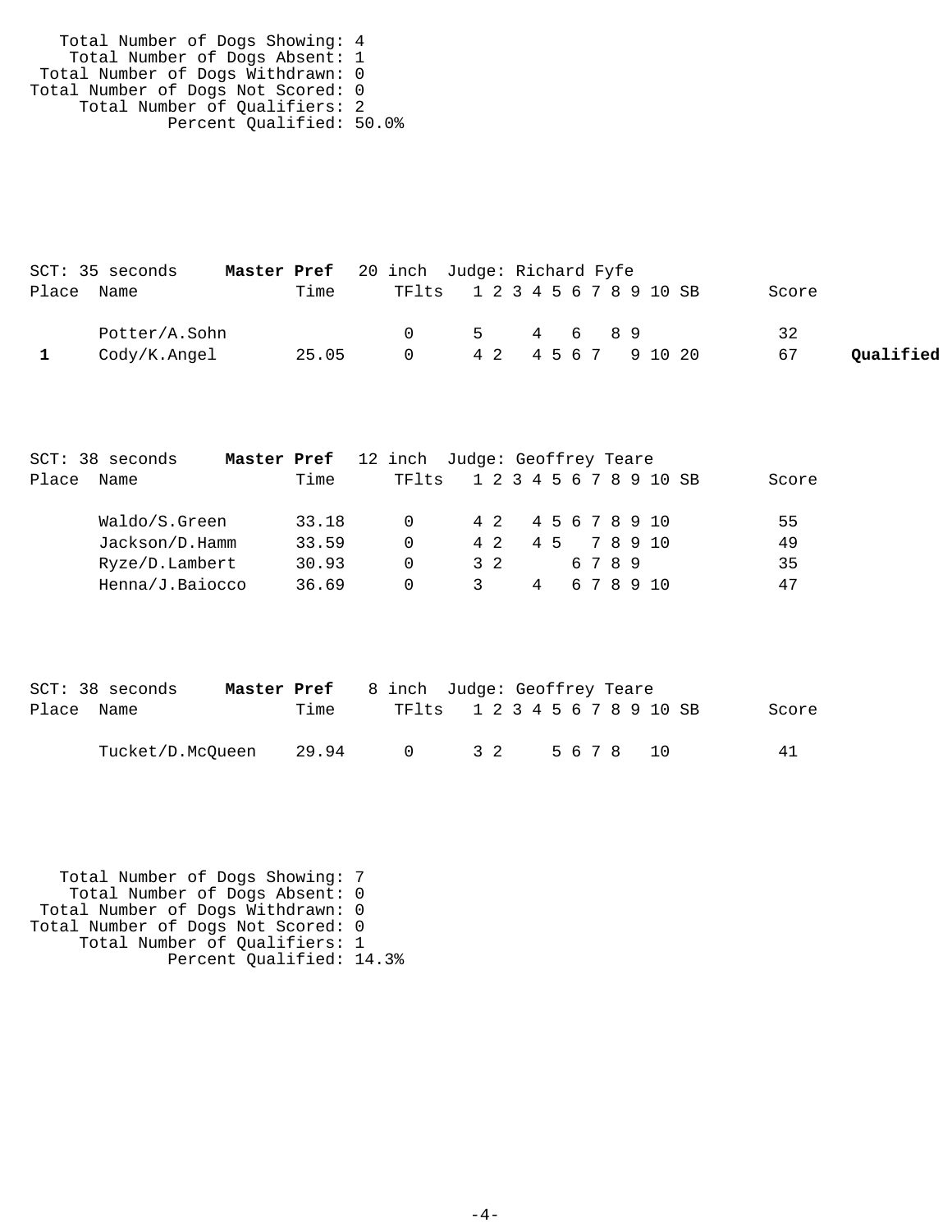```
   Total Number of Dogs Showing: 4
    Total Number of Dogs Absent: 1
 Total Number of Dogs Withdrawn: 0
Total Number of Dogs Not Scored: 0
     Total Number of Qualifiers: 2
              Percent Qualified: 50.0%
```

SCT: 35 seconds **Master Pref** 20 inch Judge: Richard Fyfe

| Place | Name | Time | TFlts | 1 | 2 | 3 | 4 | 5 | 6 | 7 | 8 | 9 | 10 | SB | Score | |
|---|---|---|---|---|---|---|---|---|---|---|---|---|---|---|---|---|
| | Potter/A.Sohn | | 0 | 5 | | | 4 | | 6 | | 8 | 9 | | | 32 | |
| **1** | Cody/K.Angel | 25.05 | 0 | 4 | 2 | | 4 | 5 | 6 | 7 | | 9 | 10 | 20 | 67 | **Qualified** |

SCT: 38 seconds **Master Pref** 12 inch Judge: Geoffrey Teare

| Place | Name | Time | TFlts | 1 | 2 | 3 | 4 | 5 | 6 | 7 | 8 | 9 | 10 | SB | Score |
|---|---|---|---|---|---|---|---|---|---|---|---|---|---|---|---|
| | Waldo/S.Green | 33.18 | 0 | 4 | 2 | | 4 | 5 | 6 | 7 | 8 | 9 | 10 | | 55 |
| | Jackson/D.Hamm | 33.59 | 0 | 4 | 2 | | 4 | 5 | | 7 | 8 | 9 | 10 | | 49 |
| | Ryze/D.Lambert | 30.93 | 0 | 3 | 2 | | | | 6 | 7 | 8 | 9 | | | 35 |
| | Henna/J.Baiocco | 36.69 | 0 | 3 | | | 4 | | 6 | 7 | 8 | 9 | 10 | | 47 |

SCT: 38 seconds **Master Pref** 8 inch Judge: Geoffrey Teare

| Place | Name | Time | TFlts | 1 | 2 | 3 | 4 | 5 | 6 | 7 | 8 | 9 | 10 | SB | Score |
|---|---|---|---|---|---|---|---|---|---|---|---|---|---|---|---|
| | Tucket/D.McQueen | 29.94 | 0 | 3 | 2 | | | 5 | 6 | 7 | 8 | | 10 | | 41 |

```
   Total Number of Dogs Showing: 7
    Total Number of Dogs Absent: 0
 Total Number of Dogs Withdrawn: 0
Total Number of Dogs Not Scored: 0
     Total Number of Qualifiers: 1
              Percent Qualified: 14.3%
```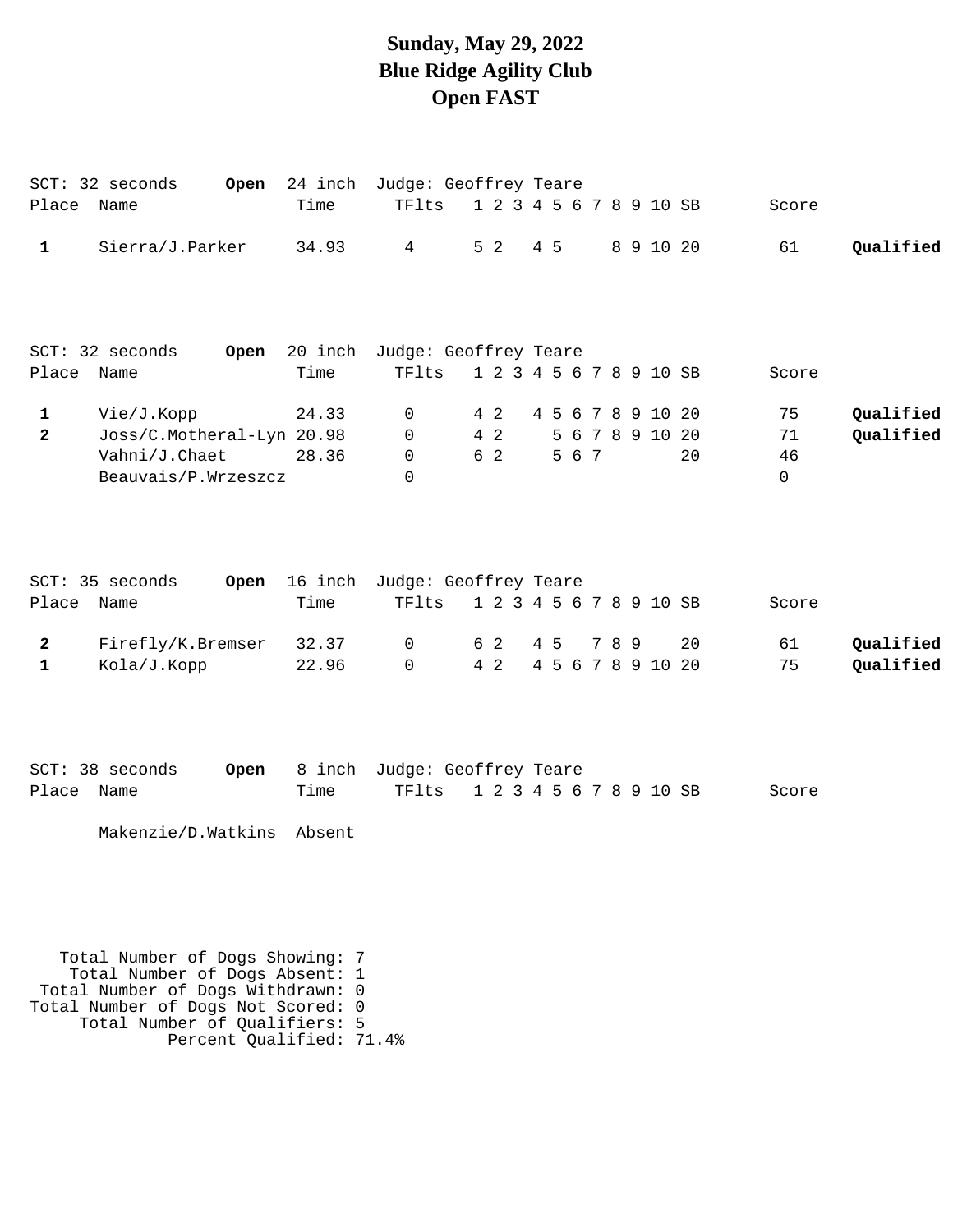# Sunday, May 29, 2022
# Blue Ridge Agility Club
# Open FAST

SCT: 32 seconds **Open** 24 inch Judge: Geoffrey Teare

| Place | Name | Time | TFlts | 1 | 2 | 3 | 4 | 5 | 6 | 7 | 8 | 9 | 10 | SB | Score | |
|---|---|---|---|---|---|---|---|---|---|---|---|---|---|---|---|---|
| 1 | Sierra/J.Parker | 34.93 | 4 | 5 | 2 | | 4 | 5 | | | 8 | 9 | 10 | 20 | 61 | **Qualified** |

SCT: 32 seconds **Open** 20 inch Judge: Geoffrey Teare

| Place | Name | Time | TFlts | 1 | 2 | 3 | 4 | 5 | 6 | 7 | 8 | 9 | 10 | SB | Score | |
|---|---|---|---|---|---|---|---|---|---|---|---|---|---|---|---|---|
| 1 | Vie/J.Kopp | 24.33 | 0 | 4 | 2 | | 4 | 5 | 6 | 7 | 8 | 9 | 10 | 20 | 75 | **Qualified** |
| 2 | Joss/C.Motheral-Lyn | 20.98 | 0 | 4 | 2 | | | 5 | 6 | 7 | 8 | 9 | 10 | 20 | 71 | **Qualified** |
| | Vahni/J.Chaet | 28.36 | 0 | 6 | 2 | | | 5 | 6 | 7 | | | | 20 | 46 | |
| | Beauvais/P.Wrzeszcz | | 0 | | | | | | | | | | | | 0 | |

SCT: 35 seconds **Open** 16 inch Judge: Geoffrey Teare

| Place | Name | Time | TFlts | 1 | 2 | 3 | 4 | 5 | 6 | 7 | 8 | 9 | 10 | SB | Score | |
|---|---|---|---|---|---|---|---|---|---|---|---|---|---|---|---|---|
| 2 | Firefly/K.Bremser | 32.37 | 0 | 6 | 2 | | 4 | 5 | | 7 | 8 | 9 | | 20 | 61 | **Qualified** |
| 1 | Kola/J.Kopp | 22.96 | 0 | 4 | 2 | | 4 | 5 | 6 | 7 | 8 | 9 | 10 | 20 | 75 | **Qualified** |

SCT: 38 seconds **Open** 8 inch Judge: Geoffrey Teare

| Place | Name | Time | TFlts | 1 | 2 | 3 | 4 | 5 | 6 | 7 | 8 | 9 | 10 | SB | Score |
|---|---|---|---|---|---|---|---|---|---|---|---|---|---|---|---|
| | Makenzie/D.Watkins | Absent | | | | | | | | | | | | | |

Total Number of Dogs Showing: 7
Total Number of Dogs Absent: 1
Total Number of Dogs Withdrawn: 0
Total Number of Dogs Not Scored: 0
Total Number of Qualifiers: 5
Percent Qualified: 71.4%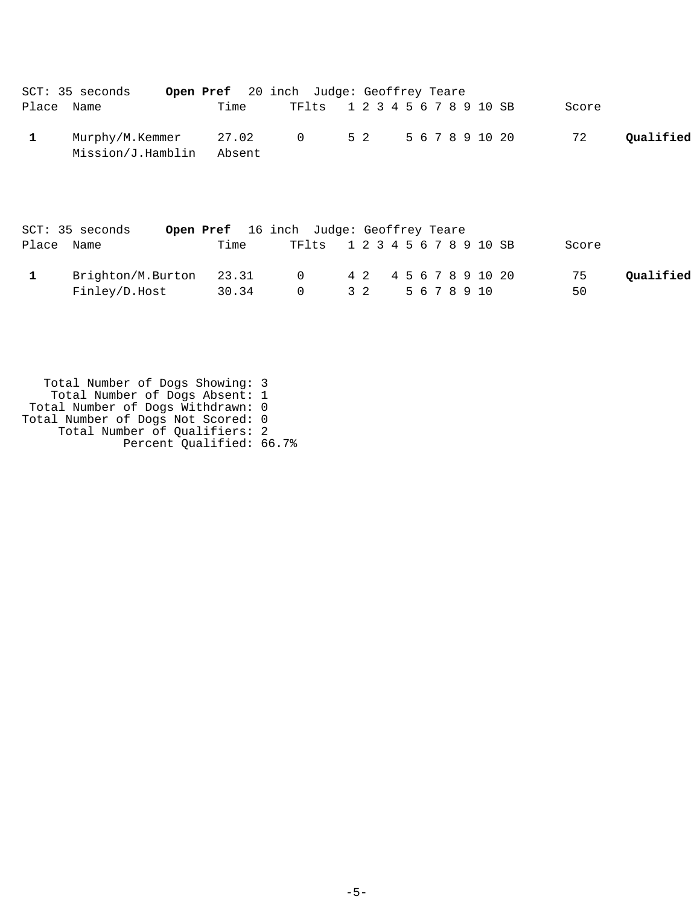SCT: 35 seconds **Open Pref** 20 inch Judge: Geoffrey Teare

| Place | Name | Time | TFlts | 1 | 2 | 3 | 4 | 5 | 6 | 7 | 8 | 9 | 10 | SB | Score | |
|---|---|---|---|---|---|---|---|---|---|---|---|---|---|---|---|---|
| **1** | Murphy/M.Kemmer | 27.02 | 0 | 5 | 2 | | | 5 | 6 | 7 | 8 | 9 | 10 | 20 | 72 | **Qualified** |
| | Mission/J.Hamblin | Absent | | | | | | | | | | | | | | |

SCT: 35 seconds **Open Pref** 16 inch Judge: Geoffrey Teare

| Place | Name | Time | TFlts | 1 | 2 | 3 | 4 | 5 | 6 | 7 | 8 | 9 | 10 | SB | Score | |
|---|---|---|---|---|---|---|---|---|---|---|---|---|---|---|---|---|
| **1** | Brighton/M.Burton | 23.31 | 0 | 4 | 2 | | 4 | 5 | 6 | 7 | 8 | 9 | 10 | 20 | 75 | **Qualified** |
| | Finley/D.Host | 30.34 | 0 | 3 | 2 | | | 5 | 6 | 7 | 8 | 9 | 10 | | 50 | |

Total Number of Dogs Showing: 3
Total Number of Dogs Absent: 1
Total Number of Dogs Withdrawn: 0
Total Number of Dogs Not Scored: 0
Total Number of Qualifiers: 2
Percent Qualified: 66.7%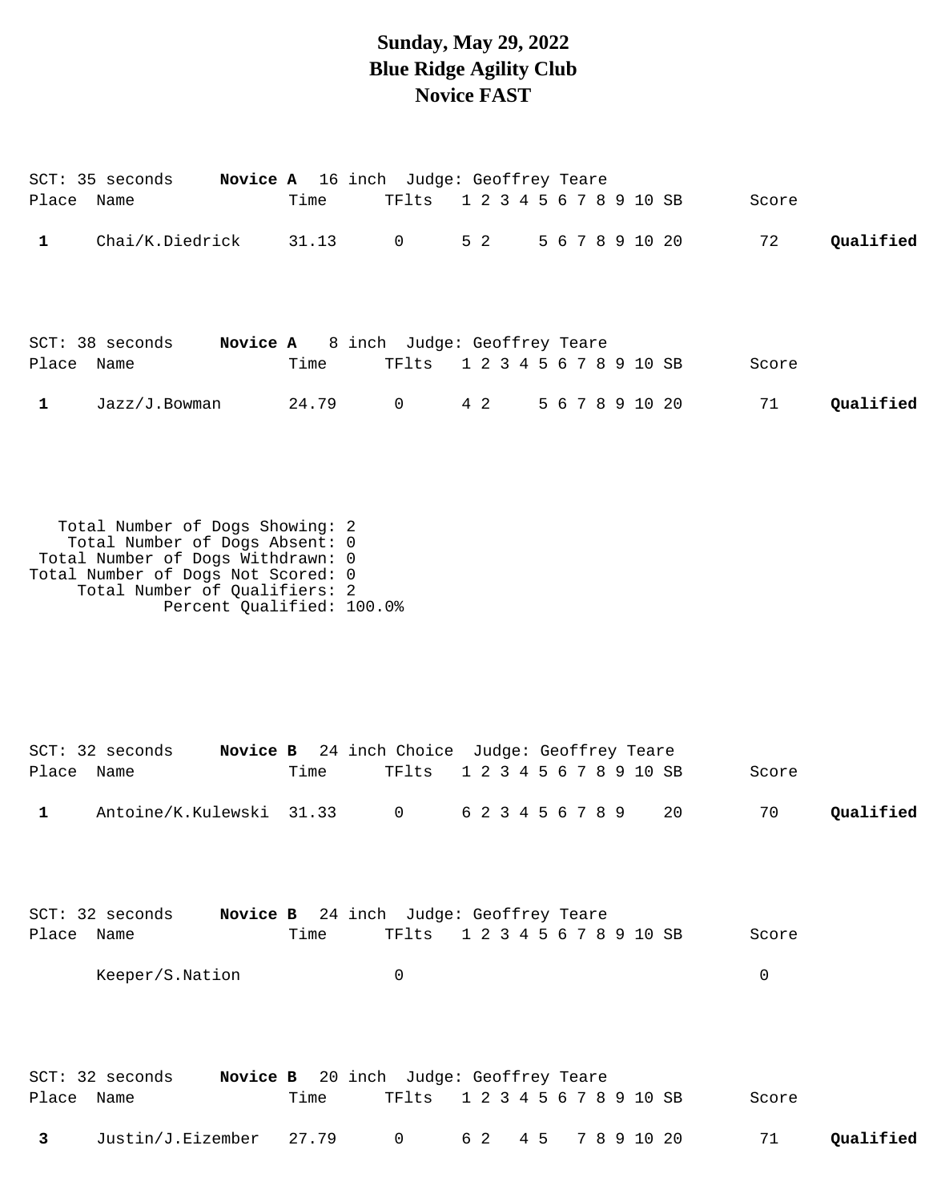# Sunday, May 29, 2022
# Blue Ridge Agility Club
# Novice FAST

SCT: 35 seconds **Novice A** 16 inch Judge: Geoffrey Teare

| Place | Name | Time | TFlts | 1 | 2 | 3 | 4 | 5 | 6 | 7 | 8 | 9 | 10 | SB | Score | |
|---|---|---|---|---|---|---|---|---|---|---|---|---|---|---|---|---|
| **1** | Chai/K.Diedrick | 31.13 | 0 | 5 | 2 | | | 5 | 6 | 7 | 8 | 9 | 10 | 20 | 72 | **Qualified** |

SCT: 38 seconds **Novice A** 8 inch Judge: Geoffrey Teare

| Place | Name | Time | TFlts | 1 | 2 | 3 | 4 | 5 | 6 | 7 | 8 | 9 | 10 | SB | Score | |
|---|---|---|---|---|---|---|---|---|---|---|---|---|---|---|---|---|
| **1** | Jazz/J.Bowman | 24.79 | 0 | 4 | 2 | | | 5 | 6 | 7 | 8 | 9 | 10 | 20 | 71 | **Qualified** |

Total Number of Dogs Showing: 2
Total Number of Dogs Absent: 0
Total Number of Dogs Withdrawn: 0
Total Number of Dogs Not Scored: 0
Total Number of Qualifiers: 2
Percent Qualified: 100.0%

SCT: 32 seconds **Novice B** 24 inch Choice Judge: Geoffrey Teare

| Place | Name | Time | TFlts | 1 | 2 | 3 | 4 | 5 | 6 | 7 | 8 | 9 | 10 | SB | Score | |
|---|---|---|---|---|---|---|---|---|---|---|---|---|---|---|---|---|
| **1** | Antoine/K.Kulewski | 31.33 | 0 | 6 | 2 | 3 | 4 | 5 | 6 | 7 | 8 | 9 | | 20 | 70 | **Qualified** |

SCT: 32 seconds **Novice B** 24 inch Judge: Geoffrey Teare

| Place | Name | Time | TFlts | 1 | 2 | 3 | 4 | 5 | 6 | 7 | 8 | 9 | 10 | SB | Score | |
|---|---|---|---|---|---|---|---|---|---|---|---|---|---|---|---|---|
| | Keeper/S.Nation | | 0 | | | | | | | | | | | | 0 | |

SCT: 32 seconds **Novice B** 20 inch Judge: Geoffrey Teare

| Place | Name | Time | TFlts | 1 | 2 | 3 | 4 | 5 | 6 | 7 | 8 | 9 | 10 | SB | Score | |
|---|---|---|---|---|---|---|---|---|---|---|---|---|---|---|---|---|
| **3** | Justin/J.Eizember | 27.79 | 0 | 6 | 2 | | 4 | 5 | | 7 | 8 | 9 | 10 | 20 | 71 | **Qualified** |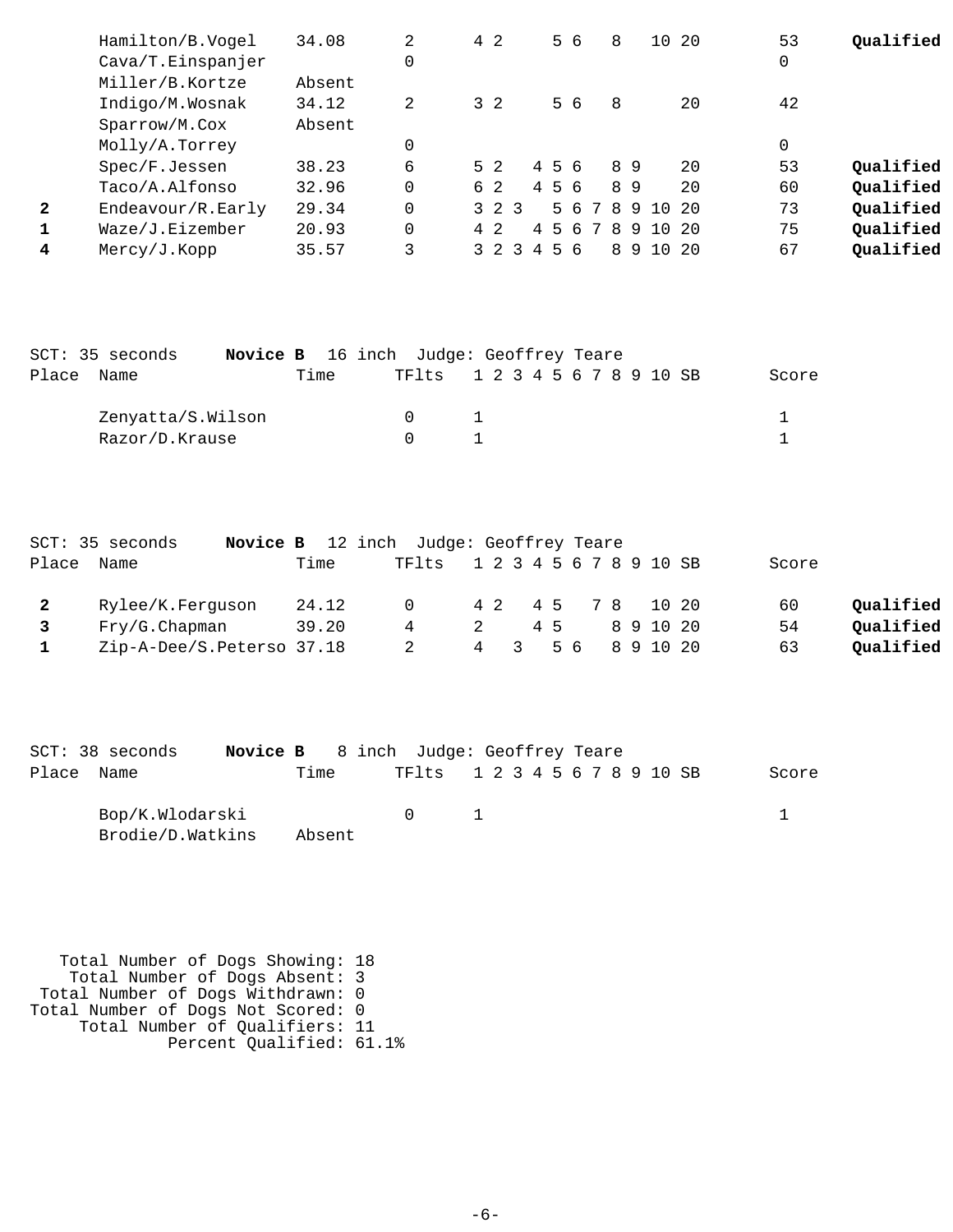| Place | Name | Time | TFlts | 1 | 2 | 3 | 4 | 5 | 6 | 7 | 8 | 9 | 10 | SB | Score | |
|---|---|---|---|---|---|---|---|---|---|---|---|---|---|---|---|---|
| | Hamilton/B.Vogel | 34.08 | 2 | 4 | 2 | | | 5 | 6 | | 8 | | 10 | 20 | 53 | **Qualified** |
| | Cava/T.Einspanjer | | 0 | | | | | | | | | | | | 0 | |
| | Miller/B.Kortze | Absent | | | | | | | | | | | | | | |
| | Indigo/M.Wosnak | 34.12 | 2 | 3 | 2 | | | 5 | 6 | | 8 | | | 20 | 42 | |
| | Sparrow/M.Cox | Absent | | | | | | | | | | | | | | |
| | Molly/A.Torrey | | 0 | | | | | | | | | | | | 0 | |
| | Spec/F.Jessen | 38.23 | 6 | 5 | 2 | | 4 | 5 | 6 | | 8 | 9 | | 20 | 53 | **Qualified** |
| | Taco/A.Alfonso | 32.96 | 0 | 6 | 2 | | 4 | 5 | 6 | | 8 | 9 | | 20 | 60 | **Qualified** |
| **2** | Endeavour/R.Early | 29.34 | 0 | 3 | 2 | 3 | | 5 | 6 | 7 | 8 | 9 | 10 | 20 | 73 | **Qualified** |
| **1** | Waze/J.Eizember | 20.93 | 0 | 4 | 2 | | 4 | 5 | 6 | 7 | 8 | 9 | 10 | 20 | 75 | **Qualified** |
| **4** | Mercy/J.Kopp | 35.57 | 3 | 3 | 2 | 3 | 4 | 5 | 6 | | 8 | 9 | 10 | 20 | 67 | **Qualified** |

SCT: 35 seconds **Novice B** 16 inch Judge: Geoffrey Teare

| Place | Name | Time | TFlts | 1 | 2 | 3 | 4 | 5 | 6 | 7 | 8 | 9 | 10 | SB | Score |
|---|---|---|---|---|---|---|---|---|---|---|---|---|---|---|---|
| | Zenyatta/S.Wilson | | 0 | 1 | | | | | | | | | | | 1 |
| | Razor/D.Krause | | 0 | 1 | | | | | | | | | | | 1 |

SCT: 35 seconds **Novice B** 12 inch Judge: Geoffrey Teare

| Place | Name | Time | TFlts | 1 | 2 | 3 | 4 | 5 | 6 | 7 | 8 | 9 | 10 | SB | Score | |
|---|---|---|---|---|---|---|---|---|---|---|---|---|---|---|---|---|
| **2** | Rylee/K.Ferguson | 24.12 | 0 | 4 | 2 | | 4 | 5 | | 7 | 8 | | 10 | 20 | 60 | **Qualified** |
| **3** | Fry/G.Chapman | 39.20 | 4 | 2 | | | 4 | 5 | | | 8 | 9 | 10 | 20 | 54 | **Qualified** |
| **1** | Zip-A-Dee/S.Peterso | 37.18 | 2 | 4 | | 3 | | 5 | 6 | | 8 | 9 | 10 | 20 | 63 | **Qualified** |

SCT: 38 seconds **Novice B** 8 inch Judge: Geoffrey Teare

| Place | Name | Time | TFlts | 1 | 2 | 3 | 4 | 5 | 6 | 7 | 8 | 9 | 10 | SB | Score |
|---|---|---|---|---|---|---|---|---|---|---|---|---|---|---|---|
| | Bop/K.Wlodarski | | 0 | 1 | | | | | | | | | | | 1 |
| | Brodie/D.Watkins | Absent | | | | | | | | | | | | | |

Total Number of Dogs Showing: 18
Total Number of Dogs Absent: 3
Total Number of Dogs Withdrawn: 0
Total Number of Dogs Not Scored: 0
Total Number of Qualifiers: 11
Percent Qualified: 61.1%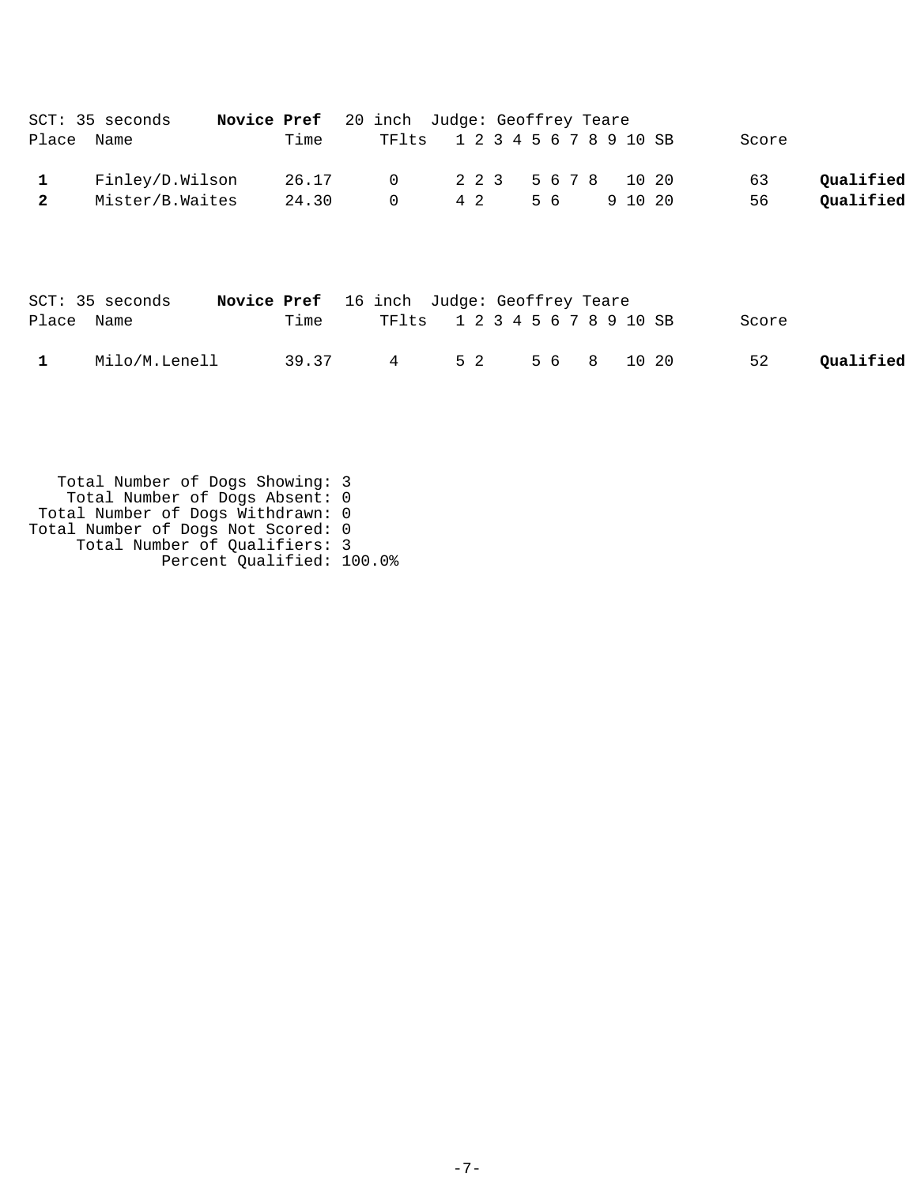SCT: 35 seconds **Novice Pref** 20 inch Judge: Geoffrey Teare

| Place | Name | Time | TFlts | 1 | 2 | 3 | 4 | 5 | 6 | 7 | 8 | 9 | 10 | SB | Score | |
|---|---|---|---|---|---|---|---|---|---|---|---|---|---|---|---|---|
| **1** | Finley/D.Wilson | 26.17 | 0 | 2 | 2 | 3 | | 5 | 6 | 7 | 8 | | 10 | 20 | 63 | **Qualified** |
| **2** | Mister/B.Waites | 24.30 | 0 | 4 | 2 | | | 5 | 6 | | | 9 | 10 | 20 | 56 | **Qualified** |

SCT: 35 seconds **Novice Pref** 16 inch Judge: Geoffrey Teare

| Place | Name | Time | TFlts | 1 | 2 | 3 | 4 | 5 | 6 | 7 | 8 | 9 | 10 | SB | Score | |
|---|---|---|---|---|---|---|---|---|---|---|---|---|---|---|---|---|
| **1** | Milo/M.Lenell | 39.37 | 4 | 5 | 2 | | | 5 | 6 | | 8 | | 10 | 20 | 52 | **Qualified** |

Total Number of Dogs Showing: 3
Total Number of Dogs Absent: 0
Total Number of Dogs Withdrawn: 0
Total Number of Dogs Not Scored: 0
Total Number of Qualifiers: 3
Percent Qualified: 100.0%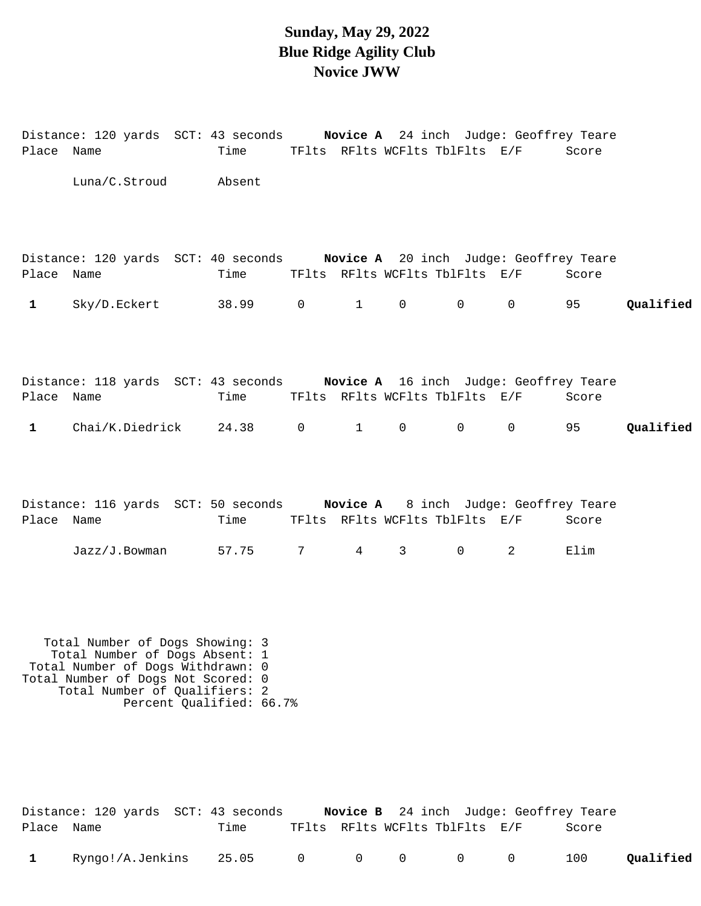# Sunday, May 29, 2022
# Blue Ridge Agility Club
# Novice JWW

Distance: 120 yards SCT: 43 seconds **Novice A** 24 inch Judge: Geoffrey Teare

| Place | Name | Time | TFlts | RFlts | WCFlts | TblFlts | E/F | Score | |
|---|---|---|---|---|---|---|---|---|---|
| | Luna/C.Stroud | Absent | | | | | | | |

Distance: 120 yards SCT: 40 seconds **Novice A** 20 inch Judge: Geoffrey Teare

| Place | Name | Time | TFlts | RFlts | WCFlts | TblFlts | E/F | Score | |
|---|---|---|---|---|---|---|---|---|---|
| **1** | Sky/D.Eckert | 38.99 | 0 | 1 | 0 | 0 | 0 | 95 | **Qualified** |

Distance: 118 yards SCT: 43 seconds **Novice A** 16 inch Judge: Geoffrey Teare

| Place | Name | Time | TFlts | RFlts | WCFlts | TblFlts | E/F | Score | |
|---|---|---|---|---|---|---|---|---|---|
| **1** | Chai/K.Diedrick | 24.38 | 0 | 1 | 0 | 0 | 0 | 95 | **Qualified** |

Distance: 116 yards SCT: 50 seconds **Novice A** 8 inch Judge: Geoffrey Teare

| Place | Name | Time | TFlts | RFlts | WCFlts | TblFlts | E/F | Score | |
|---|---|---|---|---|---|---|---|---|---|
| | Jazz/J.Bowman | 57.75 | 7 | 4 | 3 | 0 | 2 | Elim | |

Total Number of Dogs Showing: 3
Total Number of Dogs Absent: 1
Total Number of Dogs Withdrawn: 0
Total Number of Dogs Not Scored: 0
Total Number of Qualifiers: 2
Percent Qualified: 66.7%

Distance: 120 yards SCT: 43 seconds **Novice B** 24 inch Judge: Geoffrey Teare

| Place | Name | Time | TFlts | RFlts | WCFlts | TblFlts | E/F | Score | |
|---|---|---|---|---|---|---|---|---|---|
| **1** | Ryngo!/A.Jenkins | 25.05 | 0 | 0 | 0 | 0 | 0 | 100 | **Qualified** |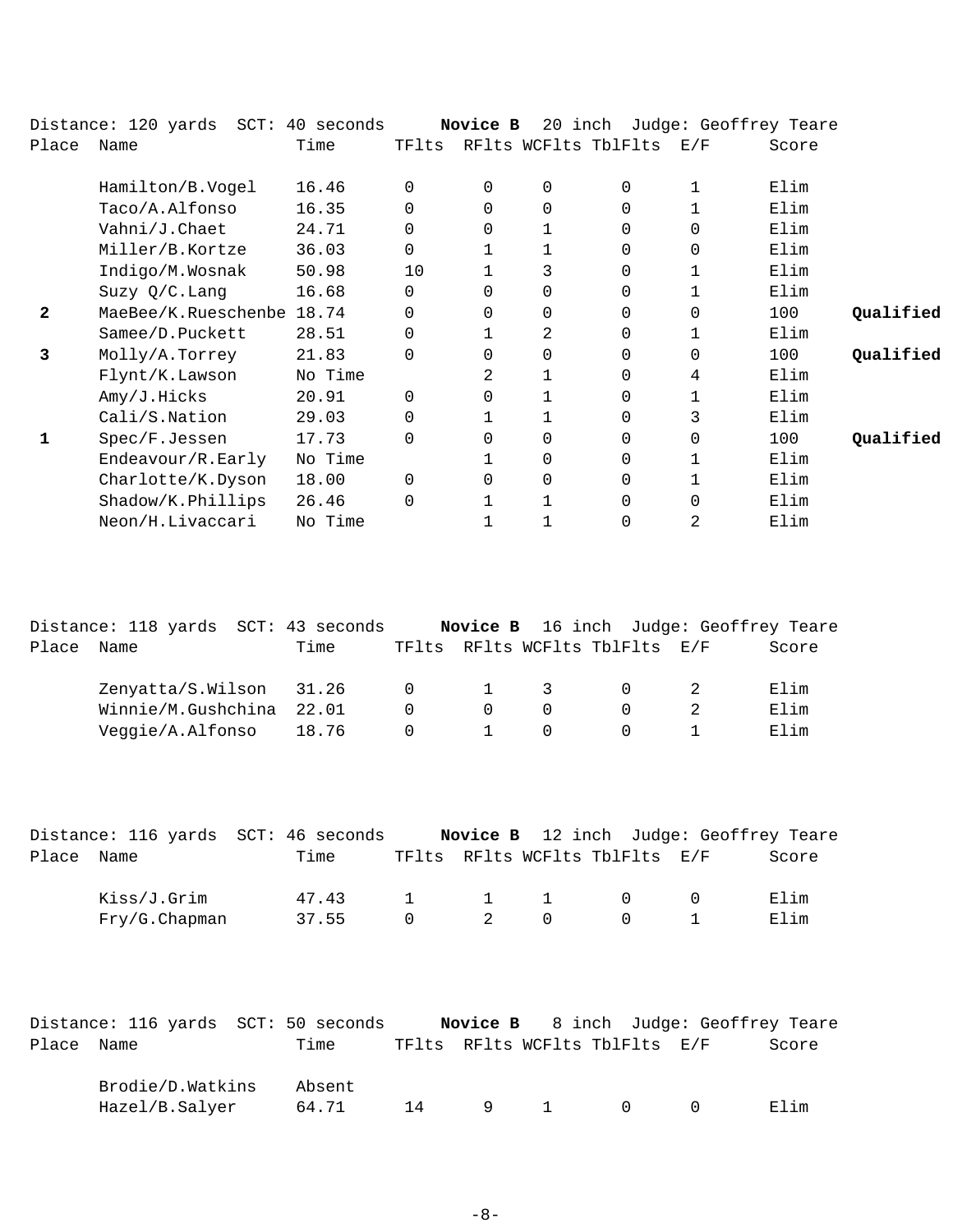Distance: 120 yards SCT: 40 seconds **Novice B** 20 inch Judge: Geoffrey Teare

| Place | Name | Time | TFlts | RFlts | WCFlts | TblFlts | E/F | Score | |
|---|---|---|---|---|---|---|---|---|---|
| | Hamilton/B.Vogel | 16.46 | 0 | 0 | 0 | 0 | 1 | Elim | |
| | Taco/A.Alfonso | 16.35 | 0 | 0 | 0 | 0 | 1 | Elim | |
| | Vahni/J.Chaet | 24.71 | 0 | 0 | 1 | 0 | 0 | Elim | |
| | Miller/B.Kortze | 36.03 | 0 | 1 | 1 | 0 | 0 | Elim | |
| | Indigo/M.Wosnak | 50.98 | 10 | 1 | 3 | 0 | 1 | Elim | |
| | Suzy Q/C.Lang | 16.68 | 0 | 0 | 0 | 0 | 1 | Elim | |
| **2** | MaeBee/K.Rueschenbe | 18.74 | 0 | 0 | 0 | 0 | 0 | 100 | **Qualified** |
| | Samee/D.Puckett | 28.51 | 0 | 1 | 2 | 0 | 1 | Elim | |
| **3** | Molly/A.Torrey | 21.83 | 0 | 0 | 0 | 0 | 0 | 100 | **Qualified** |
| | Flynt/K.Lawson | No Time | | 2 | 1 | 0 | 4 | Elim | |
| | Amy/J.Hicks | 20.91 | 0 | 0 | 1 | 0 | 1 | Elim | |
| | Cali/S.Nation | 29.03 | 0 | 1 | 1 | 0 | 3 | Elim | |
| **1** | Spec/F.Jessen | 17.73 | 0 | 0 | 0 | 0 | 0 | 100 | **Qualified** |
| | Endeavour/R.Early | No Time | | 1 | 0 | 0 | 1 | Elim | |
| | Charlotte/K.Dyson | 18.00 | 0 | 0 | 0 | 0 | 1 | Elim | |
| | Shadow/K.Phillips | 26.46 | 0 | 1 | 1 | 0 | 0 | Elim | |
| | Neon/H.Livaccari | No Time | | 1 | 1 | 0 | 2 | Elim | |

Distance: 118 yards SCT: 43 seconds **Novice B** 16 inch Judge: Geoffrey Teare

| Place | Name | Time | TFlts | RFlts | WCFlts | TblFlts | E/F | Score |
|---|---|---|---|---|---|---|---|---|
| | Zenyatta/S.Wilson | 31.26 | 0 | 1 | 3 | 0 | 2 | Elim |
| | Winnie/M.Gushchina | 22.01 | 0 | 0 | 0 | 0 | 2 | Elim |
| | Veggie/A.Alfonso | 18.76 | 0 | 1 | 0 | 0 | 1 | Elim |

Distance: 116 yards SCT: 46 seconds **Novice B** 12 inch Judge: Geoffrey Teare

| Place | Name | Time | TFlts | RFlts | WCFlts | TblFlts | E/F | Score |
|---|---|---|---|---|---|---|---|---|
| | Kiss/J.Grim | 47.43 | 1 | 1 | 1 | 0 | 0 | Elim |
| | Fry/G.Chapman | 37.55 | 0 | 2 | 0 | 0 | 1 | Elim |

Distance: 116 yards SCT: 50 seconds **Novice B** 8 inch Judge: Geoffrey Teare

| Place | Name | Time | TFlts | RFlts | WCFlts | TblFlts | E/F | Score |
|---|---|---|---|---|---|---|---|---|
| | Brodie/D.Watkins | Absent | | | | | | |
| | Hazel/B.Salyer | 64.71 | 14 | 9 | 1 | 0 | 0 | Elim |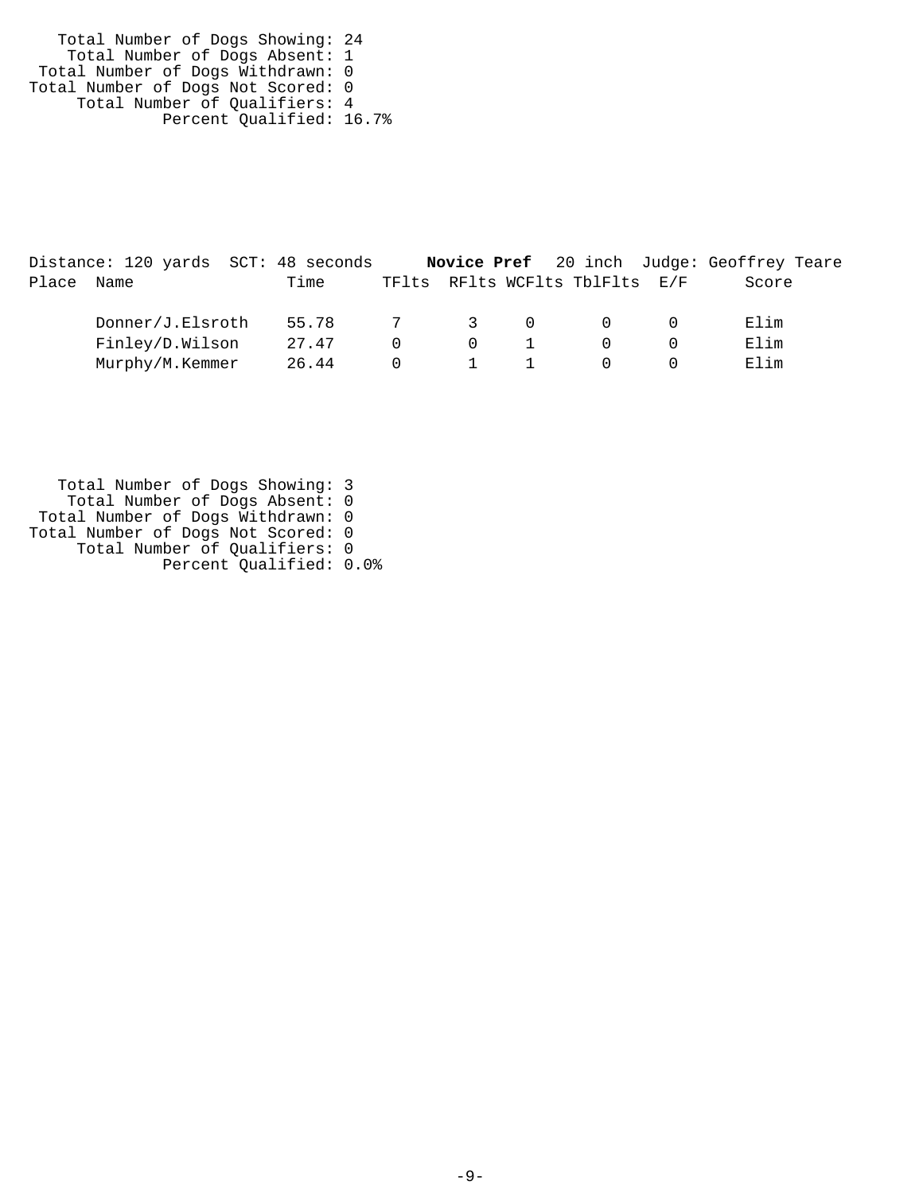Total Number of Dogs Showing: 24
Total Number of Dogs Absent: 1
Total Number of Dogs Withdrawn: 0
Total Number of Dogs Not Scored: 0
Total Number of Qualifiers: 4
Percent Qualified: 16.7%

Distance: 120 yards SCT: 48 seconds **Novice Pref** 20 inch Judge: Geoffrey Teare

| Place | Name | Time | TFlts | RFlts | WCFlts | TblFlts | E/F | Score |
|---|---|---|---|---|---|---|---|---|
| | Donner/J.Elsroth | 55.78 | 7 | 3 | 0 | 0 | 0 | Elim |
| | Finley/D.Wilson | 27.47 | 0 | 0 | 1 | 0 | 0 | Elim |
| | Murphy/M.Kemmer | 26.44 | 0 | 1 | 1 | 0 | 0 | Elim |

Total Number of Dogs Showing: 3
Total Number of Dogs Absent: 0
Total Number of Dogs Withdrawn: 0
Total Number of Dogs Not Scored: 0
Total Number of Qualifiers: 0
Percent Qualified: 0.0%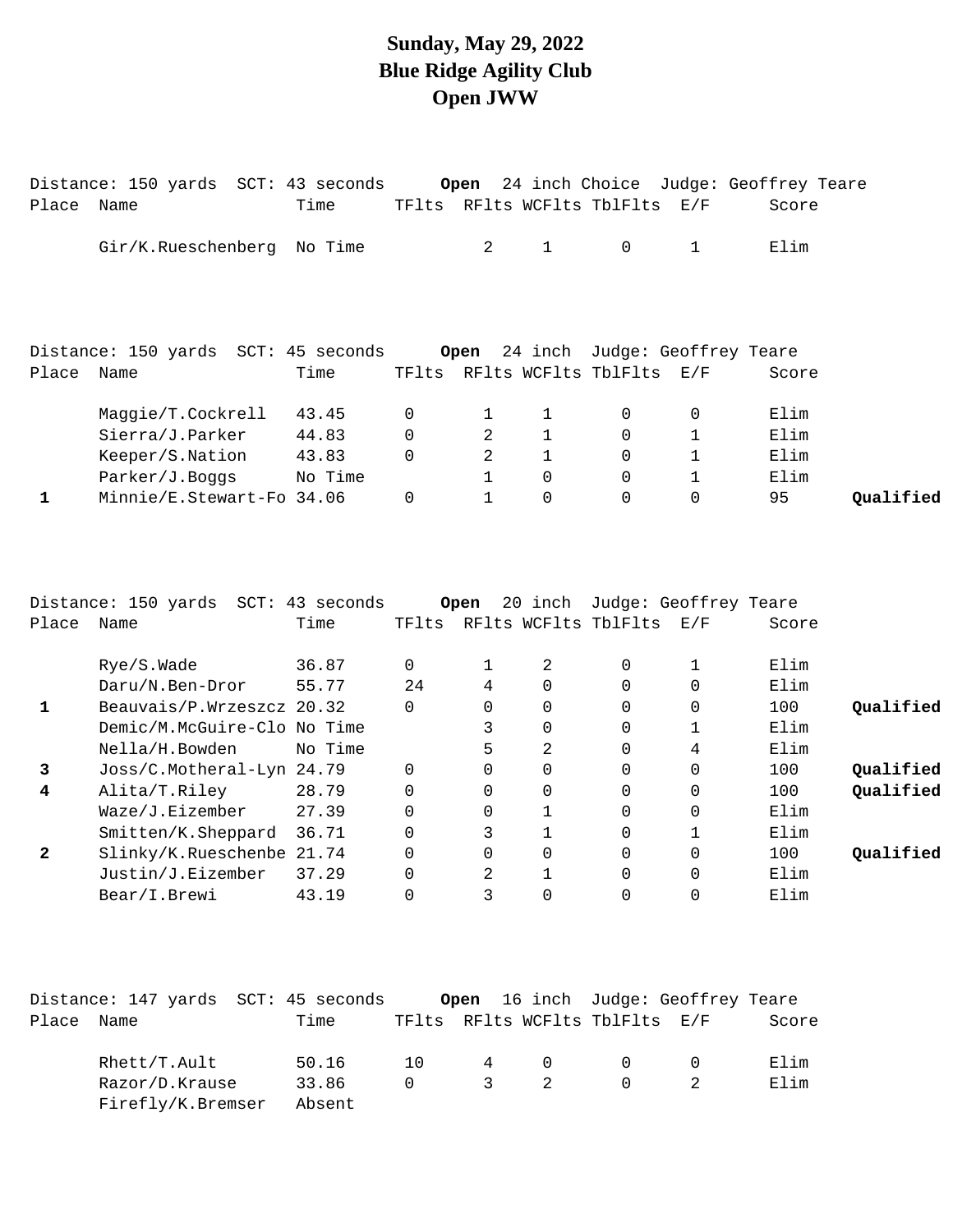# Sunday, May 29, 2022
# Blue Ridge Agility Club
# Open JWW

Distance: 150 yards  SCT: 43 seconds  **Open** 24 inch Choice  Judge: Geoffrey Teare

| Place | Name | Time | TFlts | RFlts | WCFlts | TblFlts | E/F | Score | |
|---|---|---|---|---|---|---|---|---|---|
| | Gir/K.Rueschenberg | No Time | | 2 | 1 | 0 | 1 | Elim | |

Distance: 150 yards  SCT: 45 seconds  **Open** 24 inch  Judge: Geoffrey Teare

| Place | Name | Time | TFlts | RFlts | WCFlts | TblFlts | E/F | Score | |
|---|---|---|---|---|---|---|---|---|---|
| | Maggie/T.Cockrell | 43.45 | 0 | 1 | 1 | 0 | 0 | Elim | |
| | Sierra/J.Parker | 44.83 | 0 | 2 | 1 | 0 | 1 | Elim | |
| | Keeper/S.Nation | 43.83 | 0 | 2 | 1 | 0 | 1 | Elim | |
| | Parker/J.Boggs | No Time | | 1 | 0 | 0 | 1 | Elim | |
| **1** | Minnie/E.Stewart-Fo | 34.06 | 0 | 1 | 0 | 0 | 0 | 95 | **Qualified** |

Distance: 150 yards  SCT: 43 seconds  **Open** 20 inch  Judge: Geoffrey Teare

| Place | Name | Time | TFlts | RFlts | WCFlts | TblFlts | E/F | Score | |
|---|---|---|---|---|---|---|---|---|---|
| | Rye/S.Wade | 36.87 | 0 | 1 | 2 | 0 | 1 | Elim | |
| | Daru/N.Ben-Dror | 55.77 | 24 | 4 | 0 | 0 | 0 | Elim | |
| **1** | Beauvais/P.Wrzeszcz | 20.32 | 0 | 0 | 0 | 0 | 0 | 100 | **Qualified** |
| | Demic/M.McGuire-Clo | No Time | | 3 | 0 | 0 | 1 | Elim | |
| | Nella/H.Bowden | No Time | | 5 | 2 | 0 | 4 | Elim | |
| **3** | Joss/C.Motheral-Lyn | 24.79 | 0 | 0 | 0 | 0 | 0 | 100 | **Qualified** |
| **4** | Alita/T.Riley | 28.79 | 0 | 0 | 0 | 0 | 0 | 100 | **Qualified** |
| | Waze/J.Eizember | 27.39 | 0 | 0 | 1 | 0 | 0 | Elim | |
| | Smitten/K.Sheppard | 36.71 | 0 | 3 | 1 | 0 | 1 | Elim | |
| **2** | Slinky/K.Rueschenbe | 21.74 | 0 | 0 | 0 | 0 | 0 | 100 | **Qualified** |
| | Justin/J.Eizember | 37.29 | 0 | 2 | 1 | 0 | 0 | Elim | |
| | Bear/I.Brewi | 43.19 | 0 | 3 | 0 | 0 | 0 | Elim | |

Distance: 147 yards  SCT: 45 seconds  **Open** 16 inch  Judge: Geoffrey Teare

| Place | Name | Time | TFlts | RFlts | WCFlts | TblFlts | E/F | Score |
|---|---|---|---|---|---|---|---|---|
| | Rhett/T.Ault | 50.16 | 10 | 4 | 0 | 0 | 0 | Elim |
| | Razor/D.Krause | 33.86 | 0 | 3 | 2 | 0 | 2 | Elim |
| | Firefly/K.Bremser | Absent | | | | | | |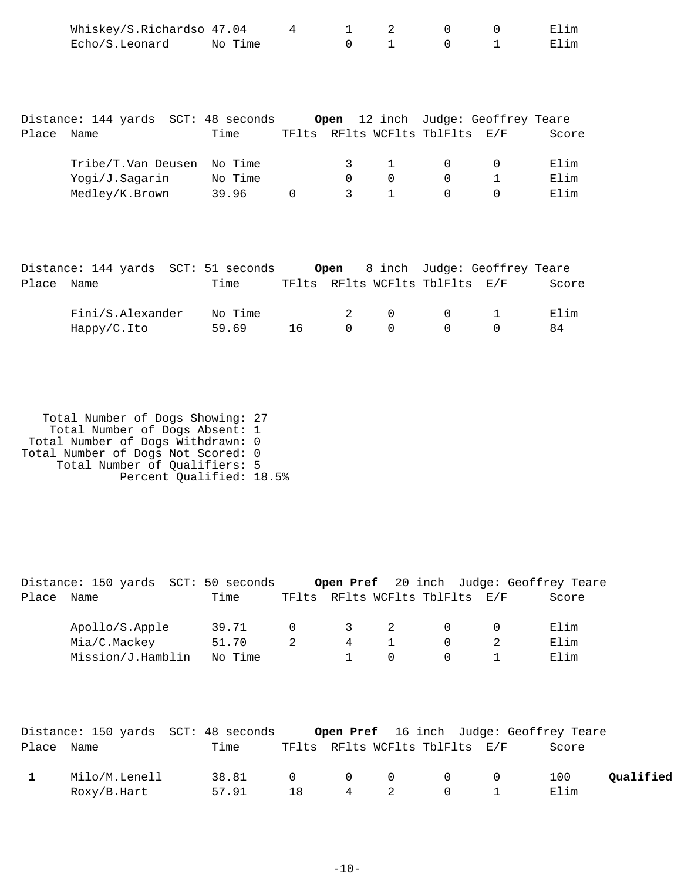| Place | Name | Time | TFlts | RFlts | WCFlts | TblFlts | E/F | Score | |
|---|---|---|---|---|---|---|---|---|---|
| | Whiskey/S.Richardso | 47.04 | 4 | 1 | 2 | 0 | 0 | Elim | |
| | Echo/S.Leonard | No Time | | 0 | 1 | 0 | 1 | Elim | |

Distance: 144 yards SCT: 48 seconds **Open** 12 inch Judge: Geoffrey Teare

| Place | Name | Time | TFlts | RFlts | WCFlts | TblFlts | E/F | Score | |
|---|---|---|---|---|---|---|---|---|---|
| | Tribe/T.Van Deusen | No Time | | 3 | 1 | 0 | 0 | Elim | |
| | Yogi/J.Sagarin | No Time | | 0 | 0 | 0 | 1 | Elim | |
| | Medley/K.Brown | 39.96 | 0 | 3 | 1 | 0 | 0 | Elim | |

Distance: 144 yards SCT: 51 seconds **Open** 8 inch Judge: Geoffrey Teare

| Place | Name | Time | TFlts | RFlts | WCFlts | TblFlts | E/F | Score | |
|---|---|---|---|---|---|---|---|---|---|
| | Fini/S.Alexander | No Time | | 2 | 0 | 0 | 1 | Elim | |
| | Happy/C.Ito | 59.69 | 16 | 0 | 0 | 0 | 0 | 84 | |

Total Number of Dogs Showing: 27
Total Number of Dogs Absent: 1
Total Number of Dogs Withdrawn: 0
Total Number of Dogs Not Scored: 0
Total Number of Qualifiers: 5
Percent Qualified: 18.5%

Distance: 150 yards SCT: 50 seconds **Open Pref** 20 inch Judge: Geoffrey Teare

| Place | Name | Time | TFlts | RFlts | WCFlts | TblFlts | E/F | Score | |
|---|---|---|---|---|---|---|---|---|---|
| | Apollo/S.Apple | 39.71 | 0 | 3 | 2 | 0 | 0 | Elim | |
| | Mia/C.Mackey | 51.70 | 2 | 4 | 1 | 0 | 2 | Elim | |
| | Mission/J.Hamblin | No Time | | 1 | 0 | 0 | 1 | Elim | |

Distance: 150 yards SCT: 48 seconds **Open Pref** 16 inch Judge: Geoffrey Teare

| Place | Name | Time | TFlts | RFlts | WCFlts | TblFlts | E/F | Score | |
|---|---|---|---|---|---|---|---|---|---|
| **1** | Milo/M.Lenell | 38.81 | 0 | 0 | 0 | 0 | 0 | 100 | **Qualified** |
| | Roxy/B.Hart | 57.91 | 18 | 4 | 2 | 0 | 1 | Elim | |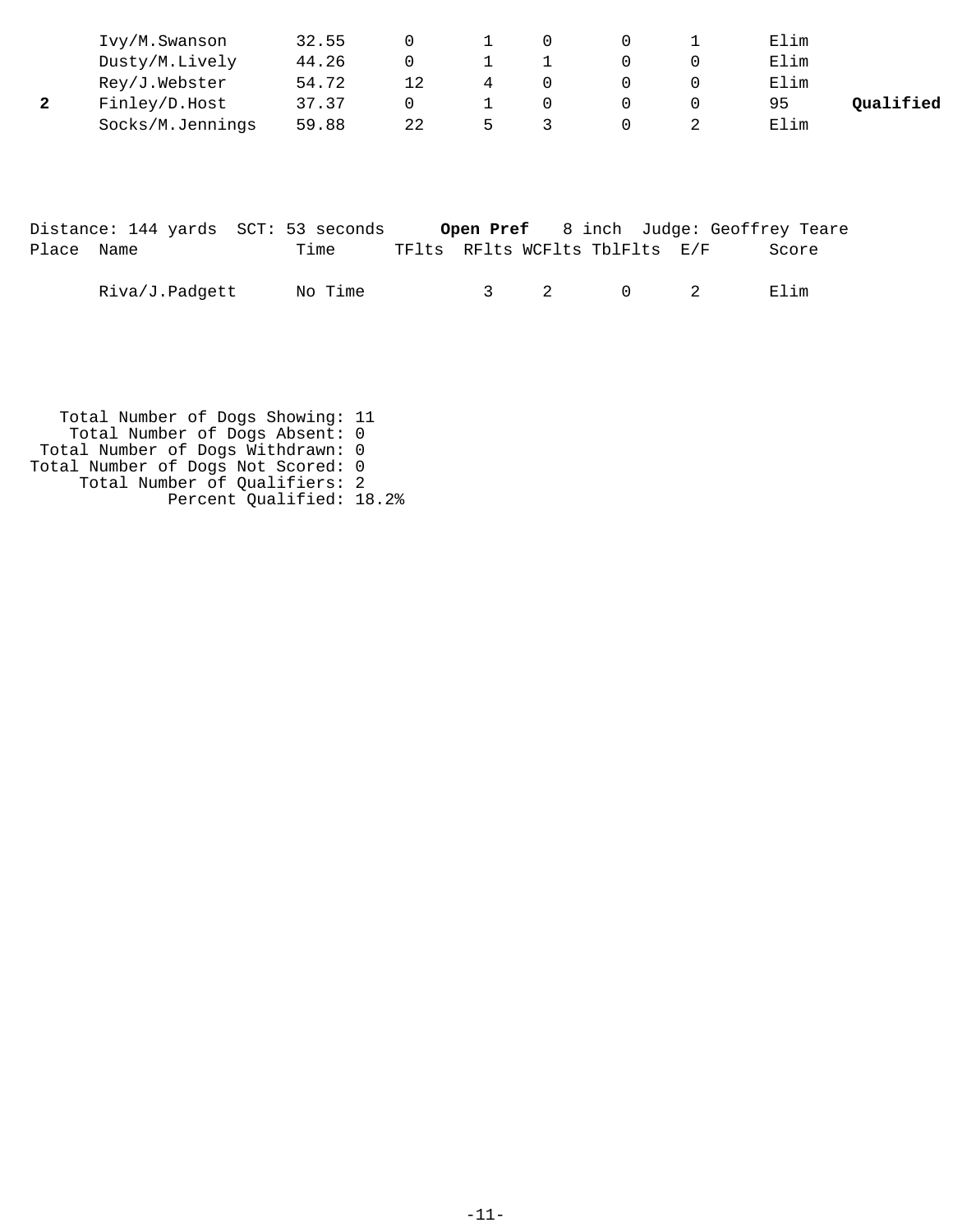| Place | Name | Time | TFlts | RFlts | WCFlts | TblFlts | E/F | Score | |
|---|---|---|---|---|---|---|---|---|---|
| | Ivy/M.Swanson | 32.55 | 0 | 1 | 0 | 0 | 1 | Elim | |
| | Dusty/M.Lively | 44.26 | 0 | 1 | 1 | 0 | 0 | Elim | |
| | Rey/J.Webster | 54.72 | 12 | 4 | 0 | 0 | 0 | Elim | |
| **2** | Finley/D.Host | 37.37 | 0 | 1 | 0 | 0 | 0 | 95 | **Qualified** |
| | Socks/M.Jennings | 59.88 | 22 | 5 | 3 | 0 | 2 | Elim | |

Distance: 144 yards SCT: 53 seconds **Open Pref** 8 inch Judge: Geoffrey Teare

| Place | Name | Time | TFlts | RFlts | WCFlts | TblFlts | E/F | Score |
|---|---|---|---|---|---|---|---|---|
| | Riva/J.Padgett | No Time | | 3 | 2 | 0 | 2 | Elim |

Total Number of Dogs Showing: 11
Total Number of Dogs Absent: 0
Total Number of Dogs Withdrawn: 0
Total Number of Dogs Not Scored: 0
Total Number of Qualifiers: 2
Percent Qualified: 18.2%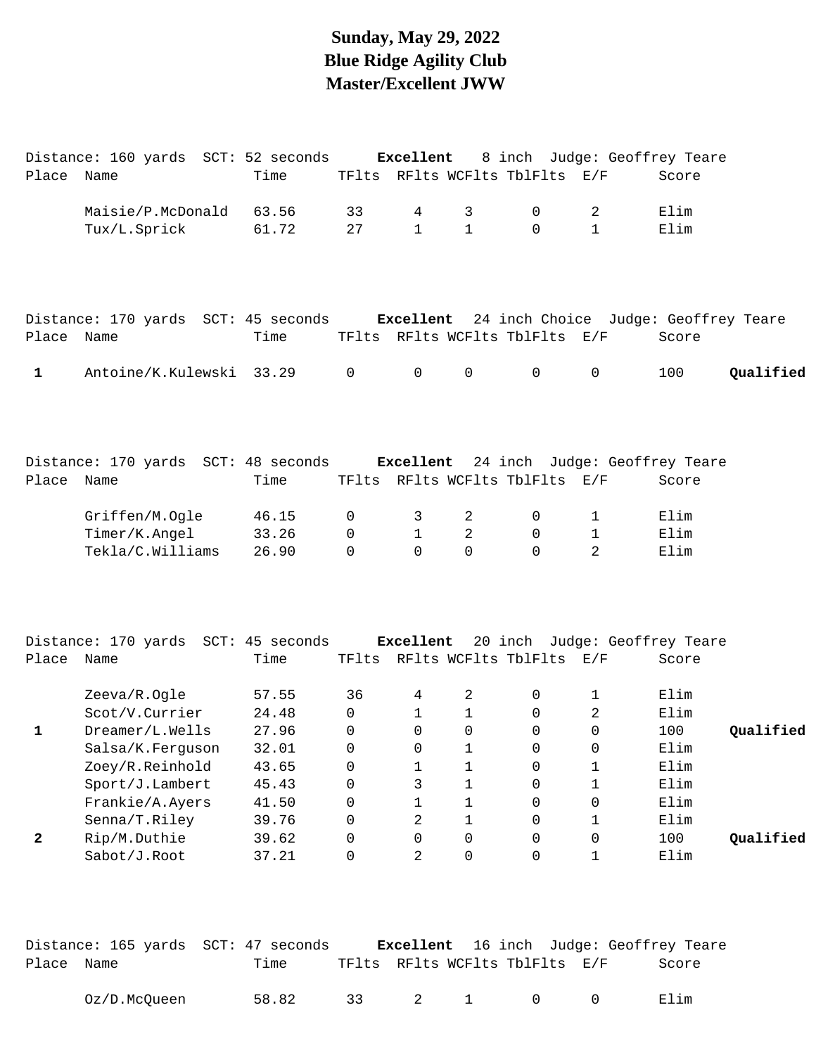# Sunday, May 29, 2022
# Blue Ridge Agility Club
# Master/Excellent JWW

Distance: 160 yards  SCT: 52 seconds  **Excellent**  8 inch  Judge: Geoffrey Teare

| Place | Name | Time | TFlts | RFlts | WCFlts | TblFlts | E/F | Score | |
|---|---|---|---|---|---|---|---|---|---|
| | Maisie/P.McDonald | 63.56 | 33 | 4 | 3 | 0 | 2 | Elim | |
| | Tux/L.Sprick | 61.72 | 27 | 1 | 1 | 0 | 1 | Elim | |

Distance: 170 yards  SCT: 45 seconds  **Excellent**  24 inch Choice  Judge: Geoffrey Teare

| Place | Name | Time | TFlts | RFlts | WCFlts | TblFlts | E/F | Score | |
|---|---|---|---|---|---|---|---|---|---|
| 1 | Antoine/K.Kulewski | 33.29 | 0 | 0 | 0 | 0 | 0 | 100 | **Qualified** |

Distance: 170 yards  SCT: 48 seconds  **Excellent**  24 inch  Judge: Geoffrey Teare

| Place | Name | Time | TFlts | RFlts | WCFlts | TblFlts | E/F | Score | |
|---|---|---|---|---|---|---|---|---|---|
| | Griffen/M.Ogle | 46.15 | 0 | 3 | 2 | 0 | 1 | Elim | |
| | Timer/K.Angel | 33.26 | 0 | 1 | 2 | 0 | 1 | Elim | |
| | Tekla/C.Williams | 26.90 | 0 | 0 | 0 | 0 | 2 | Elim | |

Distance: 170 yards  SCT: 45 seconds  **Excellent**  20 inch  Judge: Geoffrey Teare

| Place | Name | Time | TFlts | RFlts | WCFlts | TblFlts | E/F | Score | |
|---|---|---|---|---|---|---|---|---|---|
| | Zeeva/R.Ogle | 57.55 | 36 | 4 | 2 | 0 | 1 | Elim | |
| | Scot/V.Currier | 24.48 | 0 | 1 | 1 | 0 | 2 | Elim | |
| 1 | Dreamer/L.Wells | 27.96 | 0 | 0 | 0 | 0 | 0 | 100 | **Qualified** |
| | Salsa/K.Ferguson | 32.01 | 0 | 0 | 1 | 0 | 0 | Elim | |
| | Zoey/R.Reinhold | 43.65 | 0 | 1 | 1 | 0 | 1 | Elim | |
| | Sport/J.Lambert | 45.43 | 0 | 3 | 1 | 0 | 1 | Elim | |
| | Frankie/A.Ayers | 41.50 | 0 | 1 | 1 | 0 | 0 | Elim | |
| | Senna/T.Riley | 39.76 | 0 | 2 | 1 | 0 | 1 | Elim | |
| 2 | Rip/M.Duthie | 39.62 | 0 | 0 | 0 | 0 | 0 | 100 | **Qualified** |
| | Sabot/J.Root | 37.21 | 0 | 2 | 0 | 0 | 1 | Elim | |

Distance: 165 yards  SCT: 47 seconds  **Excellent**  16 inch  Judge: Geoffrey Teare

| Place | Name | Time | TFlts | RFlts | WCFlts | TblFlts | E/F | Score | |
|---|---|---|---|---|---|---|---|---|---|
| | Oz/D.McQueen | 58.82 | 33 | 2 | 1 | 0 | 0 | Elim | |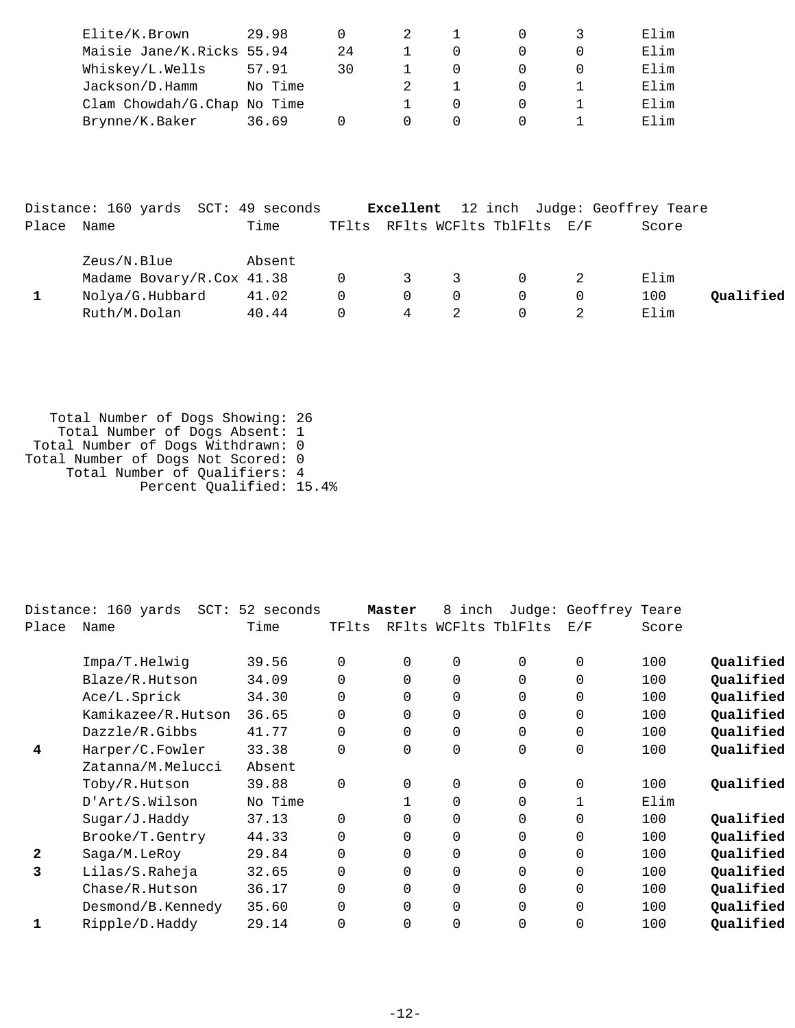| Place | Name | Time | TFlts | RFlts | WCFlts | TblFlts | E/F | Score | |
|---|---|---|---|---|---|---|---|---|---|
| | Elite/K.Brown | 29.98 | 0 | 2 | 1 | 0 | 3 | Elim | |
| | Maisie Jane/K.Ricks | 55.94 | 24 | 1 | 0 | 0 | 0 | Elim | |
| | Whiskey/L.Wells | 57.91 | 30 | 1 | 0 | 0 | 0 | Elim | |
| | Jackson/D.Hamm | No Time | | 2 | 1 | 0 | 1 | Elim | |
| | Clam Chowdah/G.Chap | No Time | | 1 | 0 | 0 | 1 | Elim | |
| | Brynne/K.Baker | 36.69 | 0 | 0 | 0 | 0 | 1 | Elim | |

Distance: 160 yards SCT: 49 seconds **Excellent** 12 inch Judge: Geoffrey Teare

| Place | Name | Time | TFlts | RFlts | WCFlts | TblFlts | E/F | Score | |
|---|---|---|---|---|---|---|---|---|---|
| | Zeus/N.Blue | Absent | | | | | | | |
| | Madame Bovary/R.Cox | 41.38 | 0 | 3 | 3 | 0 | 2 | Elim | |
| 1 | Nolya/G.Hubbard | 41.02 | 0 | 0 | 0 | 0 | 0 | 100 | **Qualified** |
| | Ruth/M.Dolan | 40.44 | 0 | 4 | 2 | 0 | 2 | Elim | |

Total Number of Dogs Showing: 26
Total Number of Dogs Absent: 1
Total Number of Dogs Withdrawn: 0
Total Number of Dogs Not Scored: 0
Total Number of Qualifiers: 4
Percent Qualified: 15.4%

Distance: 160 yards SCT: 52 seconds **Master** 8 inch Judge: Geoffrey Teare

| Place | Name | Time | TFlts | RFlts | WCFlts | TblFlts | E/F | Score | |
|---|---|---|---|---|---|---|---|---|---|
| | Impa/T.Helwig | 39.56 | 0 | 0 | 0 | 0 | 0 | 100 | **Qualified** |
| | Blaze/R.Hutson | 34.09 | 0 | 0 | 0 | 0 | 0 | 100 | **Qualified** |
| | Ace/L.Sprick | 34.30 | 0 | 0 | 0 | 0 | 0 | 100 | **Qualified** |
| | Kamikazee/R.Hutson | 36.65 | 0 | 0 | 0 | 0 | 0 | 100 | **Qualified** |
| | Dazzle/R.Gibbs | 41.77 | 0 | 0 | 0 | 0 | 0 | 100 | **Qualified** |
| 4 | Harper/C.Fowler | 33.38 | 0 | 0 | 0 | 0 | 0 | 100 | **Qualified** |
| | Zatanna/M.Melucci | Absent | | | | | | | |
| | Toby/R.Hutson | 39.88 | 0 | 0 | 0 | 0 | 0 | 100 | **Qualified** |
| | D'Art/S.Wilson | No Time | | 1 | 0 | 0 | 1 | Elim | |
| | Sugar/J.Haddy | 37.13 | 0 | 0 | 0 | 0 | 0 | 100 | **Qualified** |
| | Brooke/T.Gentry | 44.33 | 0 | 0 | 0 | 0 | 0 | 100 | **Qualified** |
| 2 | Saga/M.LeRoy | 29.84 | 0 | 0 | 0 | 0 | 0 | 100 | **Qualified** |
| 3 | Lilas/S.Raheja | 32.65 | 0 | 0 | 0 | 0 | 0 | 100 | **Qualified** |
| | Chase/R.Hutson | 36.17 | 0 | 0 | 0 | 0 | 0 | 100 | **Qualified** |
| | Desmond/B.Kennedy | 35.60 | 0 | 0 | 0 | 0 | 0 | 100 | **Qualified** |
| 1 | Ripple/D.Haddy | 29.14 | 0 | 0 | 0 | 0 | 0 | 100 | **Qualified** |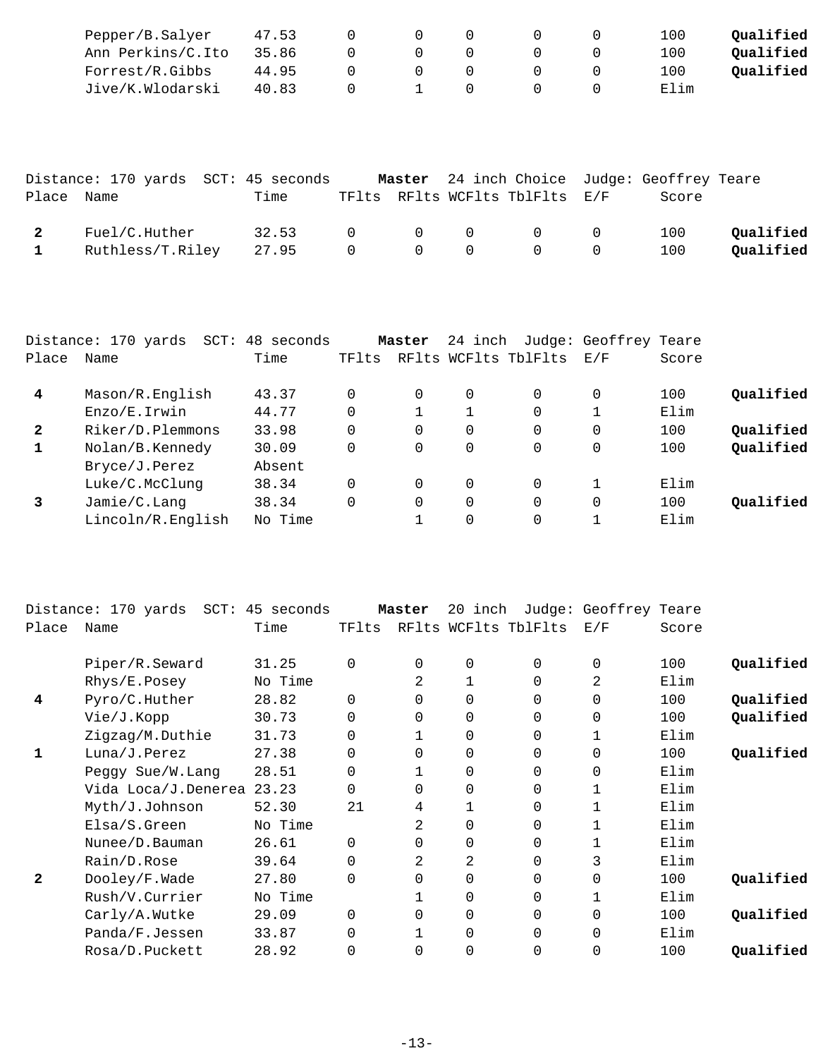| Place | Name | Time | TFlts | RFlts | WCFlts | TblFlts | E/F | Score | |
|---|---|---|---|---|---|---|---|---|---|
| | Pepper/B.Salyer | 47.53 | 0 | 0 | 0 | 0 | 0 | 100 | **Qualified** |
| | Ann Perkins/C.Ito | 35.86 | 0 | 0 | 0 | 0 | 0 | 100 | **Qualified** |
| | Forrest/R.Gibbs | 44.95 | 0 | 0 | 0 | 0 | 0 | 100 | **Qualified** |
| | Jive/K.Wlodarski | 40.83 | 0 | 1 | 0 | 0 | 0 | Elim | |

Distance: 170 yards SCT: 45 seconds **Master** 24 inch Choice Judge: Geoffrey Teare

| Place | Name | Time | TFlts | RFlts | WCFlts | TblFlts | E/F | Score | |
|---|---|---|---|---|---|---|---|---|---|
| **2** | Fuel/C.Huther | 32.53 | 0 | 0 | 0 | 0 | 0 | 100 | **Qualified** |
| **1** | Ruthless/T.Riley | 27.95 | 0 | 0 | 0 | 0 | 0 | 100 | **Qualified** |

Distance: 170 yards SCT: 48 seconds **Master** 24 inch Judge: Geoffrey Teare

| Place | Name | Time | TFlts | RFlts | WCFlts | TblFlts | E/F | Score | |
|---|---|---|---|---|---|---|---|---|---|
| **4** | Mason/R.English | 43.37 | 0 | 0 | 0 | 0 | 0 | 100 | **Qualified** |
| | Enzo/E.Irwin | 44.77 | 0 | 1 | 1 | 0 | 1 | Elim | |
| **2** | Riker/D.Plemmons | 33.98 | 0 | 0 | 0 | 0 | 0 | 100 | **Qualified** |
| **1** | Nolan/B.Kennedy | 30.09 | 0 | 0 | 0 | 0 | 0 | 100 | **Qualified** |
| | Bryce/J.Perez | Absent | | | | | | | |
| | Luke/C.McClung | 38.34 | 0 | 0 | 0 | 0 | 1 | Elim | |
| **3** | Jamie/C.Lang | 38.34 | 0 | 0 | 0 | 0 | 0 | 100 | **Qualified** |
| | Lincoln/R.English | No Time | | 1 | 0 | 0 | 1 | Elim | |

Distance: 170 yards SCT: 45 seconds **Master** 20 inch Judge: Geoffrey Teare

| Place | Name | Time | TFlts | RFlts | WCFlts | TblFlts | E/F | Score | |
|---|---|---|---|---|---|---|---|---|---|
| | Piper/R.Seward | 31.25 | 0 | 0 | 0 | 0 | 0 | 100 | **Qualified** |
| | Rhys/E.Posey | No Time | | 2 | 1 | 0 | 2 | Elim | |
| **4** | Pyro/C.Huther | 28.82 | 0 | 0 | 0 | 0 | 0 | 100 | **Qualified** |
| | Vie/J.Kopp | 30.73 | 0 | 0 | 0 | 0 | 0 | 100 | **Qualified** |
| | Zigzag/M.Duthie | 31.73 | 0 | 1 | 0 | 0 | 1 | Elim | |
| **1** | Luna/J.Perez | 27.38 | 0 | 0 | 0 | 0 | 0 | 100 | **Qualified** |
| | Peggy Sue/W.Lang | 28.51 | 0 | 1 | 0 | 0 | 0 | Elim | |
| | Vida Loca/J.Denerea | 23.23 | 0 | 0 | 0 | 0 | 1 | Elim | |
| | Myth/J.Johnson | 52.30 | 21 | 4 | 1 | 0 | 1 | Elim | |
| | Elsa/S.Green | No Time | | 2 | 0 | 0 | 1 | Elim | |
| | Nunee/D.Bauman | 26.61 | 0 | 0 | 0 | 0 | 1 | Elim | |
| | Rain/D.Rose | 39.64 | 0 | 2 | 2 | 0 | 3 | Elim | |
| **2** | Dooley/F.Wade | 27.80 | 0 | 0 | 0 | 0 | 0 | 100 | **Qualified** |
| | Rush/V.Currier | No Time | | 1 | 0 | 0 | 1 | Elim | |
| | Carly/A.Wutke | 29.09 | 0 | 0 | 0 | 0 | 0 | 100 | **Qualified** |
| | Panda/F.Jessen | 33.87 | 0 | 1 | 0 | 0 | 0 | Elim | |
| | Rosa/D.Puckett | 28.92 | 0 | 0 | 0 | 0 | 0 | 100 | **Qualified** |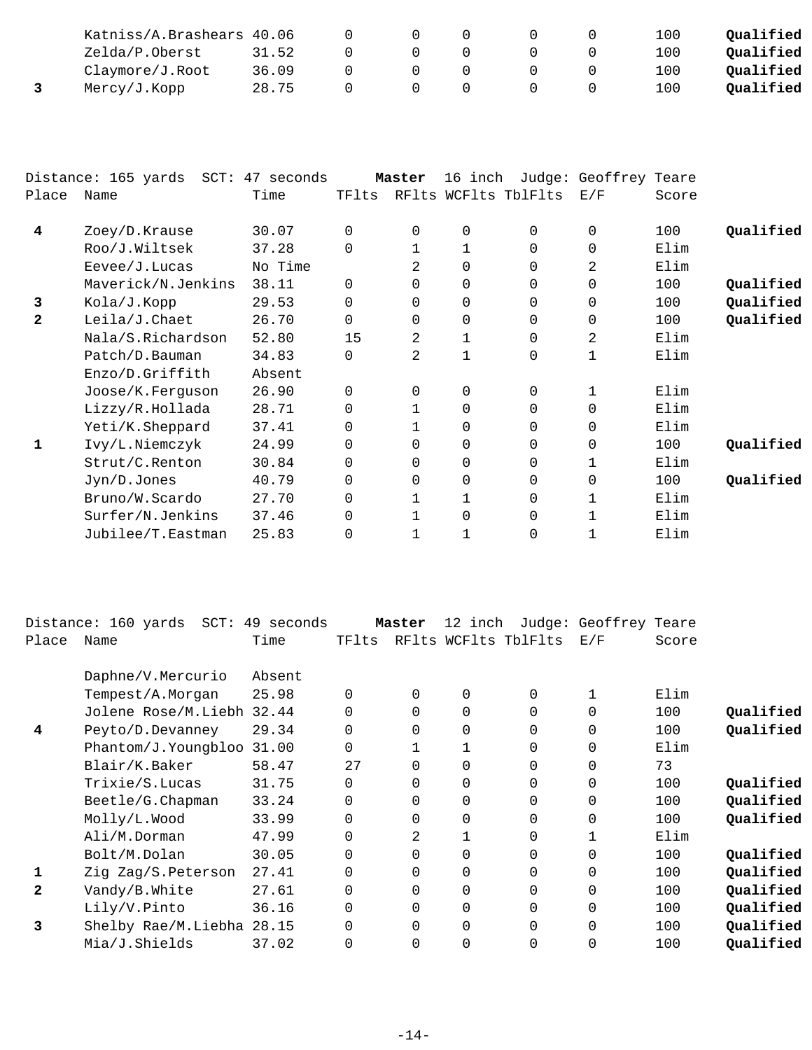| Place | Name | Time | TFlts | RFlts | WCFlts | TblFlts | E/F | Score | |
|---|---|---|---|---|---|---|---|---|---|
| | Katniss/A.Brashears | 40.06 | 0 | 0 | 0 | 0 | 0 | 100 | **Qualified** |
| | Zelda/P.Oberst | 31.52 | 0 | 0 | 0 | 0 | 0 | 100 | **Qualified** |
| | Claymore/J.Root | 36.09 | 0 | 0 | 0 | 0 | 0 | 100 | **Qualified** |
| **3** | Mercy/J.Kopp | 28.75 | 0 | 0 | 0 | 0 | 0 | 100 | **Qualified** |

Distance: 165 yards SCT: 47 seconds **Master** 16 inch Judge: Geoffrey Teare

| Place | Name | Time | TFlts | RFlts | WCFlts | TblFlts | E/F | Score | |
|---|---|---|---|---|---|---|---|---|---|
| **4** | Zoey/D.Krause | 30.07 | 0 | 0 | 0 | 0 | 0 | 100 | **Qualified** |
| | Roo/J.Wiltsek | 37.28 | 0 | 1 | 1 | 0 | 0 | Elim | |
| | Eevee/J.Lucas | No Time | | 2 | 0 | 0 | 2 | Elim | |
| | Maverick/N.Jenkins | 38.11 | 0 | 0 | 0 | 0 | 0 | 100 | **Qualified** |
| **3** | Kola/J.Kopp | 29.53 | 0 | 0 | 0 | 0 | 0 | 100 | **Qualified** |
| **2** | Leila/J.Chaet | 26.70 | 0 | 0 | 0 | 0 | 0 | 100 | **Qualified** |
| | Nala/S.Richardson | 52.80 | 15 | 2 | 1 | 0 | 2 | Elim | |
| | Patch/D.Bauman | 34.83 | 0 | 2 | 1 | 0 | 1 | Elim | |
| | Enzo/D.Griffith | Absent | | | | | | | |
| | Joose/K.Ferguson | 26.90 | 0 | 0 | 0 | 0 | 1 | Elim | |
| | Lizzy/R.Hollada | 28.71 | 0 | 1 | 0 | 0 | 0 | Elim | |
| | Yeti/K.Sheppard | 37.41 | 0 | 1 | 0 | 0 | 0 | Elim | |
| **1** | Ivy/L.Niemczyk | 24.99 | 0 | 0 | 0 | 0 | 0 | 100 | **Qualified** |
| | Strut/C.Renton | 30.84 | 0 | 0 | 0 | 0 | 1 | Elim | |
| | Jyn/D.Jones | 40.79 | 0 | 0 | 0 | 0 | 0 | 100 | **Qualified** |
| | Bruno/W.Scardo | 27.70 | 0 | 1 | 1 | 0 | 1 | Elim | |
| | Surfer/N.Jenkins | 37.46 | 0 | 1 | 0 | 0 | 1 | Elim | |
| | Jubilee/T.Eastman | 25.83 | 0 | 1 | 1 | 0 | 1 | Elim | |

Distance: 160 yards SCT: 49 seconds **Master** 12 inch Judge: Geoffrey Teare

| Place | Name | Time | TFlts | RFlts | WCFlts | TblFlts | E/F | Score | |
|---|---|---|---|---|---|---|---|---|---|
| | Daphne/V.Mercurio | Absent | | | | | | | |
| | Tempest/A.Morgan | 25.98 | 0 | 0 | 0 | 0 | 1 | Elim | |
| | Jolene Rose/M.Liebh | 32.44 | 0 | 0 | 0 | 0 | 0 | 100 | **Qualified** |
| **4** | Peyto/D.Devanney | 29.34 | 0 | 0 | 0 | 0 | 0 | 100 | **Qualified** |
| | Phantom/J.Youngbloo | 31.00 | 0 | 1 | 1 | 0 | 0 | Elim | |
| | Blair/K.Baker | 58.47 | 27 | 0 | 0 | 0 | 0 | 73 | |
| | Trixie/S.Lucas | 31.75 | 0 | 0 | 0 | 0 | 0 | 100 | **Qualified** |
| | Beetle/G.Chapman | 33.24 | 0 | 0 | 0 | 0 | 0 | 100 | **Qualified** |
| | Molly/L.Wood | 33.99 | 0 | 0 | 0 | 0 | 0 | 100 | **Qualified** |
| | Ali/M.Dorman | 47.99 | 0 | 2 | 1 | 0 | 1 | Elim | |
| | Bolt/M.Dolan | 30.05 | 0 | 0 | 0 | 0 | 0 | 100 | **Qualified** |
| **1** | Zig Zag/S.Peterson | 27.41 | 0 | 0 | 0 | 0 | 0 | 100 | **Qualified** |
| **2** | Vandy/B.White | 27.61 | 0 | 0 | 0 | 0 | 0 | 100 | **Qualified** |
| | Lily/V.Pinto | 36.16 | 0 | 0 | 0 | 0 | 0 | 100 | **Qualified** |
| **3** | Shelby Rae/M.Liebha | 28.15 | 0 | 0 | 0 | 0 | 0 | 100 | **Qualified** |
| | Mia/J.Shields | 37.02 | 0 | 0 | 0 | 0 | 0 | 100 | **Qualified** |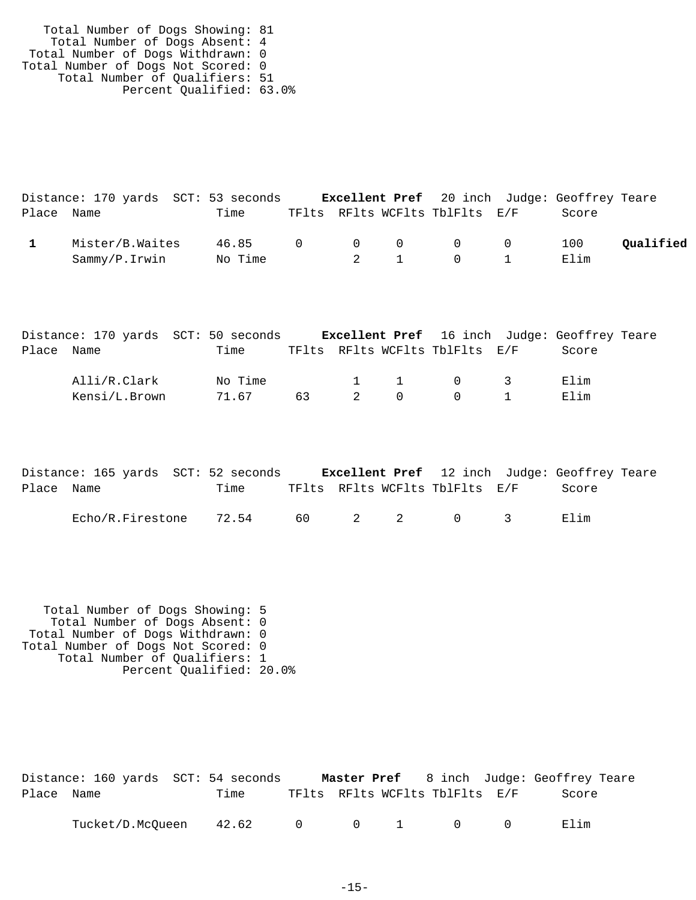Total Number of Dogs Showing: 81
Total Number of Dogs Absent: 4
Total Number of Dogs Withdrawn: 0
Total Number of Dogs Not Scored: 0
Total Number of Qualifiers: 51
Percent Qualified: 63.0%

Distance: 170 yards  SCT: 53 seconds  **Excellent Pref**  20 inch  Judge: Geoffrey Teare

| Place | Name | Time | TFlts | RFlts | WCFlts | TblFlts | E/F | Score | |
|---|---|---|---|---|---|---|---|---|---|
| **1** | Mister/B.Waites | 46.85 | 0 | 0 | 0 | 0 | 0 | 100 | **Qualified** |
| | Sammy/P.Irwin | No Time | | 2 | 1 | 0 | 1 | Elim | |

Distance: 170 yards  SCT: 50 seconds  **Excellent Pref**  16 inch  Judge: Geoffrey Teare

| Place | Name | Time | TFlts | RFlts | WCFlts | TblFlts | E/F | Score |
|---|---|---|---|---|---|---|---|---|
| | Alli/R.Clark | No Time | | 1 | 1 | 0 | 3 | Elim |
| | Kensi/L.Brown | 71.67 | 63 | 2 | 0 | 0 | 1 | Elim |

Distance: 165 yards  SCT: 52 seconds  **Excellent Pref**  12 inch  Judge: Geoffrey Teare

| Place | Name | Time | TFlts | RFlts | WCFlts | TblFlts | E/F | Score |
|---|---|---|---|---|---|---|---|---|
| | Echo/R.Firestone | 72.54 | 60 | 2 | 2 | 0 | 3 | Elim |

Total Number of Dogs Showing: 5
Total Number of Dogs Absent: 0
Total Number of Dogs Withdrawn: 0
Total Number of Dogs Not Scored: 0
Total Number of Qualifiers: 1
Percent Qualified: 20.0%

Distance: 160 yards  SCT: 54 seconds  **Master Pref**  8 inch  Judge: Geoffrey Teare

| Place | Name | Time | TFlts | RFlts | WCFlts | TblFlts | E/F | Score |
|---|---|---|---|---|---|---|---|---|
| | Tucket/D.McQueen | 42.62 | 0 | 0 | 1 | 0 | 0 | Elim |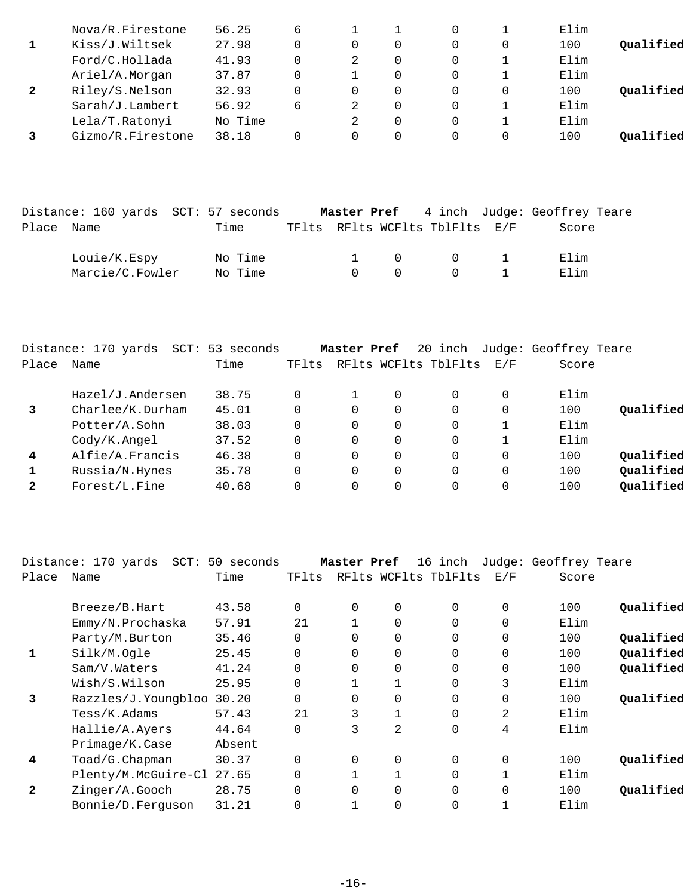| Place | Name | Time | TFlts | RFlts | WCFlts | TblFlts | E/F | Score | |
|---|---|---|---|---|---|---|---|---|---|
| | Nova/R.Firestone | 56.25 | 6 | 1 | 1 | 0 | 1 | Elim | |
| **1** | Kiss/J.Wiltsek | 27.98 | 0 | 0 | 0 | 0 | 0 | 100 | **Qualified** |
| | Ford/C.Hollada | 41.93 | 0 | 2 | 0 | 0 | 1 | Elim | |
| | Ariel/A.Morgan | 37.87 | 0 | 1 | 0 | 0 | 1 | Elim | |
| **2** | Riley/S.Nelson | 32.93 | 0 | 0 | 0 | 0 | 0 | 100 | **Qualified** |
| | Sarah/J.Lambert | 56.92 | 6 | 2 | 0 | 0 | 1 | Elim | |
| | Lela/T.Ratonyi | No Time | | 2 | 0 | 0 | 1 | Elim | |
| **3** | Gizmo/R.Firestone | 38.18 | 0 | 0 | 0 | 0 | 0 | 100 | **Qualified** |

Distance: 160 yards SCT: 57 seconds **Master Pref** 4 inch Judge: Geoffrey Teare

| Place | Name | Time | TFlts | RFlts | WCFlts | TblFlts | E/F | Score |
|---|---|---|---|---|---|---|---|---|
| | Louie/K.Espy | No Time | | 1 | 0 | 0 | 1 | Elim |
| | Marcie/C.Fowler | No Time | | 0 | 0 | 0 | 1 | Elim |

Distance: 170 yards SCT: 53 seconds **Master Pref** 20 inch Judge: Geoffrey Teare

| Place | Name | Time | TFlts | RFlts | WCFlts | TblFlts | E/F | Score | |
|---|---|---|---|---|---|---|---|---|---|
| | Hazel/J.Andersen | 38.75 | 0 | 1 | 0 | 0 | 0 | Elim | |
| **3** | Charlee/K.Durham | 45.01 | 0 | 0 | 0 | 0 | 0 | 100 | **Qualified** |
| | Potter/A.Sohn | 38.03 | 0 | 0 | 0 | 0 | 1 | Elim | |
| | Cody/K.Angel | 37.52 | 0 | 0 | 0 | 0 | 1 | Elim | |
| **4** | Alfie/A.Francis | 46.38 | 0 | 0 | 0 | 0 | 0 | 100 | **Qualified** |
| **1** | Russia/N.Hynes | 35.78 | 0 | 0 | 0 | 0 | 0 | 100 | **Qualified** |
| **2** | Forest/L.Fine | 40.68 | 0 | 0 | 0 | 0 | 0 | 100 | **Qualified** |

Distance: 170 yards SCT: 50 seconds **Master Pref** 16 inch Judge: Geoffrey Teare

| Place | Name | Time | TFlts | RFlts | WCFlts | TblFlts | E/F | Score | |
|---|---|---|---|---|---|---|---|---|---|
| | Breeze/B.Hart | 43.58 | 0 | 0 | 0 | 0 | 0 | 100 | **Qualified** |
| | Emmy/N.Prochaska | 57.91 | 21 | 1 | 0 | 0 | 0 | Elim | |
| | Party/M.Burton | 35.46 | 0 | 0 | 0 | 0 | 0 | 100 | **Qualified** |
| **1** | Silk/M.Ogle | 25.45 | 0 | 0 | 0 | 0 | 0 | 100 | **Qualified** |
| | Sam/V.Waters | 41.24 | 0 | 0 | 0 | 0 | 0 | 100 | **Qualified** |
| | Wish/S.Wilson | 25.95 | 0 | 1 | 1 | 0 | 3 | Elim | |
| **3** | Razzles/J.Youngbloo | 30.20 | 0 | 0 | 0 | 0 | 0 | 100 | **Qualified** |
| | Tess/K.Adams | 57.43 | 21 | 3 | 1 | 0 | 2 | Elim | |
| | Hallie/A.Ayers | 44.64 | 0 | 3 | 2 | 0 | 4 | Elim | |
| | Primage/K.Case | Absent | | | | | | | |
| **4** | Toad/G.Chapman | 30.37 | 0 | 0 | 0 | 0 | 0 | 100 | **Qualified** |
| | Plenty/M.McGuire-Cl | 27.65 | 0 | 1 | 1 | 0 | 1 | Elim | |
| **2** | Zinger/A.Gooch | 28.75 | 0 | 0 | 0 | 0 | 0 | 100 | **Qualified** |
| | Bonnie/D.Ferguson | 31.21 | 0 | 1 | 0 | 0 | 1 | Elim | |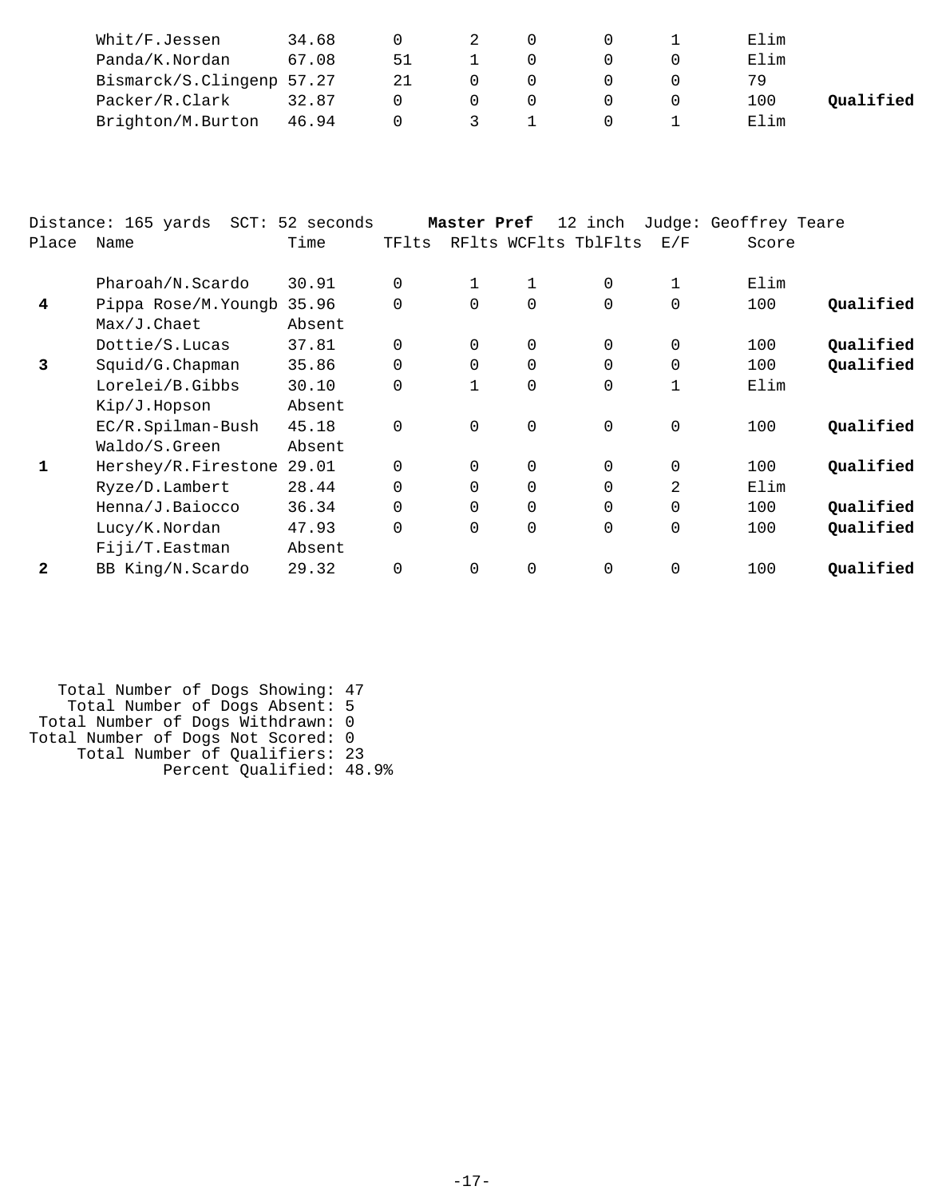| Place | Name | Time | TFlts | RFlts | WCFlts | TblFlts | E/F | Score | |
|---|---|---|---|---|---|---|---|---|---|
| | Whit/F.Jessen | 34.68 | 0 | 2 | 0 | 0 | 1 | Elim | |
| | Panda/K.Nordan | 67.08 | 51 | 1 | 0 | 0 | 0 | Elim | |
| | Bismarck/S.Clingenp | 57.27 | 21 | 0 | 0 | 0 | 0 | 79 | |
| | Packer/R.Clark | 32.87 | 0 | 0 | 0 | 0 | 0 | 100 | **Qualified** |
| | Brighton/M.Burton | 46.94 | 0 | 3 | 1 | 0 | 1 | Elim | |

Distance: 165 yards SCT: 52 seconds **Master Pref** 12 inch Judge: Geoffrey Teare

| Place | Name | Time | TFlts | RFlts | WCFlts | TblFlts | E/F | Score | |
|---|---|---|---|---|---|---|---|---|---|
| | Pharoah/N.Scardo | 30.91 | 0 | 1 | 1 | 0 | 1 | Elim | |
| **4** | Pippa Rose/M.Youngb | 35.96 | 0 | 0 | 0 | 0 | 0 | 100 | **Qualified** |
| | Max/J.Chaet | Absent | | | | | | | |
| | Dottie/S.Lucas | 37.81 | 0 | 0 | 0 | 0 | 0 | 100 | **Qualified** |
| **3** | Squid/G.Chapman | 35.86 | 0 | 0 | 0 | 0 | 0 | 100 | **Qualified** |
| | Lorelei/B.Gibbs | 30.10 | 0 | 1 | 0 | 0 | 1 | Elim | |
| | Kip/J.Hopson | Absent | | | | | | | |
| | EC/R.Spilman-Bush | 45.18 | 0 | 0 | 0 | 0 | 0 | 100 | **Qualified** |
| | Waldo/S.Green | Absent | | | | | | | |
| **1** | Hershey/R.Firestone | 29.01 | 0 | 0 | 0 | 0 | 0 | 100 | **Qualified** |
| | Ryze/D.Lambert | 28.44 | 0 | 0 | 0 | 0 | 2 | Elim | |
| | Henna/J.Baiocco | 36.34 | 0 | 0 | 0 | 0 | 0 | 100 | **Qualified** |
| | Lucy/K.Nordan | 47.93 | 0 | 0 | 0 | 0 | 0 | 100 | **Qualified** |
| | Fiji/T.Eastman | Absent | | | | | | | |
| **2** | BB King/N.Scardo | 29.32 | 0 | 0 | 0 | 0 | 0 | 100 | **Qualified** |

Total Number of Dogs Showing: 47
Total Number of Dogs Absent: 5
Total Number of Dogs Withdrawn: 0
Total Number of Dogs Not Scored: 0
Total Number of Qualifiers: 23
Percent Qualified: 48.9%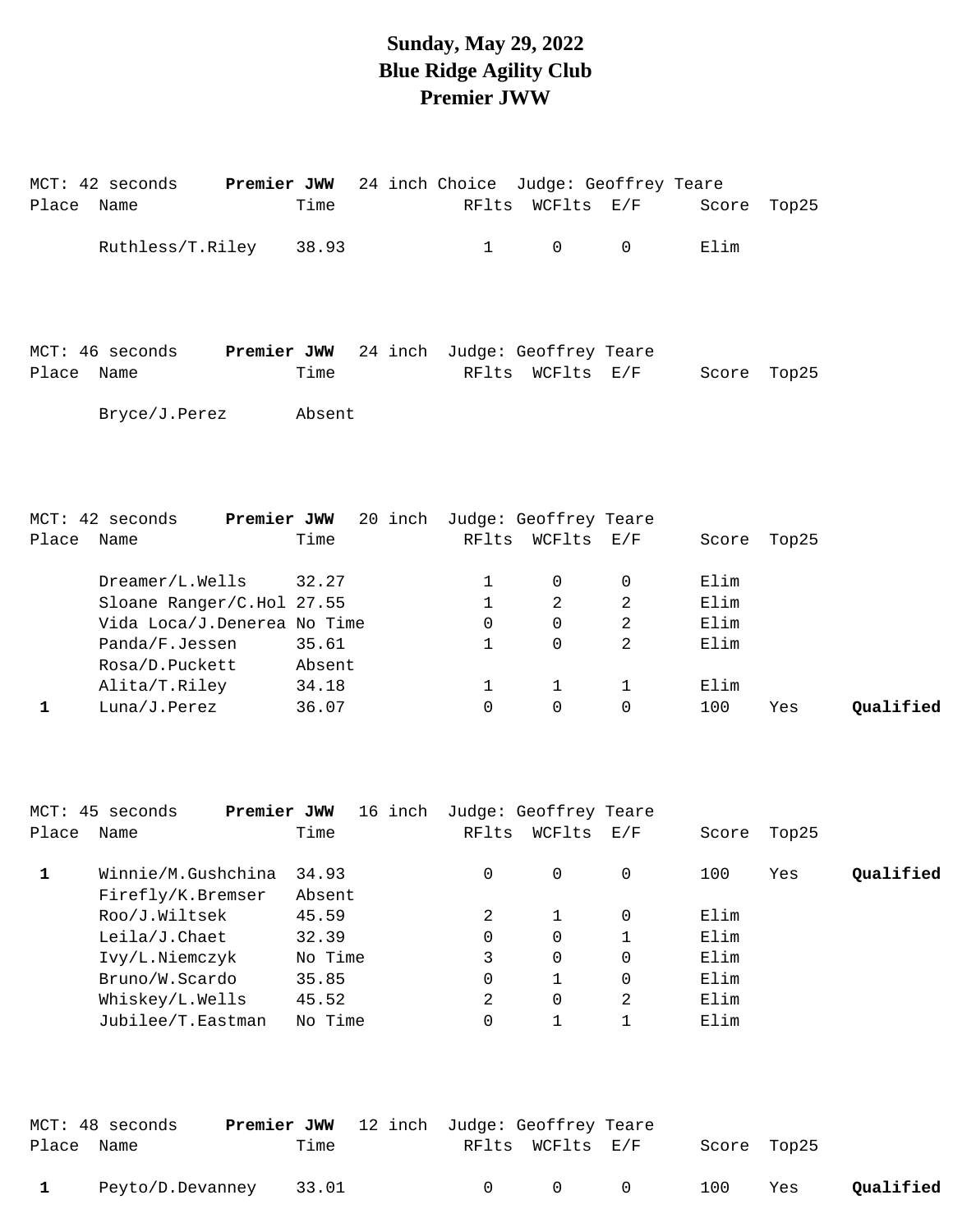# Sunday, May 29, 2022
# Blue Ridge Agility Club
# Premier JWW

MCT: 42 seconds **Premier JWW** 24 inch Choice Judge: Geoffrey Teare

| Place | Name | Time | RFlts | WCFlts | E/F | Score | Top25 | |
|---|---|---|---|---|---|---|---|---|
| | Ruthless/T.Riley | 38.93 | 1 | 0 | 0 | Elim | | |

MCT: 46 seconds **Premier JWW** 24 inch Judge: Geoffrey Teare

| Place | Name | Time | RFlts | WCFlts | E/F | Score | Top25 | |
|---|---|---|---|---|---|---|---|---|
| | Bryce/J.Perez | Absent | | | | | | |

MCT: 42 seconds **Premier JWW** 20 inch Judge: Geoffrey Teare

| Place | Name | Time | RFlts | WCFlts | E/F | Score | Top25 | |
|---|---|---|---|---|---|---|---|---|
| | Dreamer/L.Wells | 32.27 | 1 | 0 | 0 | Elim | | |
| | Sloane Ranger/C.Hol | 27.55 | 1 | 2 | 2 | Elim | | |
| | Vida Loca/J.Denerea | No Time | 0 | 0 | 2 | Elim | | |
| | Panda/F.Jessen | 35.61 | 1 | 0 | 2 | Elim | | |
| | Rosa/D.Puckett | Absent | | | | | | |
| | Alita/T.Riley | 34.18 | 1 | 1 | 1 | Elim | | |
| 1 | Luna/J.Perez | 36.07 | 0 | 0 | 0 | 100 | Yes | **Qualified** |

MCT: 45 seconds **Premier JWW** 16 inch Judge: Geoffrey Teare

| Place | Name | Time | RFlts | WCFlts | E/F | Score | Top25 | |
|---|---|---|---|---|---|---|---|---|
| 1 | Winnie/M.Gushchina | 34.93 | 0 | 0 | 0 | 100 | Yes | **Qualified** |
| | Firefly/K.Bremser | Absent | | | | | | |
| | Roo/J.Wiltsek | 45.59 | 2 | 1 | 0 | Elim | | |
| | Leila/J.Chaet | 32.39 | 0 | 0 | 1 | Elim | | |
| | Ivy/L.Niemczyk | No Time | 3 | 0 | 0 | Elim | | |
| | Bruno/W.Scardo | 35.85 | 0 | 1 | 0 | Elim | | |
| | Whiskey/L.Wells | 45.52 | 2 | 0 | 2 | Elim | | |
| | Jubilee/T.Eastman | No Time | 0 | 1 | 1 | Elim | | |

MCT: 48 seconds **Premier JWW** 12 inch Judge: Geoffrey Teare

| Place | Name | Time | RFlts | WCFlts | E/F | Score | Top25 | |
|---|---|---|---|---|---|---|---|---|
| 1 | Peyto/D.Devanney | 33.01 | 0 | 0 | 0 | 100 | Yes | **Qualified** |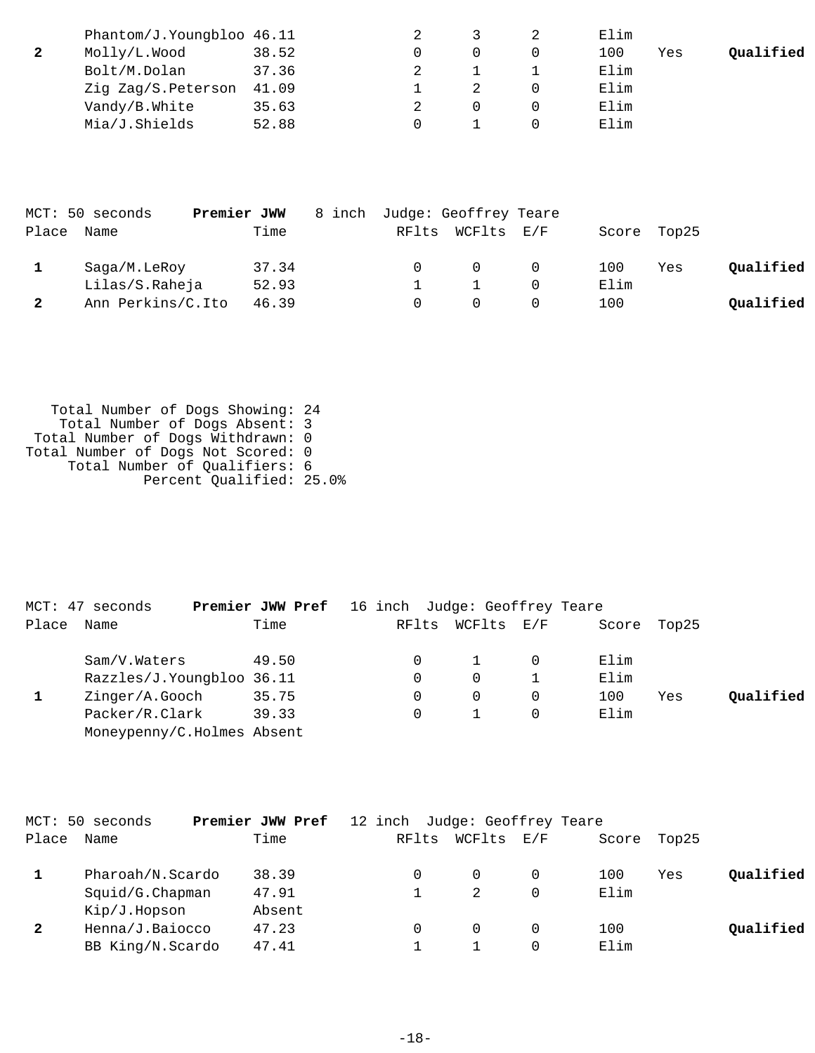| Place | Name | Time | RFlts | WCFlts | E/F | Score | Top25 | |
|---|---|---|---|---|---|---|---|---|
| | Phantom/J.Youngbloo | 46.11 | 2 | 3 | 2 | Elim | | |
| **2** | Molly/L.Wood | 38.52 | 0 | 0 | 0 | 100 | Yes | **Qualified** |
| | Bolt/M.Dolan | 37.36 | 2 | 1 | 1 | Elim | | |
| | Zig Zag/S.Peterson | 41.09 | 1 | 2 | 0 | Elim | | |
| | Vandy/B.White | 35.63 | 2 | 0 | 0 | Elim | | |
| | Mia/J.Shields | 52.88 | 0 | 1 | 0 | Elim | | |

MCT: 50 seconds **Premier JWW** 8 inch Judge: Geoffrey Teare

| Place | Name | Time | RFlts | WCFlts | E/F | Score | Top25 | |
|---|---|---|---|---|---|---|---|---|
| **1** | Saga/M.LeRoy | 37.34 | 0 | 0 | 0 | 100 | Yes | **Qualified** |
| | Lilas/S.Raheja | 52.93 | 1 | 1 | 0 | Elim | | |
| **2** | Ann Perkins/C.Ito | 46.39 | 0 | 0 | 0 | 100 | | **Qualified** |

Total Number of Dogs Showing: 24
Total Number of Dogs Absent: 3
Total Number of Dogs Withdrawn: 0
Total Number of Dogs Not Scored: 0
Total Number of Qualifiers: 6
Percent Qualified: 25.0%

MCT: 47 seconds **Premier JWW Pref** 16 inch Judge: Geoffrey Teare

| Place | Name | Time | RFlts | WCFlts | E/F | Score | Top25 | |
|---|---|---|---|---|---|---|---|---|
| | Sam/V.Waters | 49.50 | 0 | 1 | 0 | Elim | | |
| | Razzles/J.Youngbloo | 36.11 | 0 | 0 | 1 | Elim | | |
| **1** | Zinger/A.Gooch | 35.75 | 0 | 0 | 0 | 100 | Yes | **Qualified** |
| | Packer/R.Clark | 39.33 | 0 | 1 | 0 | Elim | | |
| | Moneypenny/C.Holmes | Absent | | | | | | |

MCT: 50 seconds **Premier JWW Pref** 12 inch Judge: Geoffrey Teare

| Place | Name | Time | RFlts | WCFlts | E/F | Score | Top25 | |
|---|---|---|---|---|---|---|---|---|
| **1** | Pharoah/N.Scardo | 38.39 | 0 | 0 | 0 | 100 | Yes | **Qualified** |
| | Squid/G.Chapman | 47.91 | 1 | 2 | 0 | Elim | | |
| | Kip/J.Hopson | Absent | | | | | | |
| **2** | Henna/J.Baiocco | 47.23 | 0 | 0 | 0 | 100 | | **Qualified** |
| | BB King/N.Scardo | 47.41 | 1 | 1 | 0 | Elim | | |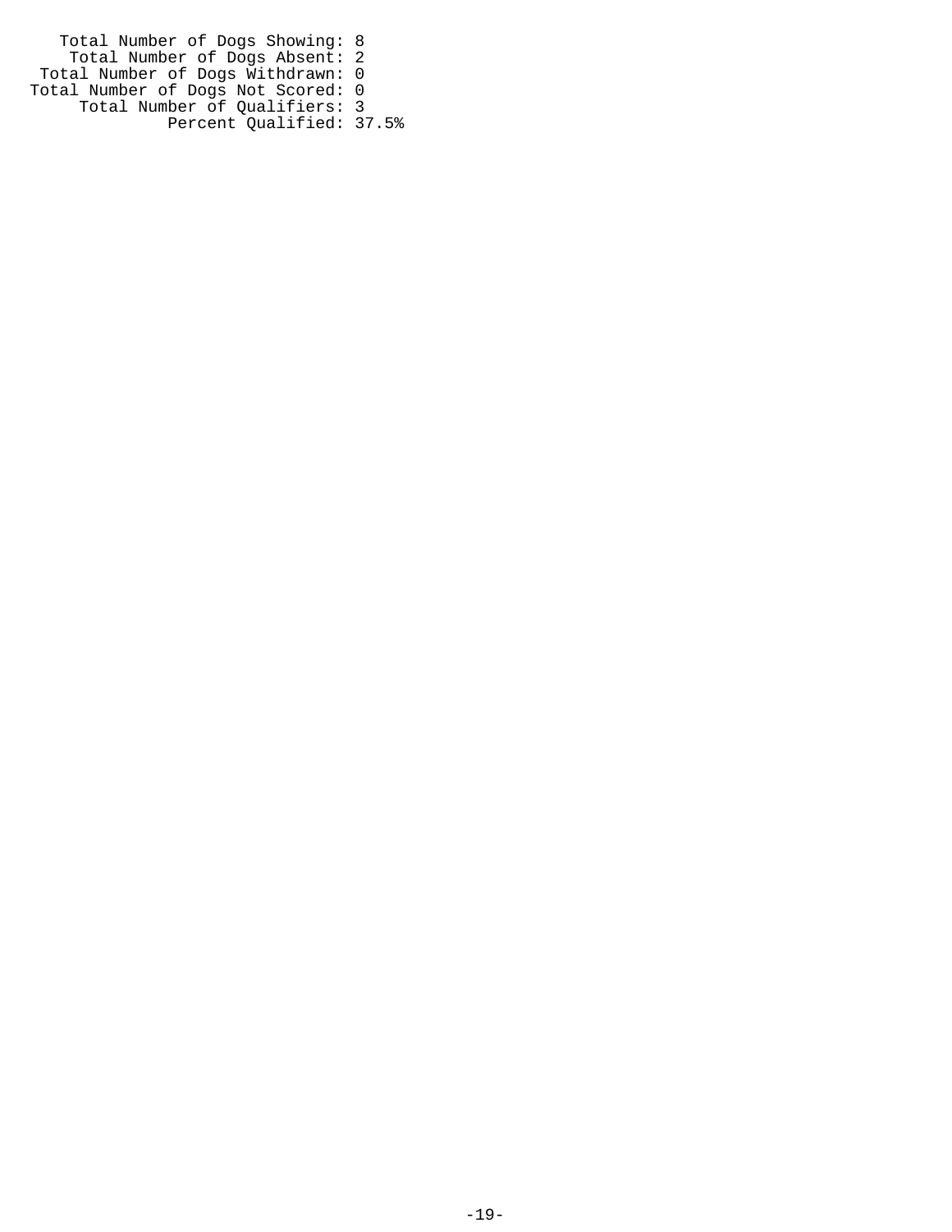Total Number of Dogs Showing: 8
Total Number of Dogs Absent: 2
Total Number of Dogs Withdrawn: 0
Total Number of Dogs Not Scored: 0
Total Number of Qualifiers: 3
Percent Qualified: 37.5%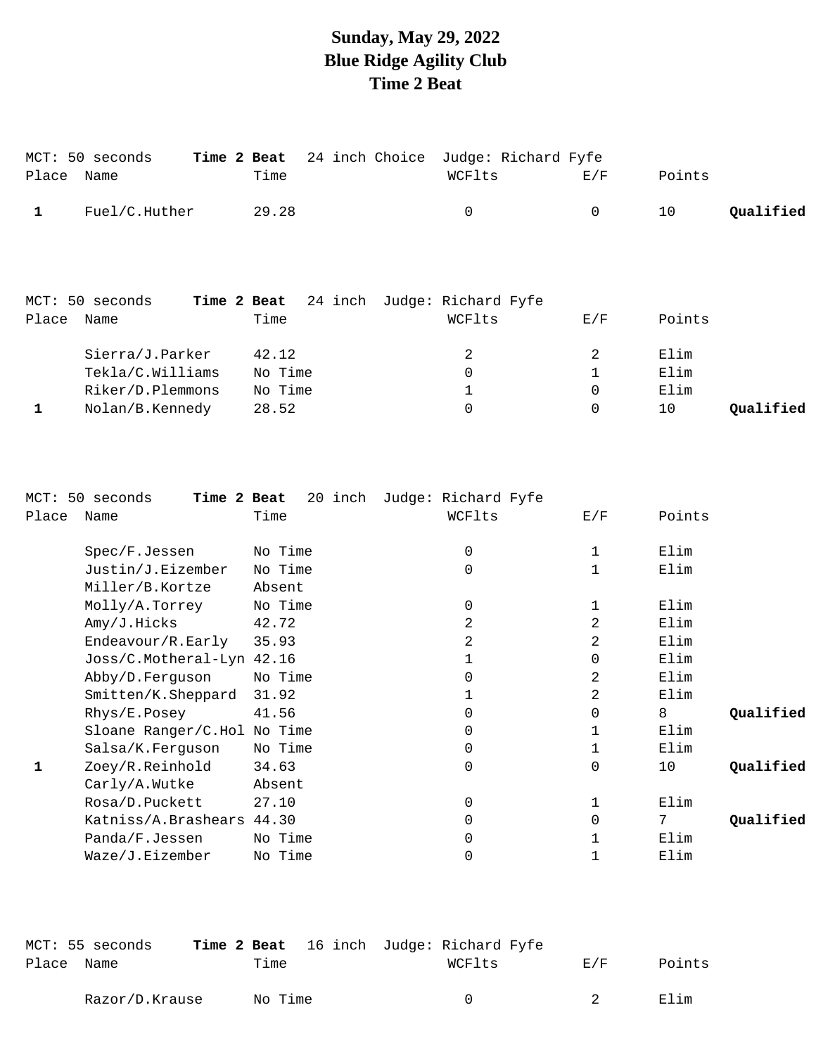# Sunday, May 29, 2022
# Blue Ridge Agility Club
# Time 2 Beat

MCT: 50 seconds **Time 2 Beat** 24 inch Choice Judge: Richard Fyfe

| Place | Name | Time | WCFlts | E/F | Points | |
|---|---|---|---|---|---|---|
| **1** | Fuel/C.Huther | 29.28 | 0 | 0 | 10 | **Qualified** |

MCT: 50 seconds **Time 2 Beat** 24 inch Judge: Richard Fyfe

| Place | Name | Time | WCFlts | E/F | Points | |
|---|---|---|---|---|---|---|
| | Sierra/J.Parker | 42.12 | 2 | 2 | Elim | |
| | Tekla/C.Williams | No Time | 0 | 1 | Elim | |
| | Riker/D.Plemmons | No Time | 1 | 0 | Elim | |
| **1** | Nolan/B.Kennedy | 28.52 | 0 | 0 | 10 | **Qualified** |

MCT: 50 seconds **Time 2 Beat** 20 inch Judge: Richard Fyfe

| Place | Name | Time | WCFlts | E/F | Points | |
|---|---|---|---|---|---|---|
| | Spec/F.Jessen | No Time | 0 | 1 | Elim | |
| | Justin/J.Eizember | No Time | 0 | 1 | Elim | |
| | Miller/B.Kortze | Absent | | | | |
| | Molly/A.Torrey | No Time | 0 | 1 | Elim | |
| | Amy/J.Hicks | 42.72 | 2 | 2 | Elim | |
| | Endeavour/R.Early | 35.93 | 2 | 2 | Elim | |
| | Joss/C.Motheral-Lyn | 42.16 | 1 | 0 | Elim | |
| | Abby/D.Ferguson | No Time | 0 | 2 | Elim | |
| | Smitten/K.Sheppard | 31.92 | 1 | 2 | Elim | |
| | Rhys/E.Posey | 41.56 | 0 | 0 | 8 | **Qualified** |
| | Sloane Ranger/C.Hol | No Time | 0 | 1 | Elim | |
| | Salsa/K.Ferguson | No Time | 0 | 1 | Elim | |
| **1** | Zoey/R.Reinhold | 34.63 | 0 | 0 | 10 | **Qualified** |
| | Carly/A.Wutke | Absent | | | | |
| | Rosa/D.Puckett | 27.10 | 0 | 1 | Elim | |
| | Katniss/A.Brashears | 44.30 | 0 | 0 | 7 | **Qualified** |
| | Panda/F.Jessen | No Time | 0 | 1 | Elim | |
| | Waze/J.Eizember | No Time | 0 | 1 | Elim | |

MCT: 55 seconds **Time 2 Beat** 16 inch Judge: Richard Fyfe

| Place | Name | Time | WCFlts | E/F | Points |
|---|---|---|---|---|---|
| | Razor/D.Krause | No Time | 0 | 2 | Elim |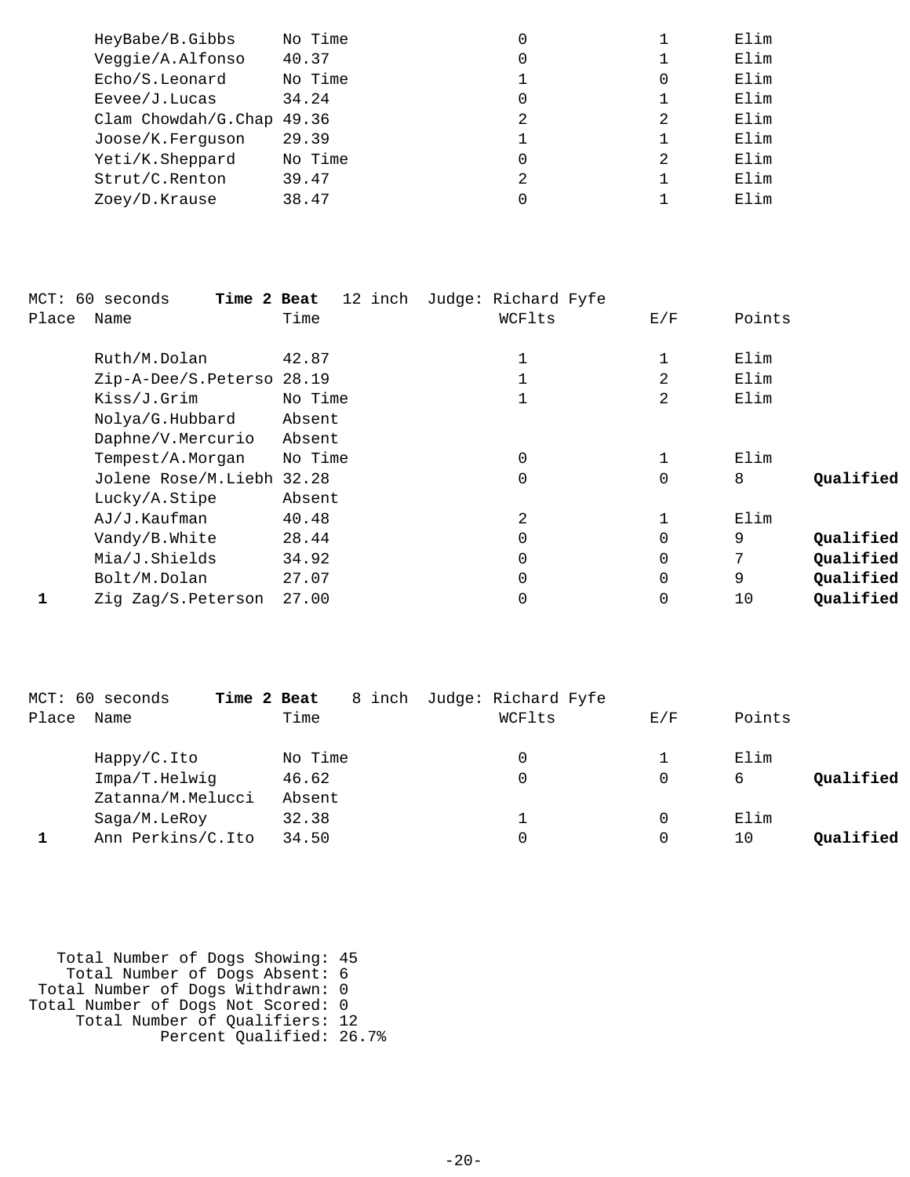| Place | Name | Time | WCFlts | E/F | Points | |
|---|---|---|---|---|---|---|
| | HeyBabe/B.Gibbs | No Time | 0 | 1 | Elim | |
| | Veggie/A.Alfonso | 40.37 | 0 | 1 | Elim | |
| | Echo/S.Leonard | No Time | 1 | 0 | Elim | |
| | Eevee/J.Lucas | 34.24 | 0 | 1 | Elim | |
| | Clam Chowdah/G.Chap | 49.36 | 2 | 2 | Elim | |
| | Joose/K.Ferguson | 29.39 | 1 | 1 | Elim | |
| | Yeti/K.Sheppard | No Time | 0 | 2 | Elim | |
| | Strut/C.Renton | 39.47 | 2 | 1 | Elim | |
| | Zoey/D.Krause | 38.47 | 0 | 1 | Elim | |

MCT: 60 seconds **Time 2 Beat** 12 inch Judge: Richard Fyfe

| Place | Name | Time | WCFlts | E/F | Points | |
|---|---|---|---|---|---|---|
| | Ruth/M.Dolan | 42.87 | 1 | 1 | Elim | |
| | Zip-A-Dee/S.Peterso | 28.19 | 1 | 2 | Elim | |
| | Kiss/J.Grim | No Time | 1 | 2 | Elim | |
| | Nolya/G.Hubbard | Absent | | | | |
| | Daphne/V.Mercurio | Absent | | | | |
| | Tempest/A.Morgan | No Time | 0 | 1 | Elim | |
| | Jolene Rose/M.Liebh | 32.28 | 0 | 0 | 8 | **Qualified** |
| | Lucky/A.Stipe | Absent | | | | |
| | AJ/J.Kaufman | 40.48 | 2 | 1 | Elim | |
| | Vandy/B.White | 28.44 | 0 | 0 | 9 | **Qualified** |
| | Mia/J.Shields | 34.92 | 0 | 0 | 7 | **Qualified** |
| | Bolt/M.Dolan | 27.07 | 0 | 0 | 9 | **Qualified** |
| **1** | Zig Zag/S.Peterson | 27.00 | 0 | 0 | 10 | **Qualified** |

MCT: 60 seconds **Time 2 Beat** 8 inch Judge: Richard Fyfe

| Place | Name | Time | WCFlts | E/F | Points | |
|---|---|---|---|---|---|---|
| | Happy/C.Ito | No Time | 0 | 1 | Elim | |
| | Impa/T.Helwig | 46.62 | 0 | 0 | 6 | **Qualified** |
| | Zatanna/M.Melucci | Absent | | | | |
| | Saga/M.LeRoy | 32.38 | 1 | 0 | Elim | |
| **1** | Ann Perkins/C.Ito | 34.50 | 0 | 0 | 10 | **Qualified** |

Total Number of Dogs Showing: 45
Total Number of Dogs Absent: 6
Total Number of Dogs Withdrawn: 0
Total Number of Dogs Not Scored: 0
Total Number of Qualifiers: 12
Percent Qualified: 26.7%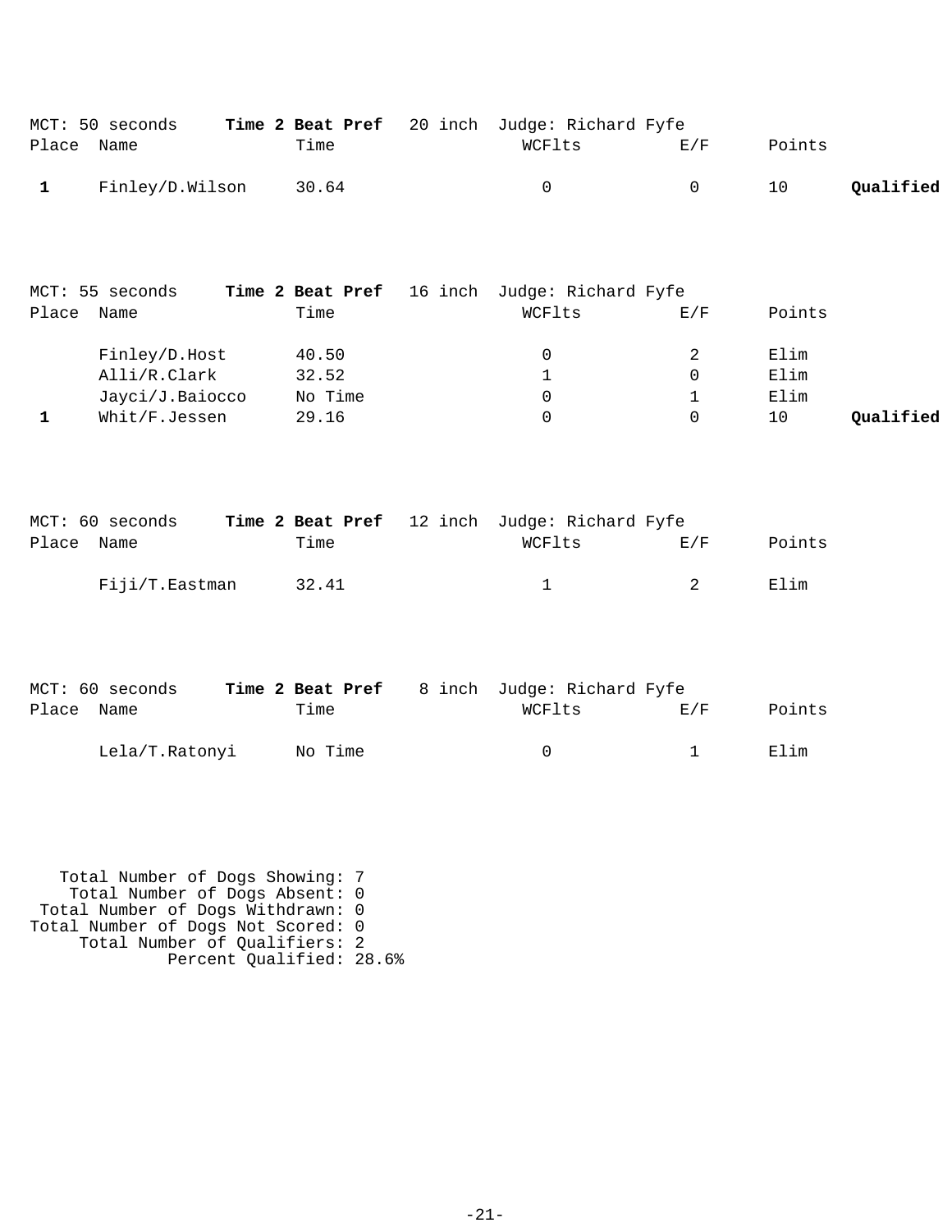MCT: 50 seconds **Time 2 Beat Pref** 20 inch Judge: Richard Fyfe

| Place | Name | Time | WCFlts | E/F | Points | |
|---|---|---|---|---|---|---|
| **1** | Finley/D.Wilson | 30.64 | 0 | 0 | 10 | **Qualified** |

MCT: 55 seconds **Time 2 Beat Pref** 16 inch Judge: Richard Fyfe

| Place | Name | Time | WCFlts | E/F | Points | |
|---|---|---|---|---|---|---|
| | Finley/D.Host | 40.50 | 0 | 2 | Elim | |
| | Alli/R.Clark | 32.52 | 1 | 0 | Elim | |
| | Jayci/J.Baiocco | No Time | 0 | 1 | Elim | |
| **1** | Whit/F.Jessen | 29.16 | 0 | 0 | 10 | **Qualified** |

MCT: 60 seconds **Time 2 Beat Pref** 12 inch Judge: Richard Fyfe

| Place | Name | Time | WCFlts | E/F | Points |
|---|---|---|---|---|---|
| | Fiji/T.Eastman | 32.41 | 1 | 2 | Elim |

MCT: 60 seconds **Time 2 Beat Pref** 8 inch Judge: Richard Fyfe

| Place | Name | Time | WCFlts | E/F | Points |
|---|---|---|---|---|---|
| | Lela/T.Ratonyi | No Time | 0 | 1 | Elim |

Total Number of Dogs Showing: 7
Total Number of Dogs Absent: 0
Total Number of Dogs Withdrawn: 0
Total Number of Dogs Not Scored: 0
Total Number of Qualifiers: 2
Percent Qualified: 28.6%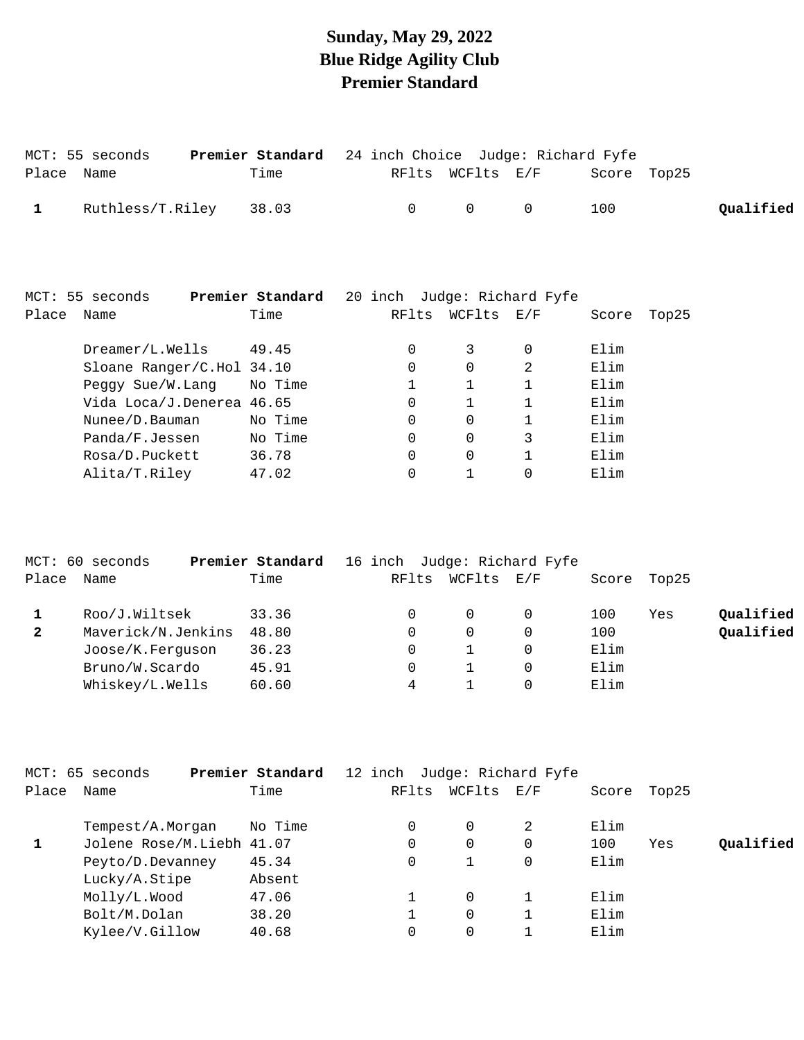# Sunday, May 29, 2022
# Blue Ridge Agility Club
# Premier Standard

MCT: 55 seconds **Premier Standard** 24 inch Choice Judge: Richard Fyfe

| Place | Name | Time | RFlts | WCFlts | E/F | Score | Top25 | |
|---|---|---|---|---|---|---|---|---|
| 1 | Ruthless/T.Riley | 38.03 | 0 | 0 | 0 | 100 | | **Qualified** |

MCT: 55 seconds **Premier Standard** 20 inch Judge: Richard Fyfe

| Place | Name | Time | RFlts | WCFlts | E/F | Score | Top25 | |
|---|---|---|---|---|---|---|---|---|
| | Dreamer/L.Wells | 49.45 | 0 | 3 | 0 | Elim | | |
| | Sloane Ranger/C.Hol | 34.10 | 0 | 0 | 2 | Elim | | |
| | Peggy Sue/W.Lang | No Time | 1 | 1 | 1 | Elim | | |
| | Vida Loca/J.Denerea | 46.65 | 0 | 1 | 1 | Elim | | |
| | Nunee/D.Bauman | No Time | 0 | 0 | 1 | Elim | | |
| | Panda/F.Jessen | No Time | 0 | 0 | 3 | Elim | | |
| | Rosa/D.Puckett | 36.78 | 0 | 0 | 1 | Elim | | |
| | Alita/T.Riley | 47.02 | 0 | 1 | 0 | Elim | | |

MCT: 60 seconds **Premier Standard** 16 inch Judge: Richard Fyfe

| Place | Name | Time | RFlts | WCFlts | E/F | Score | Top25 | |
|---|---|---|---|---|---|---|---|---|
| 1 | Roo/J.Wiltsek | 33.36 | 0 | 0 | 0 | 100 | Yes | **Qualified** |
| 2 | Maverick/N.Jenkins | 48.80 | 0 | 0 | 0 | 100 | | **Qualified** |
| | Joose/K.Ferguson | 36.23 | 0 | 1 | 0 | Elim | | |
| | Bruno/W.Scardo | 45.91 | 0 | 1 | 0 | Elim | | |
| | Whiskey/L.Wells | 60.60 | 4 | 1 | 0 | Elim | | |

MCT: 65 seconds **Premier Standard** 12 inch Judge: Richard Fyfe

| Place | Name | Time | RFlts | WCFlts | E/F | Score | Top25 | |
|---|---|---|---|---|---|---|---|---|
| | Tempest/A.Morgan | No Time | 0 | 0 | 2 | Elim | | |
| 1 | Jolene Rose/M.Liebh | 41.07 | 0 | 0 | 0 | 100 | Yes | **Qualified** |
| | Peyto/D.Devanney | 45.34 | 0 | 1 | 0 | Elim | | |
| | Lucky/A.Stipe | Absent | | | | | | |
| | Molly/L.Wood | 47.06 | 1 | 0 | 1 | Elim | | |
| | Bolt/M.Dolan | 38.20 | 1 | 0 | 1 | Elim | | |
| | Kylee/V.Gillow | 40.68 | 0 | 0 | 1 | Elim | | |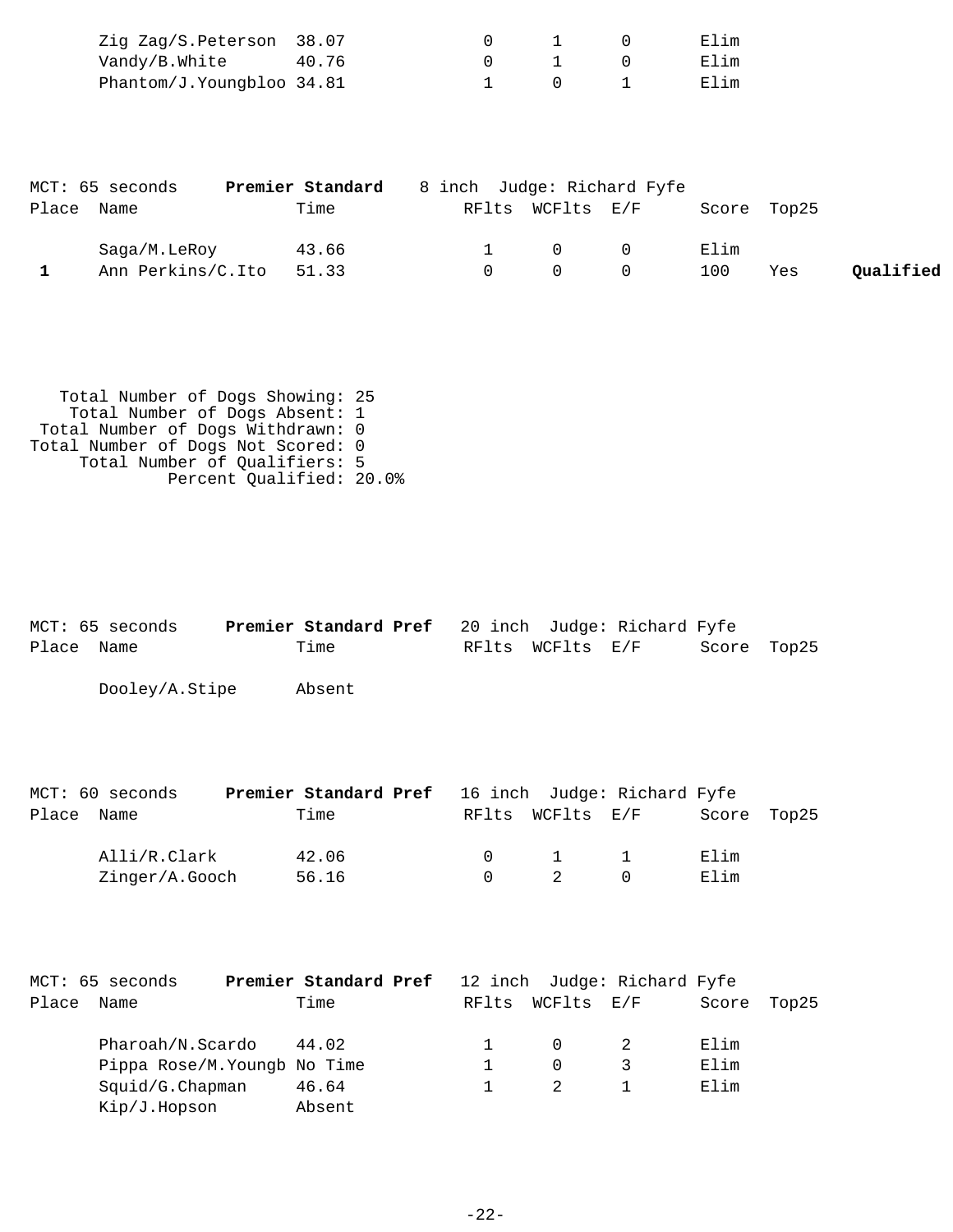| Place | Name | Time | RFlts | WCFlts | E/F | Score | Top25 | |
|---|---|---|---|---|---|---|---|---|
| | Zig Zag/S.Peterson | 38.07 | 0 | 1 | 0 | Elim | | |
| | Vandy/B.White | 40.76 | 0 | 1 | 0 | Elim | | |
| | Phantom/J.Youngbloo | 34.81 | 1 | 0 | 1 | Elim | | |

MCT: 65 seconds **Premier Standard** 8 inch Judge: Richard Fyfe

| Place | Name | Time | RFlts | WCFlts | E/F | Score | Top25 | |
|---|---|---|---|---|---|---|---|---|
| | Saga/M.LeRoy | 43.66 | 1 | 0 | 0 | Elim | | |
| **1** | Ann Perkins/C.Ito | 51.33 | 0 | 0 | 0 | 100 | Yes | **Qualified** |

Total Number of Dogs Showing: 25
Total Number of Dogs Absent: 1
Total Number of Dogs Withdrawn: 0
Total Number of Dogs Not Scored: 0
Total Number of Qualifiers: 5
Percent Qualified: 20.0%

MCT: 65 seconds **Premier Standard Pref** 20 inch Judge: Richard Fyfe

| Place | Name | Time | RFlts | WCFlts | E/F | Score | Top25 |
|---|---|---|---|---|---|---|---|
| | Dooley/A.Stipe | Absent | | | | | |

MCT: 60 seconds **Premier Standard Pref** 16 inch Judge: Richard Fyfe

| Place | Name | Time | RFlts | WCFlts | E/F | Score | Top25 |
|---|---|---|---|---|---|---|---|
| | Alli/R.Clark | 42.06 | 0 | 1 | 1 | Elim | |
| | Zinger/A.Gooch | 56.16 | 0 | 2 | 0 | Elim | |

MCT: 65 seconds **Premier Standard Pref** 12 inch Judge: Richard Fyfe

| Place | Name | Time | RFlts | WCFlts | E/F | Score | Top25 |
|---|---|---|---|---|---|---|---|
| | Pharoah/N.Scardo | 44.02 | 1 | 0 | 2 | Elim | |
| | Pippa Rose/M.Youngb | No Time | 1 | 0 | 3 | Elim | |
| | Squid/G.Chapman | 46.64 | 1 | 2 | 1 | Elim | |
| | Kip/J.Hopson | Absent | | | | | |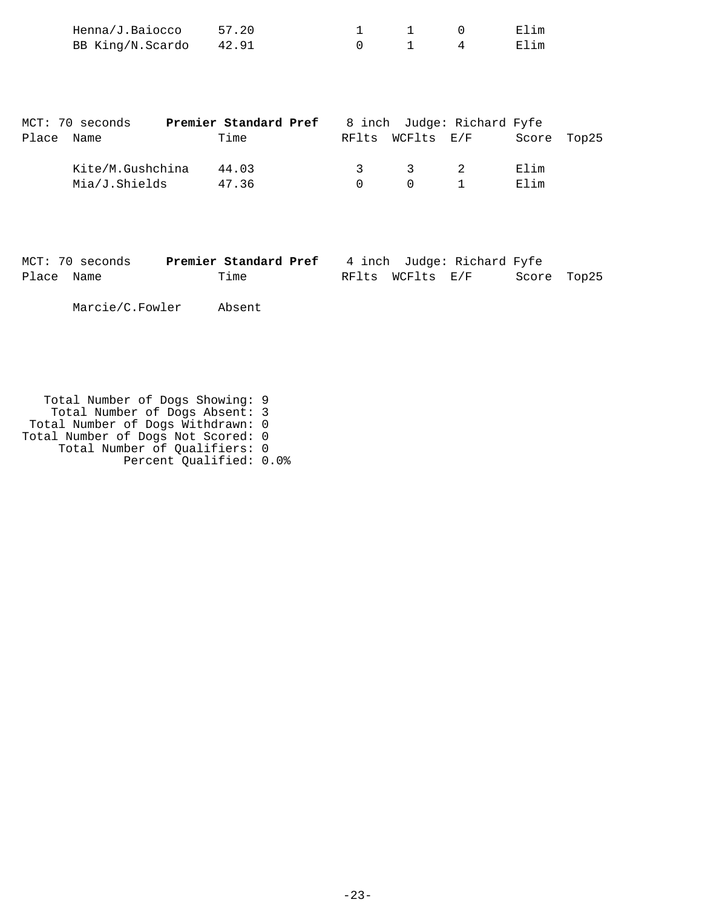| Place | Name | Time | RFlts | WCFlts | E/F | Score | Top25 |
|---|---|---|---|---|---|---|---|
| | Henna/J.Baiocco | 57.20 | 1 | 1 | 0 | Elim | |
| | BB King/N.Scardo | 42.91 | 0 | 1 | 4 | Elim | |

MCT: 70 seconds **Premier Standard Pref** 8 inch Judge: Richard Fyfe

| Place | Name | Time | RFlts | WCFlts | E/F | Score | Top25 |
|---|---|---|---|---|---|---|---|
| | Kite/M.Gushchina | 44.03 | 3 | 3 | 2 | Elim | |
| | Mia/J.Shields | 47.36 | 0 | 0 | 1 | Elim | |

MCT: 70 seconds **Premier Standard Pref** 4 inch Judge: Richard Fyfe

| Place | Name | Time | RFlts | WCFlts | E/F | Score | Top25 |
|---|---|---|---|---|---|---|---|
| | Marcie/C.Fowler | Absent | | | | | |

Total Number of Dogs Showing: 9
Total Number of Dogs Absent: 3
Total Number of Dogs Withdrawn: 0
Total Number of Dogs Not Scored: 0
Total Number of Qualifiers: 0
Percent Qualified: 0.0%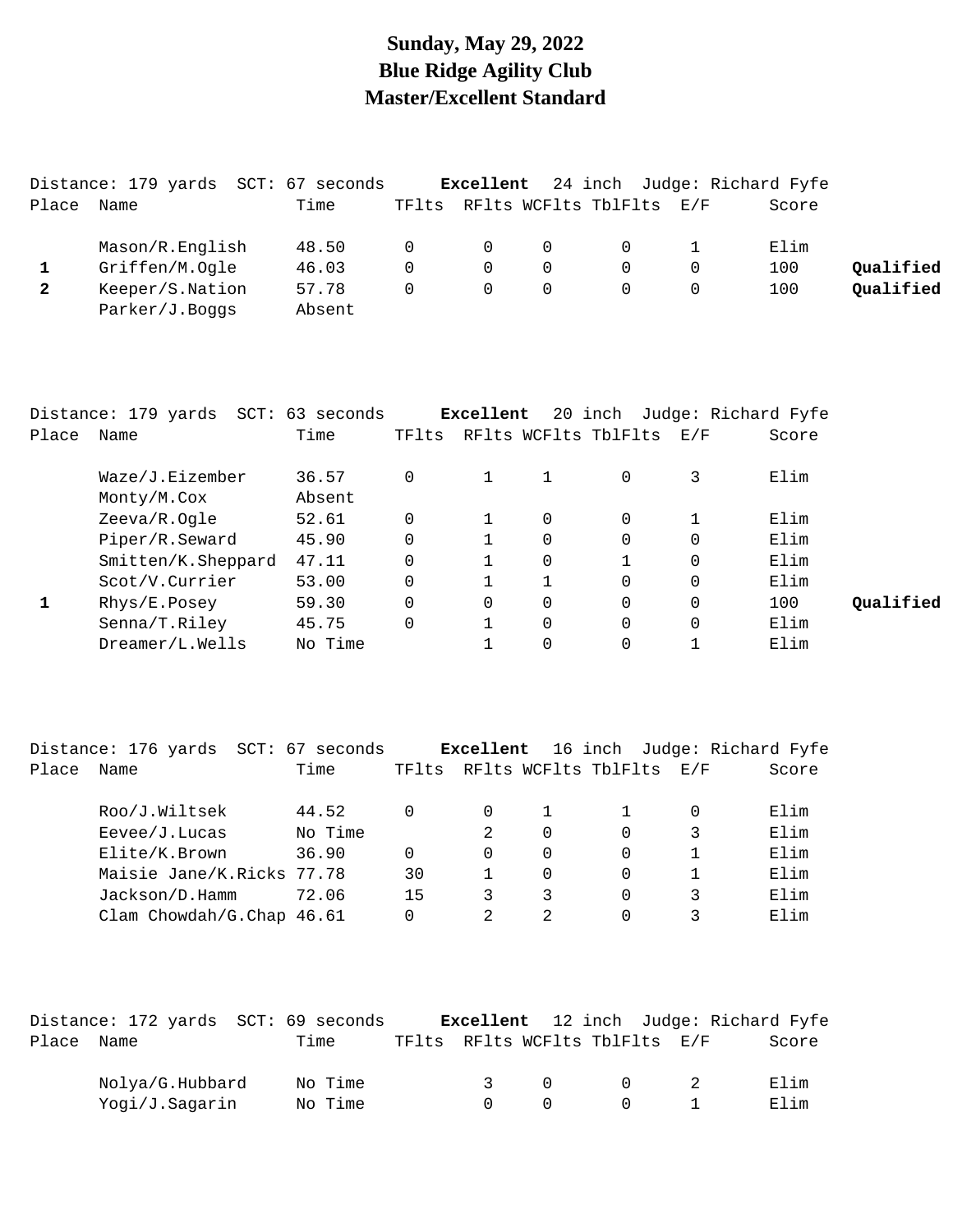# Sunday, May 29, 2022
# Blue Ridge Agility Club
# Master/Excellent Standard

Distance: 179 yards SCT: 67 seconds **Excellent** 24 inch Judge: Richard Fyfe

| Place | Name | Time | TFlts | RFlts | WCFlts | TblFlts | E/F | Score | |
|---|---|---|---|---|---|---|---|---|---|
| | Mason/R.English | 48.50 | 0 | 0 | 0 | 0 | 1 | Elim | |
| 1 | Griffen/M.Ogle | 46.03 | 0 | 0 | 0 | 0 | 0 | 100 | **Qualified** |
| 2 | Keeper/S.Nation | 57.78 | 0 | 0 | 0 | 0 | 0 | 100 | **Qualified** |
| | Parker/J.Boggs | Absent | | | | | | | |

Distance: 179 yards SCT: 63 seconds **Excellent** 20 inch Judge: Richard Fyfe

| Place | Name | Time | TFlts | RFlts | WCFlts | TblFlts | E/F | Score | |
|---|---|---|---|---|---|---|---|---|---|
| | Waze/J.Eizember | 36.57 | 0 | 1 | 1 | 0 | 3 | Elim | |
| | Monty/M.Cox | Absent | | | | | | | |
| | Zeeva/R.Ogle | 52.61 | 0 | 1 | 0 | 0 | 1 | Elim | |
| | Piper/R.Seward | 45.90 | 0 | 1 | 0 | 0 | 0 | Elim | |
| | Smitten/K.Sheppard | 47.11 | 0 | 1 | 0 | 1 | 0 | Elim | |
| | Scot/V.Currier | 53.00 | 0 | 1 | 1 | 0 | 0 | Elim | |
| 1 | Rhys/E.Posey | 59.30 | 0 | 0 | 0 | 0 | 0 | 100 | **Qualified** |
| | Senna/T.Riley | 45.75 | 0 | 1 | 0 | 0 | 0 | Elim | |
| | Dreamer/L.Wells | No Time | | 1 | 0 | 0 | 1 | Elim | |

Distance: 176 yards SCT: 67 seconds **Excellent** 16 inch Judge: Richard Fyfe

| Place | Name | Time | TFlts | RFlts | WCFlts | TblFlts | E/F | Score |
|---|---|---|---|---|---|---|---|---|
| | Roo/J.Wiltsek | 44.52 | 0 | 0 | 1 | 1 | 0 | Elim |
| | Eevee/J.Lucas | No Time | | 2 | 0 | 0 | 3 | Elim |
| | Elite/K.Brown | 36.90 | 0 | 0 | 0 | 0 | 1 | Elim |
| | Maisie Jane/K.Ricks | 77.78 | 30 | 1 | 0 | 0 | 1 | Elim |
| | Jackson/D.Hamm | 72.06 | 15 | 3 | 3 | 0 | 3 | Elim |
| | Clam Chowdah/G.Chap | 46.61 | 0 | 2 | 2 | 0 | 3 | Elim |

Distance: 172 yards SCT: 69 seconds **Excellent** 12 inch Judge: Richard Fyfe

| Place | Name | Time | TFlts | RFlts | WCFlts | TblFlts | E/F | Score |
|---|---|---|---|---|---|---|---|---|
| | Nolya/G.Hubbard | No Time | | 3 | 0 | 0 | 2 | Elim |
| | Yogi/J.Sagarin | No Time | | 0 | 0 | 0 | 1 | Elim |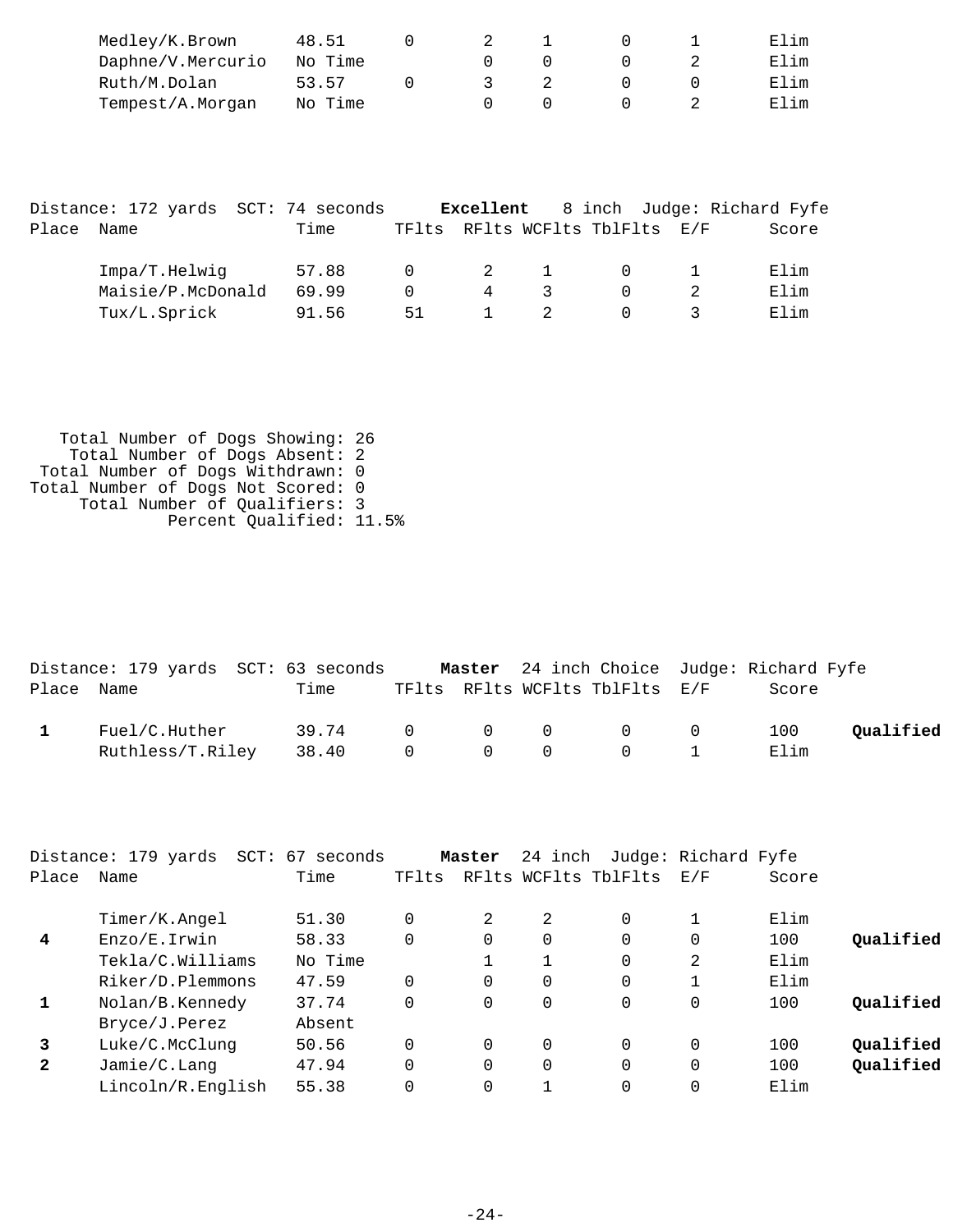| Place | Name | Time | TFlts | RFlts | WCFlts | TblFlts | E/F | Score | |
|---|---|---|---|---|---|---|---|---|---|
| | Medley/K.Brown | 48.51 | 0 | 2 | 1 | 0 | 1 | Elim | |
| | Daphne/V.Mercurio | No Time | | 0 | 0 | 0 | 2 | Elim | |
| | Ruth/M.Dolan | 53.57 | 0 | 3 | 2 | 0 | 0 | Elim | |
| | Tempest/A.Morgan | No Time | | 0 | 0 | 0 | 2 | Elim | |

Distance: 172 yards SCT: 74 seconds **Excellent** 8 inch Judge: Richard Fyfe

| Place | Name | Time | TFlts | RFlts | WCFlts | TblFlts | E/F | Score |
|---|---|---|---|---|---|---|---|---|
| | Impa/T.Helwig | 57.88 | 0 | 2 | 1 | 0 | 1 | Elim |
| | Maisie/P.McDonald | 69.99 | 0 | 4 | 3 | 0 | 2 | Elim |
| | Tux/L.Sprick | 91.56 | 51 | 1 | 2 | 0 | 3 | Elim |

Total Number of Dogs Showing: 26
Total Number of Dogs Absent: 2
Total Number of Dogs Withdrawn: 0
Total Number of Dogs Not Scored: 0
Total Number of Qualifiers: 3
Percent Qualified: 11.5%

Distance: 179 yards SCT: 63 seconds **Master** 24 inch Choice Judge: Richard Fyfe

| Place | Name | Time | TFlts | RFlts | WCFlts | TblFlts | E/F | Score | |
|---|---|---|---|---|---|---|---|---|---|
| **1** | Fuel/C.Huther | 39.74 | 0 | 0 | 0 | 0 | 0 | 100 | **Qualified** |
| | Ruthless/T.Riley | 38.40 | 0 | 0 | 0 | 0 | 1 | Elim | |

Distance: 179 yards SCT: 67 seconds **Master** 24 inch Judge: Richard Fyfe

| Place | Name | Time | TFlts | RFlts | WCFlts | TblFlts | E/F | Score | |
|---|---|---|---|---|---|---|---|---|---|
| | Timer/K.Angel | 51.30 | 0 | 2 | 2 | 0 | 1 | Elim | |
| **4** | Enzo/E.Irwin | 58.33 | 0 | 0 | 0 | 0 | 0 | 100 | **Qualified** |
| | Tekla/C.Williams | No Time | | 1 | 1 | 0 | 2 | Elim | |
| | Riker/D.Plemmons | 47.59 | 0 | 0 | 0 | 0 | 1 | Elim | |
| **1** | Nolan/B.Kennedy | 37.74 | 0 | 0 | 0 | 0 | 0 | 100 | **Qualified** |
| | Bryce/J.Perez | Absent | | | | | | | |
| **3** | Luke/C.McClung | 50.56 | 0 | 0 | 0 | 0 | 0 | 100 | **Qualified** |
| **2** | Jamie/C.Lang | 47.94 | 0 | 0 | 0 | 0 | 0 | 100 | **Qualified** |
| | Lincoln/R.English | 55.38 | 0 | 0 | 1 | 0 | 0 | Elim | |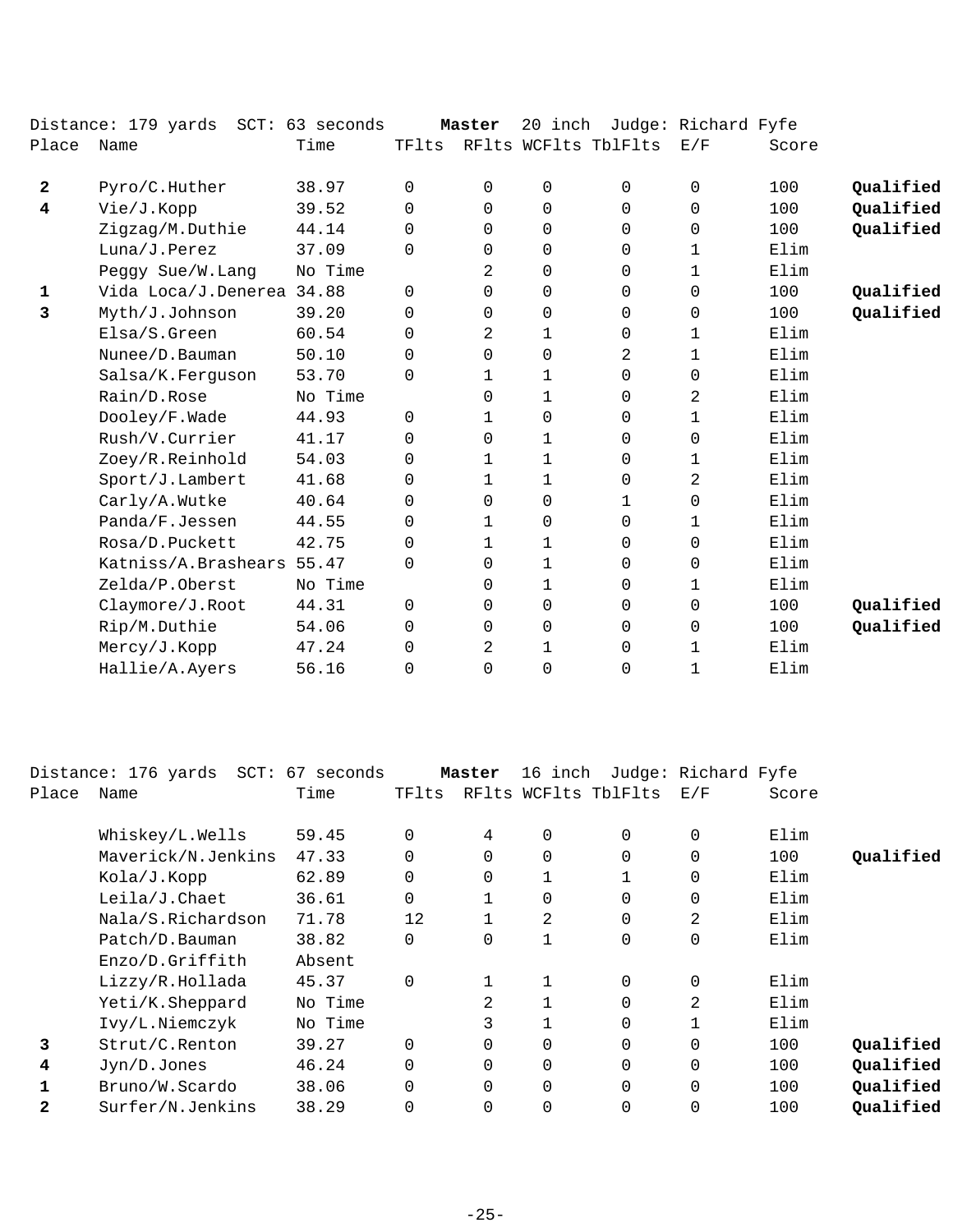Distance: 179 yards  SCT: 63 seconds  **Master**  20 inch  Judge: Richard Fyfe

| Place | Name | Time | TFlts | RFlts | WCFlts | TblFlts | E/F | Score | |
|---|---|---|---|---|---|---|---|---|---|
| **2** | Pyro/C.Huther | 38.97 | 0 | 0 | 0 | 0 | 0 | 100 | **Qualified** |
| **4** | Vie/J.Kopp | 39.52 | 0 | 0 | 0 | 0 | 0 | 100 | **Qualified** |
| | Zigzag/M.Duthie | 44.14 | 0 | 0 | 0 | 0 | 0 | 100 | **Qualified** |
| | Luna/J.Perez | 37.09 | 0 | 0 | 0 | 0 | 1 | Elim | |
| | Peggy Sue/W.Lang | No Time | | 2 | 0 | 0 | 1 | Elim | |
| **1** | Vida Loca/J.Denerea | 34.88 | 0 | 0 | 0 | 0 | 0 | 100 | **Qualified** |
| **3** | Myth/J.Johnson | 39.20 | 0 | 0 | 0 | 0 | 0 | 100 | **Qualified** |
| | Elsa/S.Green | 60.54 | 0 | 2 | 1 | 0 | 1 | Elim | |
| | Nunee/D.Bauman | 50.10 | 0 | 0 | 0 | 2 | 1 | Elim | |
| | Salsa/K.Ferguson | 53.70 | 0 | 1 | 1 | 0 | 0 | Elim | |
| | Rain/D.Rose | No Time | | 0 | 1 | 0 | 2 | Elim | |
| | Dooley/F.Wade | 44.93 | 0 | 1 | 0 | 0 | 1 | Elim | |
| | Rush/V.Currier | 41.17 | 0 | 0 | 1 | 0 | 0 | Elim | |
| | Zoey/R.Reinhold | 54.03 | 0 | 1 | 1 | 0 | 1 | Elim | |
| | Sport/J.Lambert | 41.68 | 0 | 1 | 1 | 0 | 2 | Elim | |
| | Carly/A.Wutke | 40.64 | 0 | 0 | 0 | 1 | 0 | Elim | |
| | Panda/F.Jessen | 44.55 | 0 | 1 | 0 | 0 | 1 | Elim | |
| | Rosa/D.Puckett | 42.75 | 0 | 1 | 1 | 0 | 0 | Elim | |
| | Katniss/A.Brashears | 55.47 | 0 | 0 | 1 | 0 | 0 | Elim | |
| | Zelda/P.Oberst | No Time | | 0 | 1 | 0 | 1 | Elim | |
| | Claymore/J.Root | 44.31 | 0 | 0 | 0 | 0 | 0 | 100 | **Qualified** |
| | Rip/M.Duthie | 54.06 | 0 | 0 | 0 | 0 | 0 | 100 | **Qualified** |
| | Mercy/J.Kopp | 47.24 | 0 | 2 | 1 | 0 | 1 | Elim | |
| | Hallie/A.Ayers | 56.16 | 0 | 0 | 0 | 0 | 1 | Elim | |

Distance: 176 yards  SCT: 67 seconds  **Master**  16 inch  Judge: Richard Fyfe

| Place | Name | Time | TFlts | RFlts | WCFlts | TblFlts | E/F | Score | |
|---|---|---|---|---|---|---|---|---|---|
| | Whiskey/L.Wells | 59.45 | 0 | 4 | 0 | 0 | 0 | Elim | |
| | Maverick/N.Jenkins | 47.33 | 0 | 0 | 0 | 0 | 0 | 100 | **Qualified** |
| | Kola/J.Kopp | 62.89 | 0 | 0 | 1 | 1 | 0 | Elim | |
| | Leila/J.Chaet | 36.61 | 0 | 1 | 0 | 0 | 0 | Elim | |
| | Nala/S.Richardson | 71.78 | 12 | 1 | 2 | 0 | 2 | Elim | |
| | Patch/D.Bauman | 38.82 | 0 | 0 | 1 | 0 | 0 | Elim | |
| | Enzo/D.Griffith | Absent | | | | | | | |
| | Lizzy/R.Hollada | 45.37 | 0 | 1 | 1 | 0 | 0 | Elim | |
| | Yeti/K.Sheppard | No Time | | 2 | 1 | 0 | 2 | Elim | |
| | Ivy/L.Niemczyk | No Time | | 3 | 1 | 0 | 1 | Elim | |
| **3** | Strut/C.Renton | 39.27 | 0 | 0 | 0 | 0 | 0 | 100 | **Qualified** |
| **4** | Jyn/D.Jones | 46.24 | 0 | 0 | 0 | 0 | 0 | 100 | **Qualified** |
| **1** | Bruno/W.Scardo | 38.06 | 0 | 0 | 0 | 0 | 0 | 100 | **Qualified** |
| **2** | Surfer/N.Jenkins | 38.29 | 0 | 0 | 0 | 0 | 0 | 100 | **Qualified** |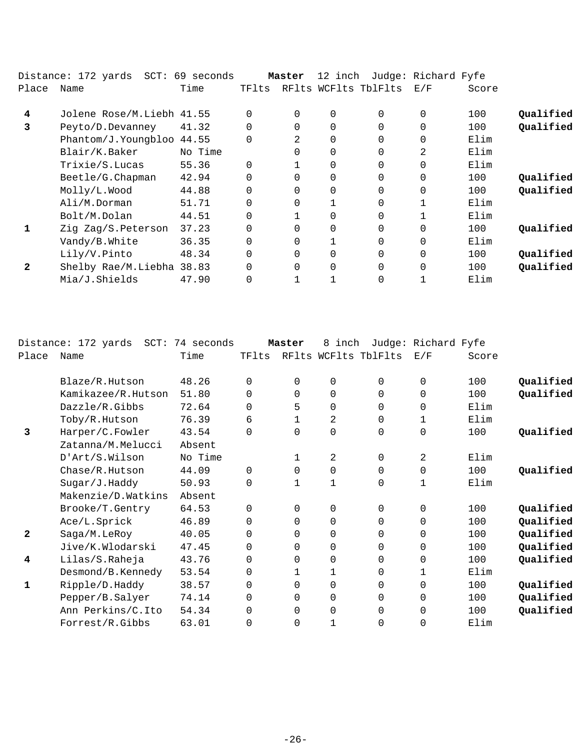Distance: 172 yards SCT: 69 seconds **Master** 12 inch Judge: Richard Fyfe

| Place | Name | Time | TFlts | RFlts | WCFlts | TblFlts | E/F | Score | |
|---|---|---|---|---|---|---|---|---|---|
| 4 | Jolene Rose/M.Liebh | 41.55 | 0 | 0 | 0 | 0 | 0 | 100 | **Qualified** |
| 3 | Peyto/D.Devanney | 41.32 | 0 | 0 | 0 | 0 | 0 | 100 | **Qualified** |
| | Phantom/J.Youngbloo | 44.55 | 0 | 2 | 0 | 0 | 0 | Elim | |
| | Blair/K.Baker | No Time | | 0 | 0 | 0 | 2 | Elim | |
| | Trixie/S.Lucas | 55.36 | 0 | 1 | 0 | 0 | 0 | Elim | |
| | Beetle/G.Chapman | 42.94 | 0 | 0 | 0 | 0 | 0 | 100 | **Qualified** |
| | Molly/L.Wood | 44.88 | 0 | 0 | 0 | 0 | 0 | 100 | **Qualified** |
| | Ali/M.Dorman | 51.71 | 0 | 0 | 1 | 0 | 1 | Elim | |
| | Bolt/M.Dolan | 44.51 | 0 | 1 | 0 | 0 | 1 | Elim | |
| 1 | Zig Zag/S.Peterson | 37.23 | 0 | 0 | 0 | 0 | 0 | 100 | **Qualified** |
| | Vandy/B.White | 36.35 | 0 | 0 | 1 | 0 | 0 | Elim | |
| | Lily/V.Pinto | 48.34 | 0 | 0 | 0 | 0 | 0 | 100 | **Qualified** |
| 2 | Shelby Rae/M.Liebha | 38.83 | 0 | 0 | 0 | 0 | 0 | 100 | **Qualified** |
| | Mia/J.Shields | 47.90 | 0 | 1 | 1 | 0 | 1 | Elim | |

Distance: 172 yards SCT: 74 seconds **Master** 8 inch Judge: Richard Fyfe

| Place | Name | Time | TFlts | RFlts | WCFlts | TblFlts | E/F | Score | |
|---|---|---|---|---|---|---|---|---|---|
| | Blaze/R.Hutson | 48.26 | 0 | 0 | 0 | 0 | 0 | 100 | **Qualified** |
| | Kamikazee/R.Hutson | 51.80 | 0 | 0 | 0 | 0 | 0 | 100 | **Qualified** |
| | Dazzle/R.Gibbs | 72.64 | 0 | 5 | 0 | 0 | 0 | Elim | |
| | Toby/R.Hutson | 76.39 | 6 | 1 | 2 | 0 | 1 | Elim | |
| 3 | Harper/C.Fowler | 43.54 | 0 | 0 | 0 | 0 | 0 | 100 | **Qualified** |
| | Zatanna/M.Melucci | Absent | | | | | | | |
| | D'Art/S.Wilson | No Time | | 1 | 2 | 0 | 2 | Elim | |
| | Chase/R.Hutson | 44.09 | 0 | 0 | 0 | 0 | 0 | 100 | **Qualified** |
| | Sugar/J.Haddy | 50.93 | 0 | 1 | 1 | 0 | 1 | Elim | |
| | Makenzie/D.Watkins | Absent | | | | | | | |
| | Brooke/T.Gentry | 64.53 | 0 | 0 | 0 | 0 | 0 | 100 | **Qualified** |
| | Ace/L.Sprick | 46.89 | 0 | 0 | 0 | 0 | 0 | 100 | **Qualified** |
| 2 | Saga/M.LeRoy | 40.05 | 0 | 0 | 0 | 0 | 0 | 100 | **Qualified** |
| | Jive/K.Wlodarski | 47.45 | 0 | 0 | 0 | 0 | 0 | 100 | **Qualified** |
| 4 | Lilas/S.Raheja | 43.76 | 0 | 0 | 0 | 0 | 0 | 100 | **Qualified** |
| | Desmond/B.Kennedy | 53.54 | 0 | 1 | 1 | 0 | 1 | Elim | |
| 1 | Ripple/D.Haddy | 38.57 | 0 | 0 | 0 | 0 | 0 | 100 | **Qualified** |
| | Pepper/B.Salyer | 74.14 | 0 | 0 | 0 | 0 | 0 | 100 | **Qualified** |
| | Ann Perkins/C.Ito | 54.34 | 0 | 0 | 0 | 0 | 0 | 100 | **Qualified** |
| | Forrest/R.Gibbs | 63.01 | 0 | 0 | 1 | 0 | 0 | Elim | |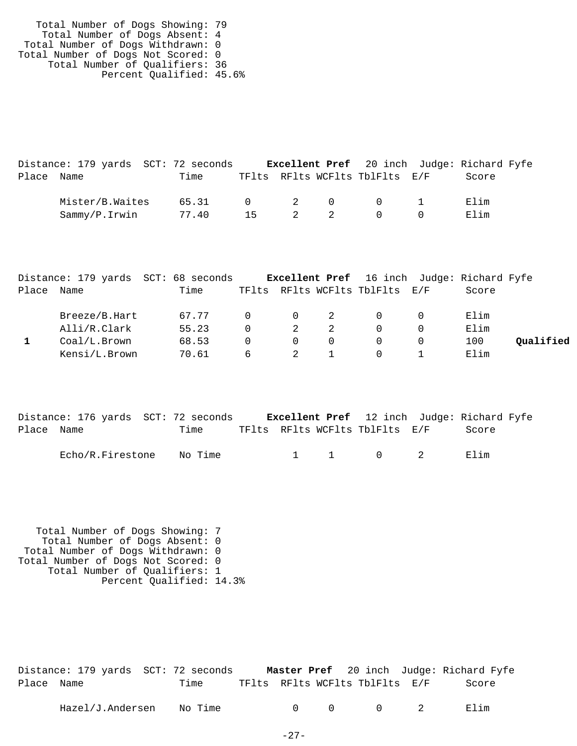Total Number of Dogs Showing: 79
Total Number of Dogs Absent: 4
Total Number of Dogs Withdrawn: 0
Total Number of Dogs Not Scored: 0
Total Number of Qualifiers: 36
Percent Qualified: 45.6%

Distance: 179 yards SCT: 72 seconds **Excellent Pref** 20 inch Judge: Richard Fyfe

| Place | Name | Time | TFlts | RFlts | WCFlts | TblFlts | E/F | Score | |
|---|---|---|---|---|---|---|---|---|---|
| | Mister/B.Waites | 65.31 | 0 | 2 | 0 | 0 | 1 | Elim | |
| | Sammy/P.Irwin | 77.40 | 15 | 2 | 2 | 0 | 0 | Elim | |

Distance: 179 yards SCT: 68 seconds **Excellent Pref** 16 inch Judge: Richard Fyfe

| Place | Name | Time | TFlts | RFlts | WCFlts | TblFlts | E/F | Score | |
|---|---|---|---|---|---|---|---|---|---|
| | Breeze/B.Hart | 67.77 | 0 | 0 | 2 | 0 | 0 | Elim | |
| | Alli/R.Clark | 55.23 | 0 | 2 | 2 | 0 | 0 | Elim | |
| 1 | Coal/L.Brown | 68.53 | 0 | 0 | 0 | 0 | 0 | 100 | **Qualified** |
| | Kensi/L.Brown | 70.61 | 6 | 2 | 1 | 0 | 1 | Elim | |

Distance: 176 yards SCT: 72 seconds **Excellent Pref** 12 inch Judge: Richard Fyfe

| Place | Name | Time | TFlts | RFlts | WCFlts | TblFlts | E/F | Score | |
|---|---|---|---|---|---|---|---|---|---|
| | Echo/R.Firestone | No Time | | 1 | 1 | 0 | 2 | Elim | |

Total Number of Dogs Showing: 7
Total Number of Dogs Absent: 0
Total Number of Dogs Withdrawn: 0
Total Number of Dogs Not Scored: 0
Total Number of Qualifiers: 1
Percent Qualified: 14.3%

Distance: 179 yards SCT: 72 seconds **Master Pref** 20 inch Judge: Richard Fyfe

| Place | Name | Time | TFlts | RFlts | WCFlts | TblFlts | E/F | Score |
|---|---|---|---|---|---|---|---|---|
| | Hazel/J.Andersen | No Time | | 0 | 0 | 0 | 2 | Elim |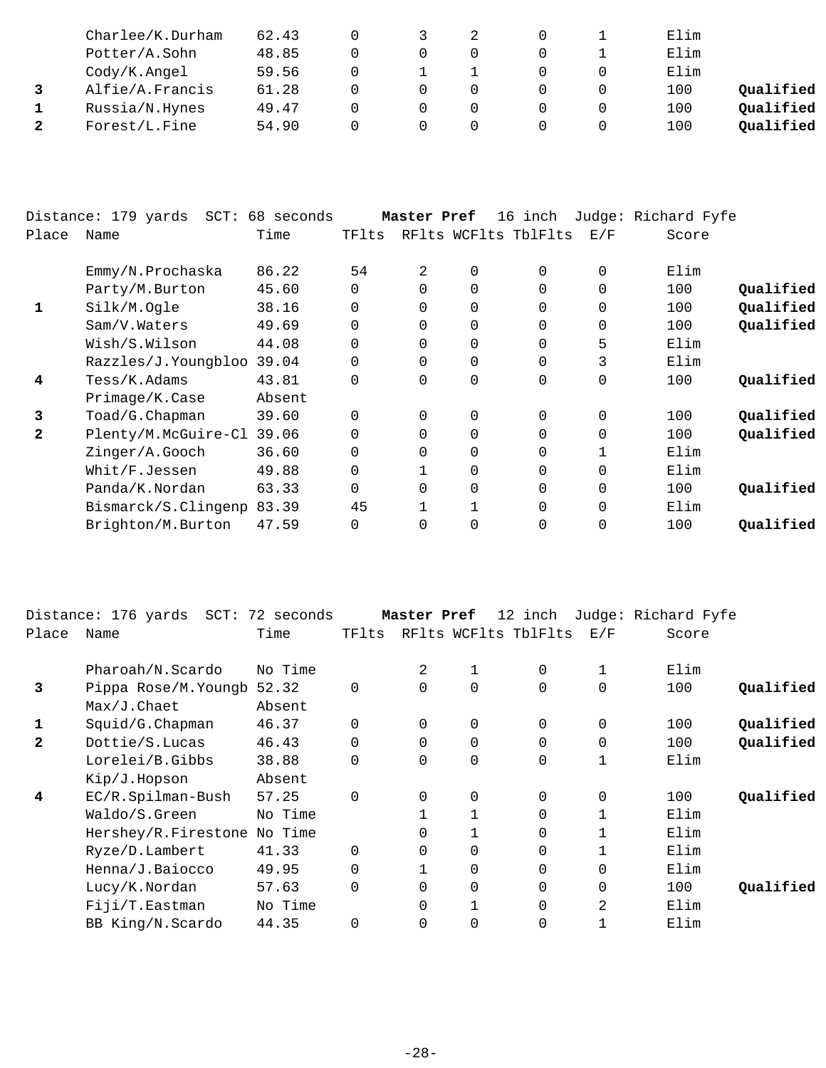| Place | Name | Time | TFlts | RFlts | WCFlts | TblFlts | E/F | Score | |
|---|---|---|---|---|---|---|---|---|---|
| | Charlee/K.Durham | 62.43 | 0 | 3 | 2 | 0 | 1 | Elim | |
| | Potter/A.Sohn | 48.85 | 0 | 0 | 0 | 0 | 1 | Elim | |
| | Cody/K.Angel | 59.56 | 0 | 1 | 1 | 0 | 0 | Elim | |
| **3** | Alfie/A.Francis | 61.28 | 0 | 0 | 0 | 0 | 0 | 100 | **Qualified** |
| **1** | Russia/N.Hynes | 49.47 | 0 | 0 | 0 | 0 | 0 | 100 | **Qualified** |
| **2** | Forest/L.Fine | 54.90 | 0 | 0 | 0 | 0 | 0 | 100 | **Qualified** |

Distance: 179 yards SCT: 68 seconds **Master Pref** 16 inch Judge: Richard Fyfe

| Place | Name | Time | TFlts | RFlts | WCFlts | TblFlts | E/F | Score | |
|---|---|---|---|---|---|---|---|---|---|
| | Emmy/N.Prochaska | 86.22 | 54 | 2 | 0 | 0 | 0 | Elim | |
| | Party/M.Burton | 45.60 | 0 | 0 | 0 | 0 | 0 | 100 | **Qualified** |
| **1** | Silk/M.Ogle | 38.16 | 0 | 0 | 0 | 0 | 0 | 100 | **Qualified** |
| | Sam/V.Waters | 49.69 | 0 | 0 | 0 | 0 | 0 | 100 | **Qualified** |
| | Wish/S.Wilson | 44.08 | 0 | 0 | 0 | 0 | 5 | Elim | |
| | Razzles/J.Youngbloo | 39.04 | 0 | 0 | 0 | 0 | 3 | Elim | |
| **4** | Tess/K.Adams | 43.81 | 0 | 0 | 0 | 0 | 0 | 100 | **Qualified** |
| | Primage/K.Case | Absent | | | | | | | |
| **3** | Toad/G.Chapman | 39.60 | 0 | 0 | 0 | 0 | 0 | 100 | **Qualified** |
| **2** | Plenty/M.McGuire-Cl | 39.06 | 0 | 0 | 0 | 0 | 0 | 100 | **Qualified** |
| | Zinger/A.Gooch | 36.60 | 0 | 0 | 0 | 0 | 1 | Elim | |
| | Whit/F.Jessen | 49.88 | 0 | 1 | 0 | 0 | 0 | Elim | |
| | Panda/K.Nordan | 63.33 | 0 | 0 | 0 | 0 | 0 | 100 | **Qualified** |
| | Bismarck/S.Clingenp | 83.39 | 45 | 1 | 1 | 0 | 0 | Elim | |
| | Brighton/M.Burton | 47.59 | 0 | 0 | 0 | 0 | 0 | 100 | **Qualified** |

Distance: 176 yards SCT: 72 seconds **Master Pref** 12 inch Judge: Richard Fyfe

| Place | Name | Time | TFlts | RFlts | WCFlts | TblFlts | E/F | Score | |
|---|---|---|---|---|---|---|---|---|---|
| | Pharoah/N.Scardo | No Time | | 2 | 1 | 0 | 1 | Elim | |
| **3** | Pippa Rose/M.Youngb | 52.32 | 0 | 0 | 0 | 0 | 0 | 100 | **Qualified** |
| | Max/J.Chaet | Absent | | | | | | | |
| **1** | Squid/G.Chapman | 46.37 | 0 | 0 | 0 | 0 | 0 | 100 | **Qualified** |
| **2** | Dottie/S.Lucas | 46.43 | 0 | 0 | 0 | 0 | 0 | 100 | **Qualified** |
| | Lorelei/B.Gibbs | 38.88 | 0 | 0 | 0 | 0 | 1 | Elim | |
| | Kip/J.Hopson | Absent | | | | | | | |
| **4** | EC/R.Spilman-Bush | 57.25 | 0 | 0 | 0 | 0 | 0 | 100 | **Qualified** |
| | Waldo/S.Green | No Time | | 1 | 1 | 0 | 1 | Elim | |
| | Hershey/R.Firestone | No Time | | 0 | 1 | 0 | 1 | Elim | |
| | Ryze/D.Lambert | 41.33 | 0 | 0 | 0 | 0 | 1 | Elim | |
| | Henna/J.Baiocco | 49.95 | 0 | 1 | 0 | 0 | 0 | Elim | |
| | Lucy/K.Nordan | 57.63 | 0 | 0 | 0 | 0 | 0 | 100 | **Qualified** |
| | Fiji/T.Eastman | No Time | | 0 | 1 | 0 | 2 | Elim | |
| | BB King/N.Scardo | 44.35 | 0 | 0 | 0 | 0 | 1 | Elim | |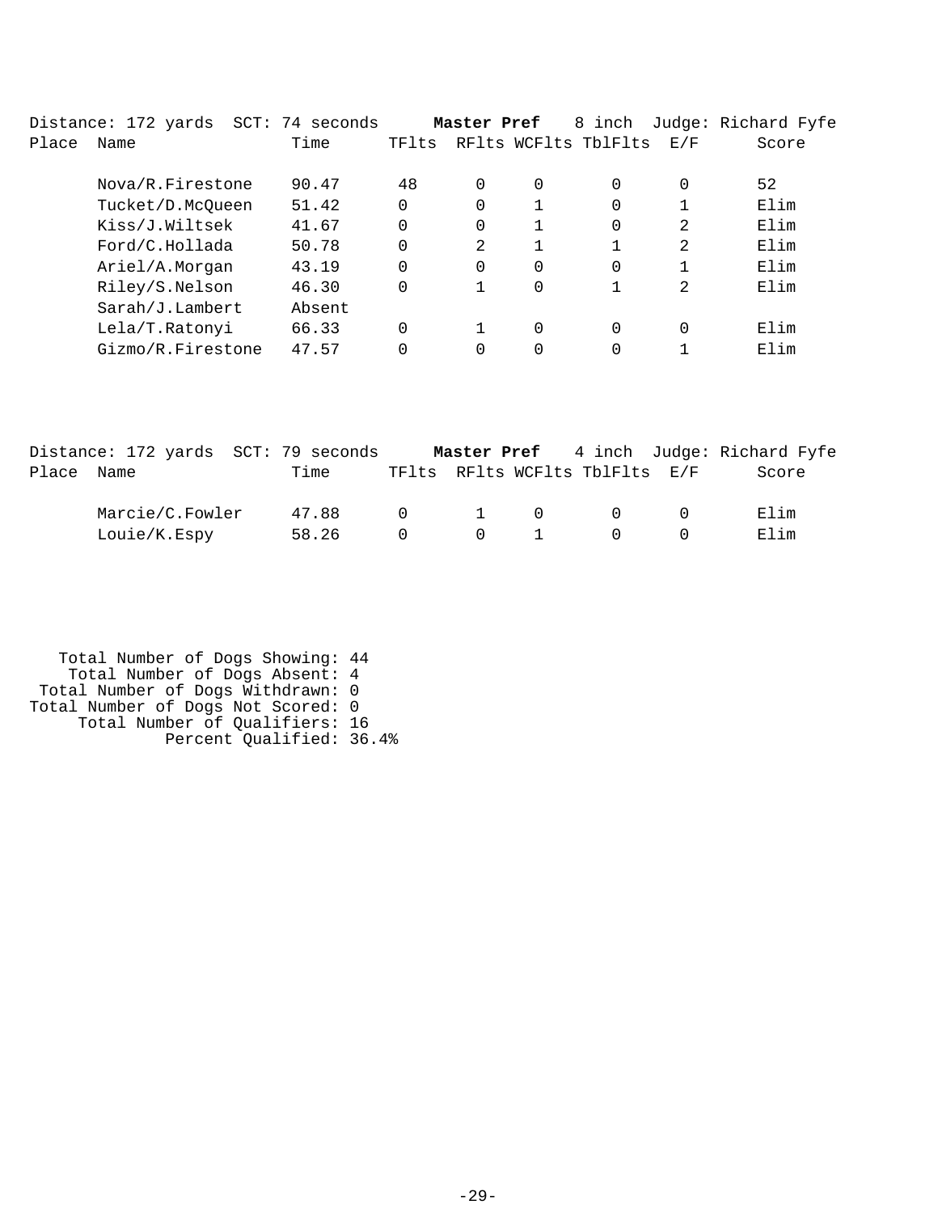Distance: 172 yards  SCT: 74 seconds  **Master Pref**  8 inch  Judge: Richard Fyfe

| Place | Name | Time | TFlts | RFlts | WCFlts | TblFlts | E/F | Score |
|---|---|---|---|---|---|---|---|---|
| | Nova/R.Firestone | 90.47 | 48 | 0 | 0 | 0 | 0 | 52 |
| | Tucket/D.McQueen | 51.42 | 0 | 0 | 1 | 0 | 1 | Elim |
| | Kiss/J.Wiltsek | 41.67 | 0 | 0 | 1 | 0 | 2 | Elim |
| | Ford/C.Hollada | 50.78 | 0 | 2 | 1 | 1 | 2 | Elim |
| | Ariel/A.Morgan | 43.19 | 0 | 0 | 0 | 0 | 1 | Elim |
| | Riley/S.Nelson | 46.30 | 0 | 1 | 0 | 1 | 2 | Elim |
| | Sarah/J.Lambert | Absent | | | | | | |
| | Lela/T.Ratonyi | 66.33 | 0 | 1 | 0 | 0 | 0 | Elim |
| | Gizmo/R.Firestone | 47.57 | 0 | 0 | 0 | 0 | 1 | Elim |

Distance: 172 yards  SCT: 79 seconds  **Master Pref**  4 inch  Judge: Richard Fyfe

| Place | Name | Time | TFlts | RFlts | WCFlts | TblFlts | E/F | Score |
|---|---|---|---|---|---|---|---|---|
| | Marcie/C.Fowler | 47.88 | 0 | 1 | 0 | 0 | 0 | Elim |
| | Louie/K.Espy | 58.26 | 0 | 0 | 1 | 0 | 0 | Elim |

Total Number of Dogs Showing: 44
Total Number of Dogs Absent: 4
Total Number of Dogs Withdrawn: 0
Total Number of Dogs Not Scored: 0
Total Number of Qualifiers: 16
Percent Qualified: 36.4%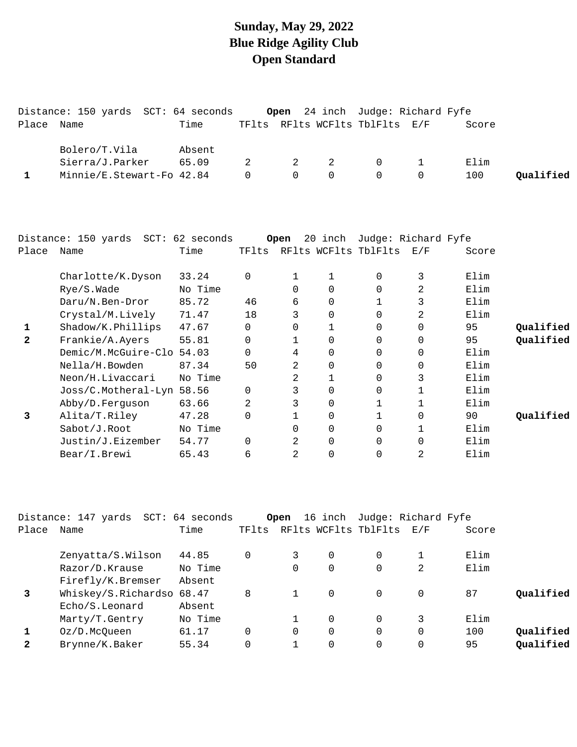# Sunday, May 29, 2022
# Blue Ridge Agility Club
# Open Standard

Distance: 150 yards  SCT: 64 seconds  **Open**  24 inch  Judge: Richard Fyfe

| Place | Name | Time | TFlts | RFlts | WCFlts | TblFlts | E/F | Score | |
|---|---|---|---|---|---|---|---|---|---|
| | Bolero/T.Vila | Absent | | | | | | | |
| | Sierra/J.Parker | 65.09 | 2 | 2 | 2 | 0 | 1 | Elim | |
| **1** | Minnie/E.Stewart-Fo | 42.84 | 0 | 0 | 0 | 0 | 0 | 100 | **Qualified** |

Distance: 150 yards  SCT: 62 seconds  **Open**  20 inch  Judge: Richard Fyfe

| Place | Name | Time | TFlts | RFlts | WCFlts | TblFlts | E/F | Score | |
|---|---|---|---|---|---|---|---|---|---|
| | Charlotte/K.Dyson | 33.24 | 0 | 1 | 1 | 0 | 3 | Elim | |
| | Rye/S.Wade | No Time | | 0 | 0 | 0 | 2 | Elim | |
| | Daru/N.Ben-Dror | 85.72 | 46 | 6 | 0 | 1 | 3 | Elim | |
| | Crystal/M.Lively | 71.47 | 18 | 3 | 0 | 0 | 2 | Elim | |
| **1** | Shadow/K.Phillips | 47.67 | 0 | 0 | 1 | 0 | 0 | 95 | **Qualified** |
| **2** | Frankie/A.Ayers | 55.81 | 0 | 1 | 0 | 0 | 0 | 95 | **Qualified** |
| | Demic/M.McGuire-Clo | 54.03 | 0 | 4 | 0 | 0 | 0 | Elim | |
| | Nella/H.Bowden | 87.34 | 50 | 2 | 0 | 0 | 0 | Elim | |
| | Neon/H.Livaccari | No Time | | 2 | 1 | 0 | 3 | Elim | |
| | Joss/C.Motheral-Lyn | 58.56 | 0 | 3 | 0 | 0 | 1 | Elim | |
| | Abby/D.Ferguson | 63.66 | 2 | 3 | 0 | 1 | 1 | Elim | |
| **3** | Alita/T.Riley | 47.28 | 0 | 1 | 0 | 1 | 0 | 90 | **Qualified** |
| | Sabot/J.Root | No Time | | 0 | 0 | 0 | 1 | Elim | |
| | Justin/J.Eizember | 54.77 | 0 | 2 | 0 | 0 | 0 | Elim | |
| | Bear/I.Brewi | 65.43 | 6 | 2 | 0 | 0 | 2 | Elim | |

Distance: 147 yards  SCT: 64 seconds  **Open**  16 inch  Judge: Richard Fyfe

| Place | Name | Time | TFlts | RFlts | WCFlts | TblFlts | E/F | Score | |
|---|---|---|---|---|---|---|---|---|---|
| | Zenyatta/S.Wilson | 44.85 | 0 | 3 | 0 | 0 | 1 | Elim | |
| | Razor/D.Krause | No Time | | 0 | 0 | 0 | 2 | Elim | |
| | Firefly/K.Bremser | Absent | | | | | | | |
| **3** | Whiskey/S.Richardso | 68.47 | 8 | 1 | 0 | 0 | 0 | 87 | **Qualified** |
| | Echo/S.Leonard | Absent | | | | | | | |
| | Marty/T.Gentry | No Time | | 1 | 0 | 0 | 3 | Elim | |
| **1** | Oz/D.McQueen | 61.17 | 0 | 0 | 0 | 0 | 0 | 100 | **Qualified** |
| **2** | Brynne/K.Baker | 55.34 | 0 | 1 | 0 | 0 | 0 | 95 | **Qualified** |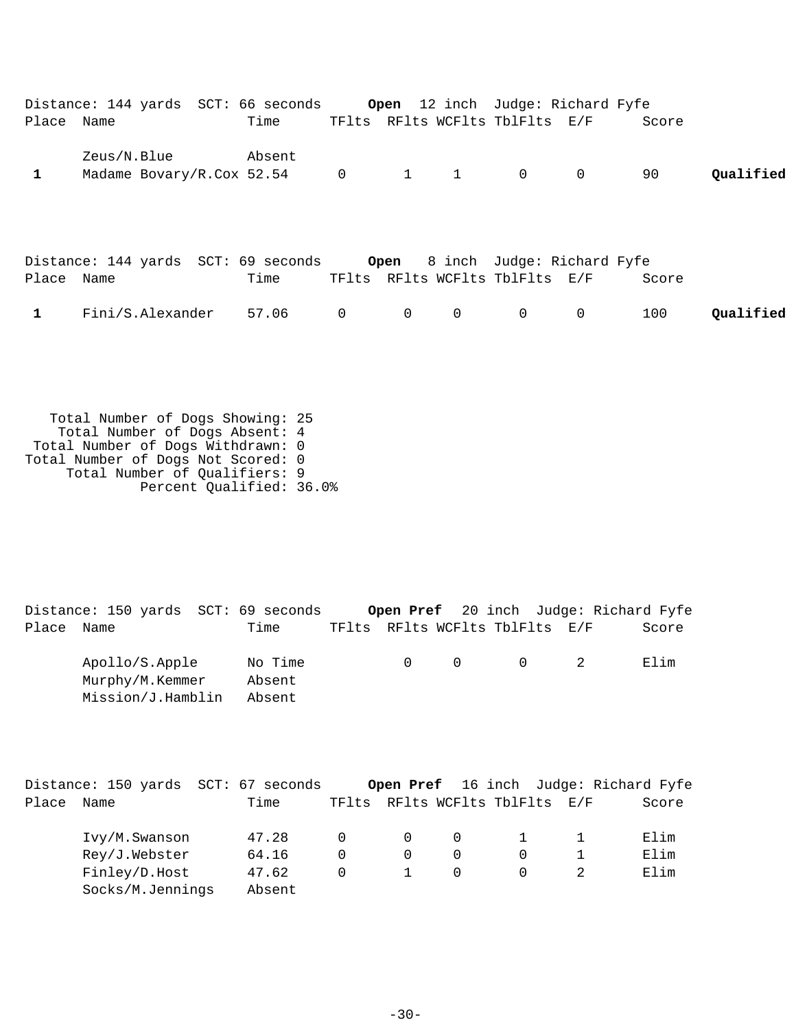Distance: 144 yards SCT: 66 seconds **Open** 12 inch Judge: Richard Fyfe

| Place | Name | Time | TFlts | RFlts | WCFlts | TblFlts | E/F | Score | |
|---|---|---|---|---|---|---|---|---|---|
| | Zeus/N.Blue | Absent | | | | | | | |
| 1 | Madame Bovary/R.Cox | 52.54 | 0 | 1 | 1 | 0 | 0 | 90 | **Qualified** |

Distance: 144 yards SCT: 69 seconds **Open** 8 inch Judge: Richard Fyfe

| Place | Name | Time | TFlts | RFlts | WCFlts | TblFlts | E/F | Score | |
|---|---|---|---|---|---|---|---|---|---|
| 1 | Fini/S.Alexander | 57.06 | 0 | 0 | 0 | 0 | 0 | 100 | **Qualified** |

Total Number of Dogs Showing: 25
Total Number of Dogs Absent: 4
Total Number of Dogs Withdrawn: 0
Total Number of Dogs Not Scored: 0
Total Number of Qualifiers: 9
Percent Qualified: 36.0%

Distance: 150 yards SCT: 69 seconds **Open Pref** 20 inch Judge: Richard Fyfe

| Place | Name | Time | TFlts | RFlts | WCFlts | TblFlts | E/F | Score |
|---|---|---|---|---|---|---|---|---|
| | Apollo/S.Apple | No Time | | 0 | 0 | 0 | 2 | Elim |
| | Murphy/M.Kemmer | Absent | | | | | | |
| | Mission/J.Hamblin | Absent | | | | | | |

Distance: 150 yards SCT: 67 seconds **Open Pref** 16 inch Judge: Richard Fyfe

| Place | Name | Time | TFlts | RFlts | WCFlts | TblFlts | E/F | Score |
|---|---|---|---|---|---|---|---|---|
| | Ivy/M.Swanson | 47.28 | 0 | 0 | 0 | 1 | 1 | Elim |
| | Rey/J.Webster | 64.16 | 0 | 0 | 0 | 0 | 1 | Elim |
| | Finley/D.Host | 47.62 | 0 | 1 | 0 | 0 | 2 | Elim |
| | Socks/M.Jennings | Absent | | | | | | |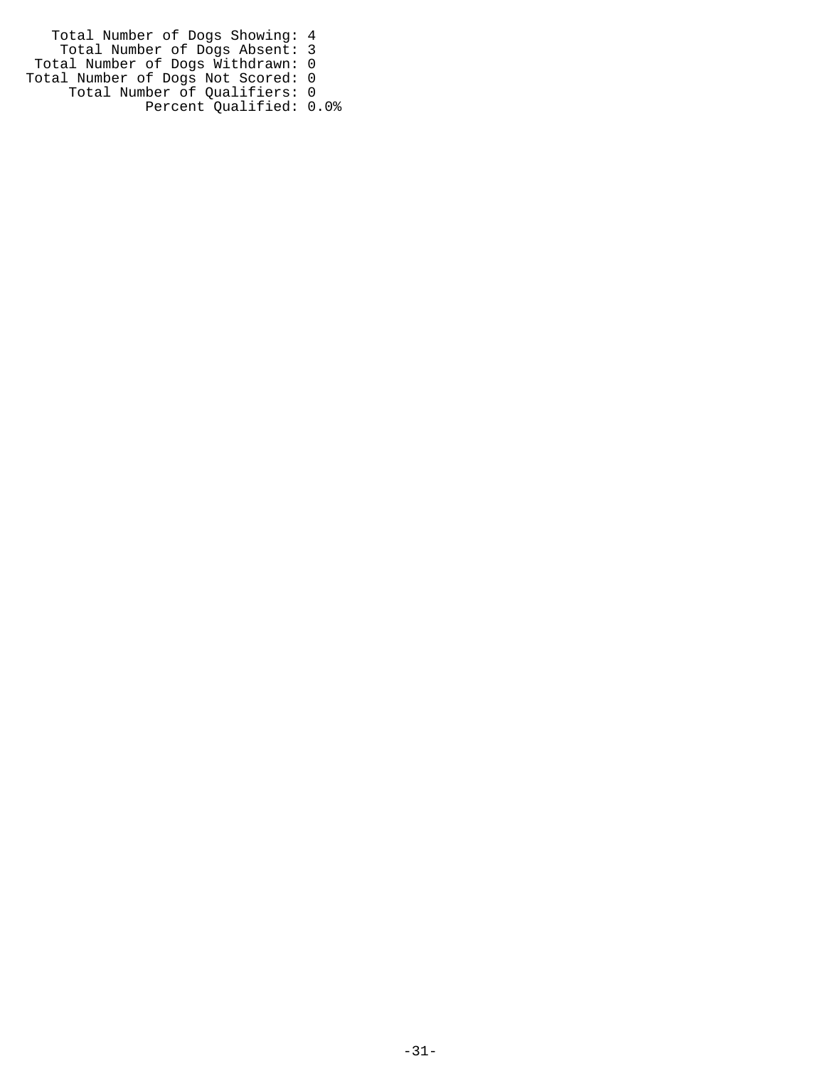Total Number of Dogs Showing: 4
Total Number of Dogs Absent: 3
Total Number of Dogs Withdrawn: 0
Total Number of Dogs Not Scored: 0
Total Number of Qualifiers: 0
Percent Qualified: 0.0%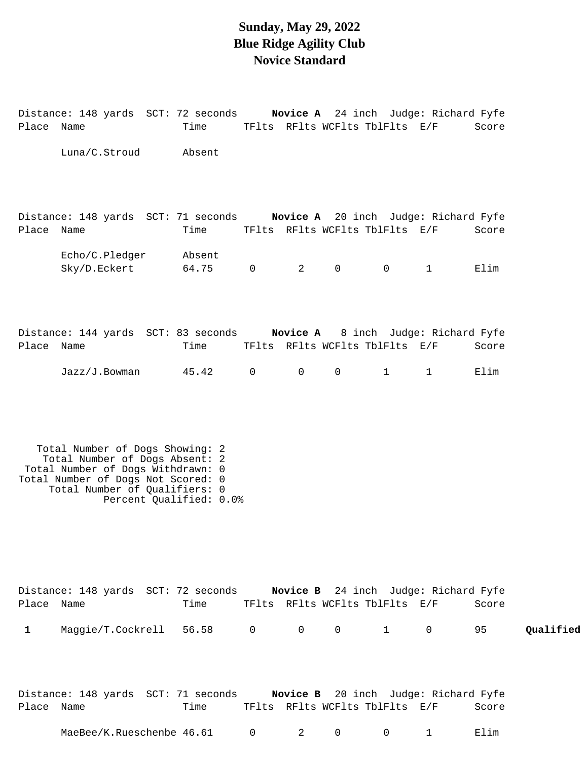# Sunday, May 29, 2022
# Blue Ridge Agility Club
# Novice Standard

Distance: 148 yards SCT: 72 seconds **Novice A** 24 inch Judge: Richard Fyfe

| Place | Name | Time | TFlts | RFlts | WCFlts | TblFlts | E/F | Score | |
|---|---|---|---|---|---|---|---|---|---|
| | Luna/C.Stroud | Absent | | | | | | | |

Distance: 148 yards SCT: 71 seconds **Novice A** 20 inch Judge: Richard Fyfe

| Place | Name | Time | TFlts | RFlts | WCFlts | TblFlts | E/F | Score | |
|---|---|---|---|---|---|---|---|---|---|
| | Echo/C.Pledger | Absent | | | | | | | |
| | Sky/D.Eckert | 64.75 | 0 | 2 | 0 | 0 | 1 | Elim | |

Distance: 144 yards SCT: 83 seconds **Novice A** 8 inch Judge: Richard Fyfe

| Place | Name | Time | TFlts | RFlts | WCFlts | TblFlts | E/F | Score | |
|---|---|---|---|---|---|---|---|---|---|
| | Jazz/J.Bowman | 45.42 | 0 | 0 | 0 | 1 | 1 | Elim | |

Total Number of Dogs Showing: 2
Total Number of Dogs Absent: 2
Total Number of Dogs Withdrawn: 0
Total Number of Dogs Not Scored: 0
Total Number of Qualifiers: 0
Percent Qualified: 0.0%

Distance: 148 yards SCT: 72 seconds **Novice B** 24 inch Judge: Richard Fyfe

| Place | Name | Time | TFlts | RFlts | WCFlts | TblFlts | E/F | Score | |
|---|---|---|---|---|---|---|---|---|---|
| **1** | Maggie/T.Cockrell | 56.58 | 0 | 0 | 0 | 1 | 0 | 95 | **Qualified** |

Distance: 148 yards SCT: 71 seconds **Novice B** 20 inch Judge: Richard Fyfe

| Place | Name | Time | TFlts | RFlts | WCFlts | TblFlts | E/F | Score | |
|---|---|---|---|---|---|---|---|---|---|
| | MaeBee/K.Rueschenbe | 46.61 | 0 | 2 | 0 | 0 | 1 | Elim | |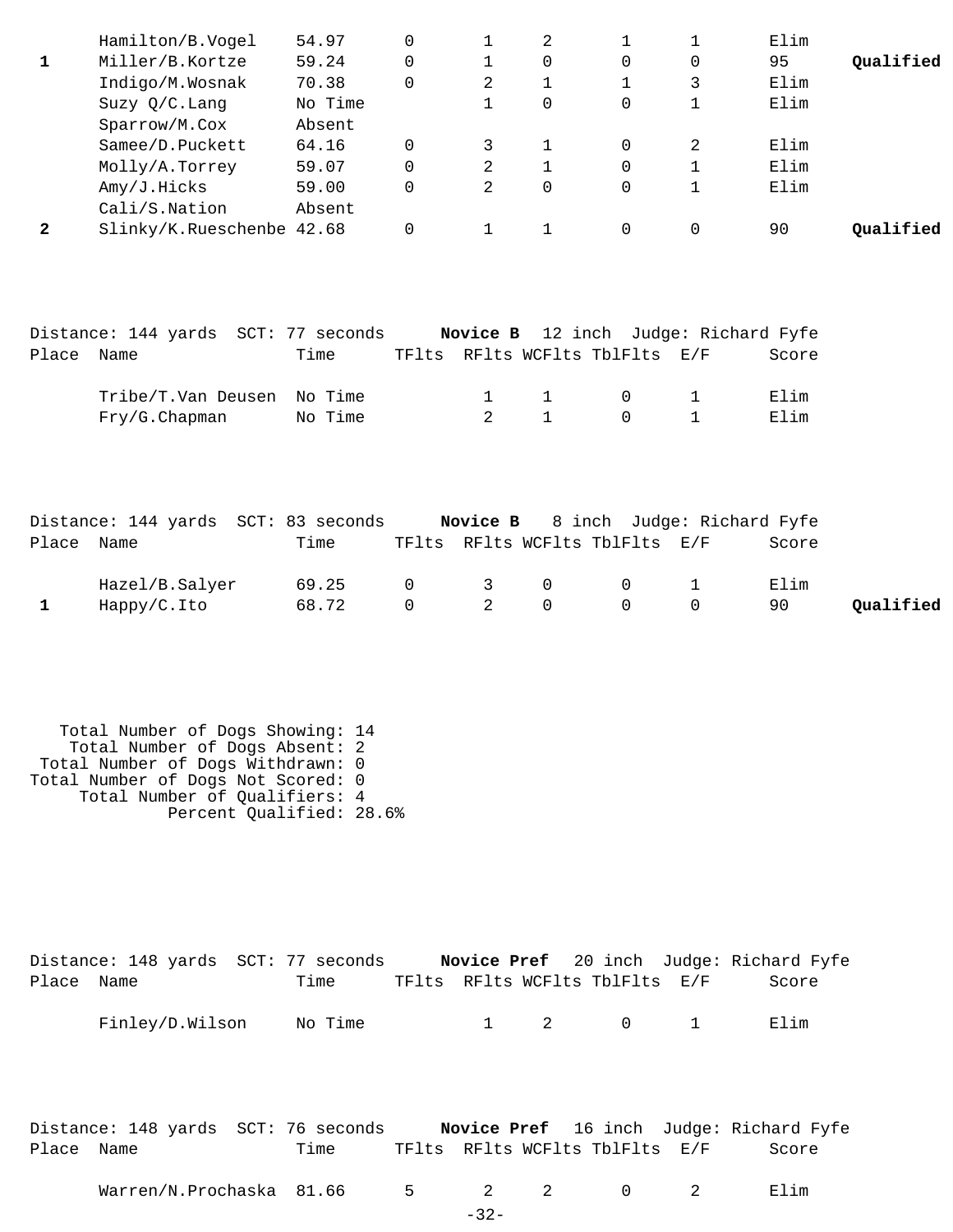| Place | Name | Time | TFlts | RFlts | WCFlts | TblFlts | E/F | Score | |
|---|---|---|---|---|---|---|---|---|---|
| | Hamilton/B.Vogel | 54.97 | 0 | 1 | 2 | 1 | 1 | Elim | |
| **1** | Miller/B.Kortze | 59.24 | 0 | 1 | 0 | 0 | 0 | 95 | **Qualified** |
| | Indigo/M.Wosnak | 70.38 | 0 | 2 | 1 | 1 | 3 | Elim | |
| | Suzy Q/C.Lang | No Time | | 1 | 0 | 0 | 1 | Elim | |
| | Sparrow/M.Cox | Absent | | | | | | | |
| | Samee/D.Puckett | 64.16 | 0 | 3 | 1 | 0 | 2 | Elim | |
| | Molly/A.Torrey | 59.07 | 0 | 2 | 1 | 0 | 1 | Elim | |
| | Amy/J.Hicks | 59.00 | 0 | 2 | 0 | 0 | 1 | Elim | |
| | Cali/S.Nation | Absent | | | | | | | |
| **2** | Slinky/K.Rueschenbe | 42.68 | 0 | 1 | 1 | 0 | 0 | 90 | **Qualified** |

Distance: 144 yards SCT: 77 seconds **Novice B** 12 inch Judge: Richard Fyfe

| Place | Name | Time | TFlts | RFlts | WCFlts | TblFlts | E/F | Score |
|---|---|---|---|---|---|---|---|---|
| | Tribe/T.Van Deusen | No Time | | 1 | 1 | 0 | 1 | Elim |
| | Fry/G.Chapman | No Time | | 2 | 1 | 0 | 1 | Elim |

Distance: 144 yards SCT: 83 seconds **Novice B** 8 inch Judge: Richard Fyfe

| Place | Name | Time | TFlts | RFlts | WCFlts | TblFlts | E/F | Score | |
|---|---|---|---|---|---|---|---|---|---|
| | Hazel/B.Salyer | 69.25 | 0 | 3 | 0 | 0 | 1 | Elim | |
| **1** | Happy/C.Ito | 68.72 | 0 | 2 | 0 | 0 | 0 | 90 | **Qualified** |

Total Number of Dogs Showing: 14
Total Number of Dogs Absent: 2
Total Number of Dogs Withdrawn: 0
Total Number of Dogs Not Scored: 0
Total Number of Qualifiers: 4
Percent Qualified: 28.6%

Distance: 148 yards SCT: 77 seconds **Novice Pref** 20 inch Judge: Richard Fyfe

| Place | Name | Time | TFlts | RFlts | WCFlts | TblFlts | E/F | Score |
|---|---|---|---|---|---|---|---|---|
| | Finley/D.Wilson | No Time | | 1 | 2 | 0 | 1 | Elim |

Distance: 148 yards SCT: 76 seconds **Novice Pref** 16 inch Judge: Richard Fyfe

| Place | Name | Time | TFlts | RFlts | WCFlts | TblFlts | E/F | Score |
|---|---|---|---|---|---|---|---|---|
| | Warren/N.Prochaska | 81.66 | 5 | 2 | 2 | 0 | 2 | Elim |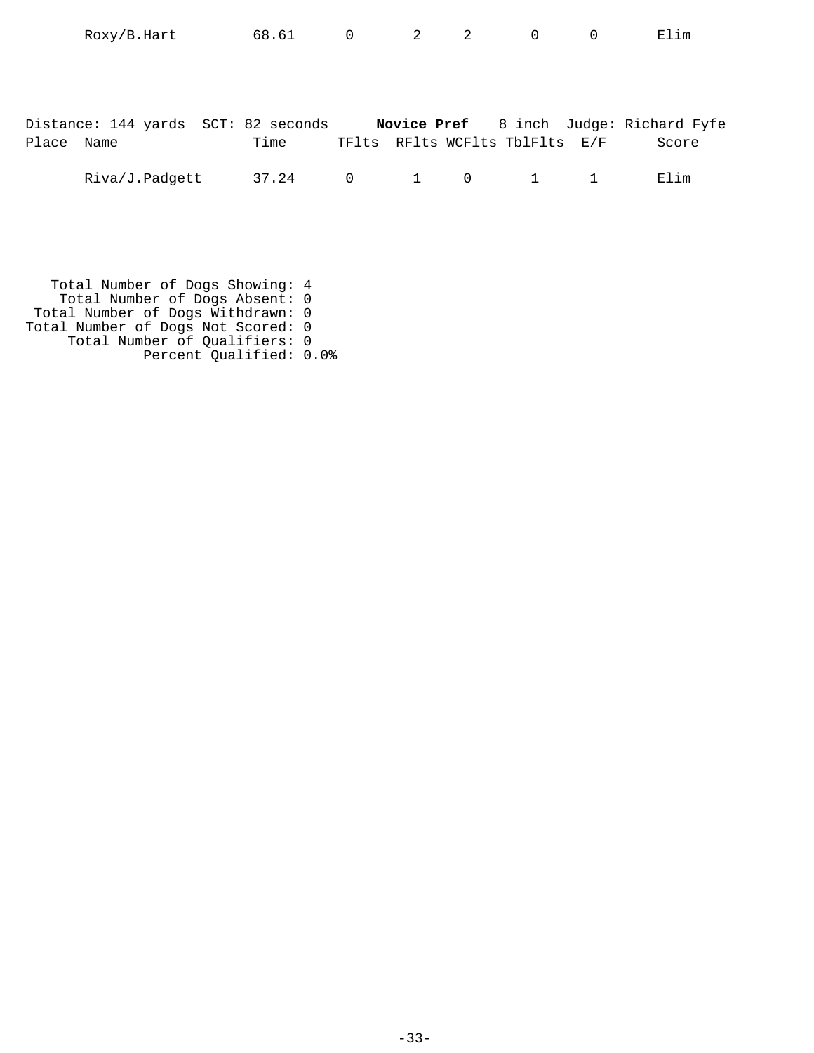| Place | Name | Time | TFlts | RFlts | WCFlts | TblFlts | E/F | Score |
|---|---|---|---|---|---|---|---|---|
| | Roxy/B.Hart | 68.61 | 0 | 2 | 2 | 0 | 0 | Elim |

Distance: 144 yards SCT: 82 seconds **Novice Pref** 8 inch Judge: Richard Fyfe

| Place | Name | Time | TFlts | RFlts | WCFlts | TblFlts | E/F | Score |
|---|---|---|---|---|---|---|---|---|
| | Riva/J.Padgett | 37.24 | 0 | 1 | 0 | 1 | 1 | Elim |

Total Number of Dogs Showing: 4
Total Number of Dogs Absent: 0
Total Number of Dogs Withdrawn: 0
Total Number of Dogs Not Scored: 0
Total Number of Qualifiers: 0
Percent Qualified: 0.0%